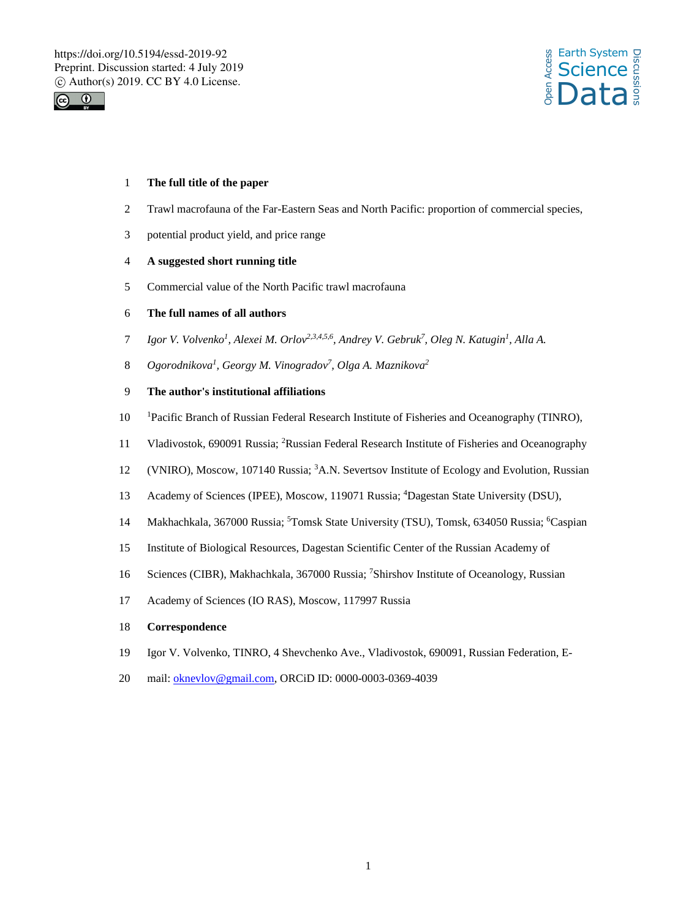**The full title of the paper**

Trawl macrofauna of the Far-Eastern Seas and North Pacific: proportion of commercial species, potential product yield, and price range

**A suggested short running title**

Commercial value of the North Pacific trawl macrofauna

**The full names of all authors**

*Igor V. Volvenko*[1], *Alexei M. Orlov*[2,3,4,5,6], *Andrey V. Gebruk*[7], *Oleg N. Katugin*[1], *Alla A. Ogorodnikova*[1], *Georgy M. Vinogradov*[7], *Olga A. Maznikova*[2]

**The author's institutional affiliations**

[1]Pacific Branch of Russian Federal Research Institute of Fisheries and Oceanography (TINRO), Vladivostok, 690091 Russia; [2]Russian Federal Research Institute of Fisheries and Oceanography (VNIRO), Moscow, 107140 Russia; [3]A.N. Severtsov Institute of Ecology and Evolution, Russian Academy of Sciences (IPEE), Moscow, 119071 Russia; [4]Dagestan State University (DSU), Makhachkala, 367000 Russia; [5]Tomsk State University (TSU), Tomsk, 634050 Russia; [6]Caspian Institute of Biological Resources, Dagestan Scientific Center of the Russian Academy of Sciences (CIBR), Makhachkala, 367000 Russia; [7]Shirshov Institute of Oceanology, Russian Academy of Sciences (IO RAS), Moscow, 117997 Russia

**Correspondence**

Igor V. Volvenko, TINRO, 4 Shevchenko Ave., Vladivostok, 690091, Russian Federation, E-mail: oknevlov@gmail.com, ORCiD ID: 0000-0003-0369-4039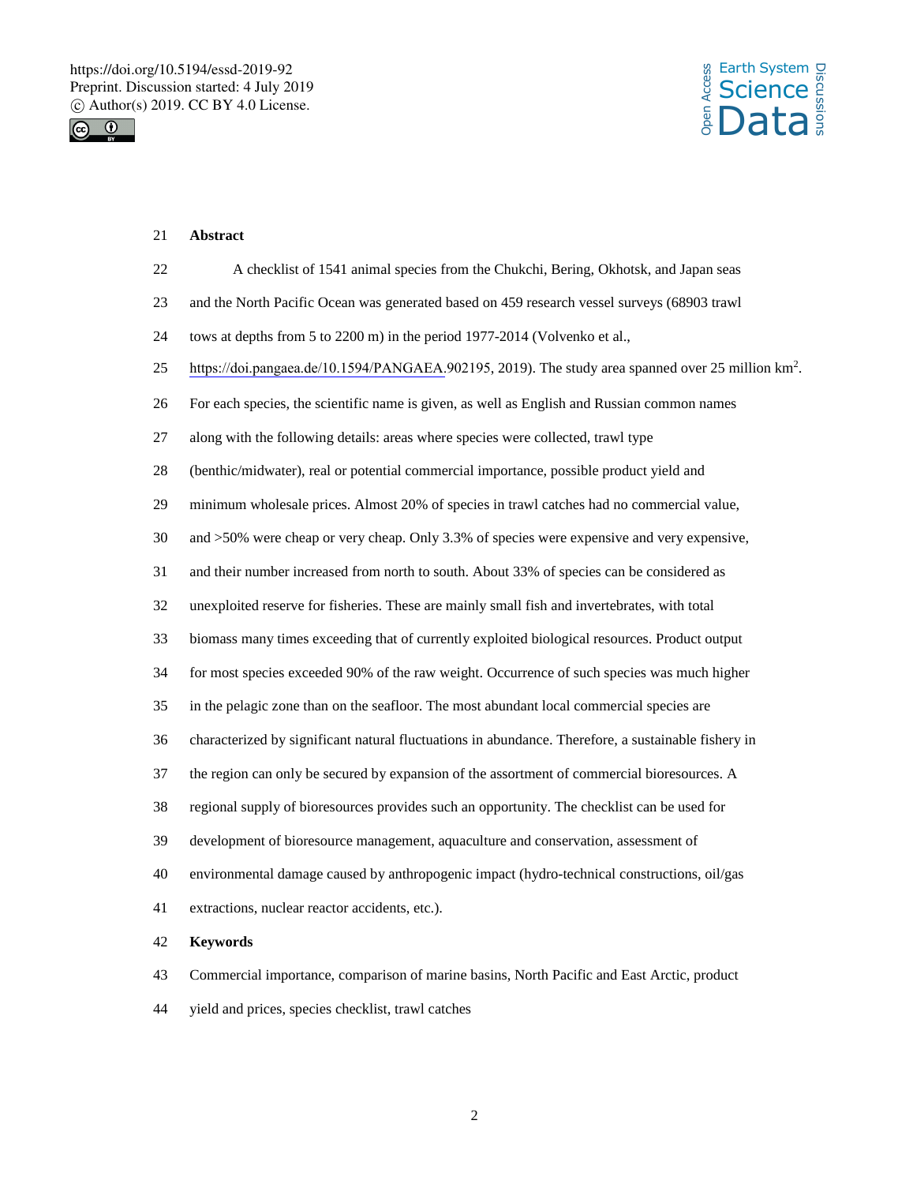## Abstract

A checklist of 1541 animal species from the Chukchi, Bering, Okhotsk, and Japan seas and the North Pacific Ocean was generated based on 459 research vessel surveys (68903 trawl tows at depths from 5 to 2200 m) in the period 1977-2014 (Volvenko et al., https://doi.pangaea.de/10.1594/PANGAEA.902195, 2019). The study area spanned over 25 million km$^2$. For each species, the scientific name is given, as well as English and Russian common names along with the following details: areas where species were collected, trawl type (benthic/midwater), real or potential commercial importance, possible product yield and minimum wholesale prices. Almost 20% of species in trawl catches had no commercial value, and >50% were cheap or very cheap. Only 3.3% of species were expensive and very expensive, and their number increased from north to south. About 33% of species can be considered as unexploited reserve for fisheries. These are mainly small fish and invertebrates, with total biomass many times exceeding that of currently exploited biological resources. Product output for most species exceeded 90% of the raw weight. Occurrence of such species was much higher in the pelagic zone than on the seafloor. The most abundant local commercial species are characterized by significant natural fluctuations in abundance. Therefore, a sustainable fishery in the region can only be secured by expansion of the assortment of commercial bioresources. A regional supply of bioresources provides such an opportunity. The checklist can be used for development of bioresource management, aquaculture and conservation, assessment of environmental damage caused by anthropogenic impact (hydro-technical constructions, oil/gas extractions, nuclear reactor accidents, etc.).

## Keywords

Commercial importance, comparison of marine basins, North Pacific and East Arctic, product yield and prices, species checklist, trawl catches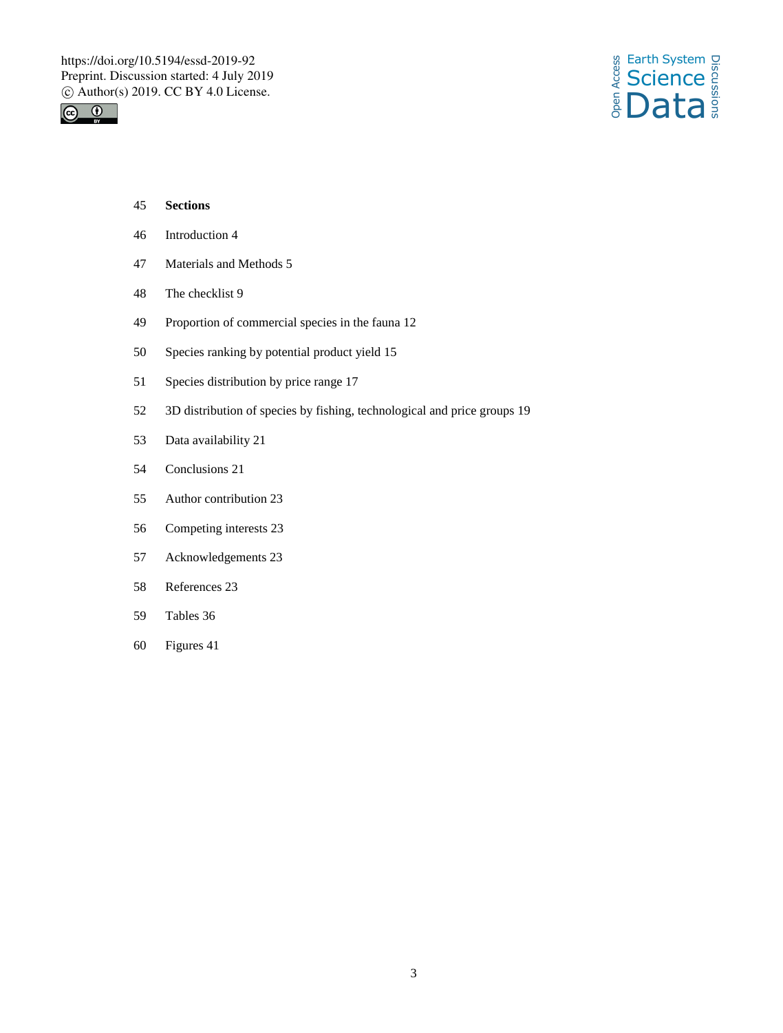**Sections**

Introduction 4

Materials and Methods 5

The checklist 9

Proportion of commercial species in the fauna 12

Species ranking by potential product yield 15

Species distribution by price range 17

3D distribution of species by fishing, technological and price groups 19

Data availability 21

Conclusions 21

Author contribution 23

Competing interests 23

Acknowledgements 23

References 23

Tables 36

Figures 41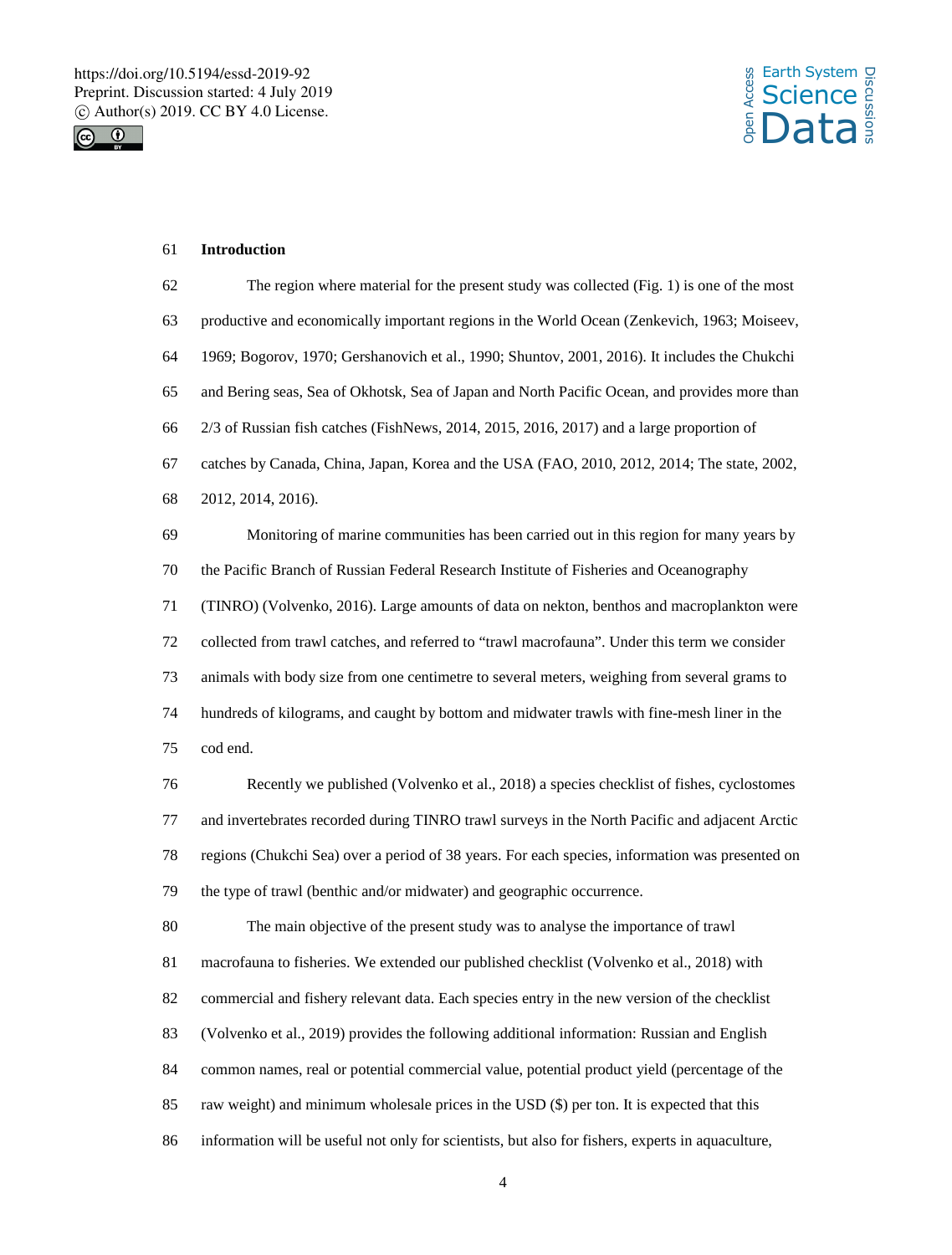## Introduction

The region where material for the present study was collected (Fig. 1) is one of the most productive and economically important regions in the World Ocean (Zenkevich, 1963; Moiseev, 1969; Bogorov, 1970; Gershanovich et al., 1990; Shuntov, 2001, 2016). It includes the Chukchi and Bering seas, Sea of Okhotsk, Sea of Japan and North Pacific Ocean, and provides more than 2/3 of Russian fish catches (FishNews, 2014, 2015, 2016, 2017) and a large proportion of catches by Canada, China, Japan, Korea and the USA (FAO, 2010, 2012, 2014; The state, 2002, 2012, 2014, 2016).

Monitoring of marine communities has been carried out in this region for many years by the Pacific Branch of Russian Federal Research Institute of Fisheries and Oceanography (TINRO) (Volvenko, 2016). Large amounts of data on nekton, benthos and macroplankton were collected from trawl catches, and referred to "trawl macrofauna". Under this term we consider animals with body size from one centimetre to several meters, weighing from several grams to hundreds of kilograms, and caught by bottom and midwater trawls with fine-mesh liner in the cod end.

Recently we published (Volvenko et al., 2018) a species checklist of fishes, cyclostomes and invertebrates recorded during TINRO trawl surveys in the North Pacific and adjacent Arctic regions (Chukchi Sea) over a period of 38 years. For each species, information was presented on the type of trawl (benthic and/or midwater) and geographic occurrence.

The main objective of the present study was to analyse the importance of trawl macrofauna to fisheries. We extended our published checklist (Volvenko et al., 2018) with commercial and fishery relevant data. Each species entry in the new version of the checklist (Volvenko et al., 2019) provides the following additional information: Russian and English common names, real or potential commercial value, potential product yield (percentage of the raw weight) and minimum wholesale prices in the USD ($) per ton. It is expected that this information will be useful not only for scientists, but also for fishers, experts in aquaculture,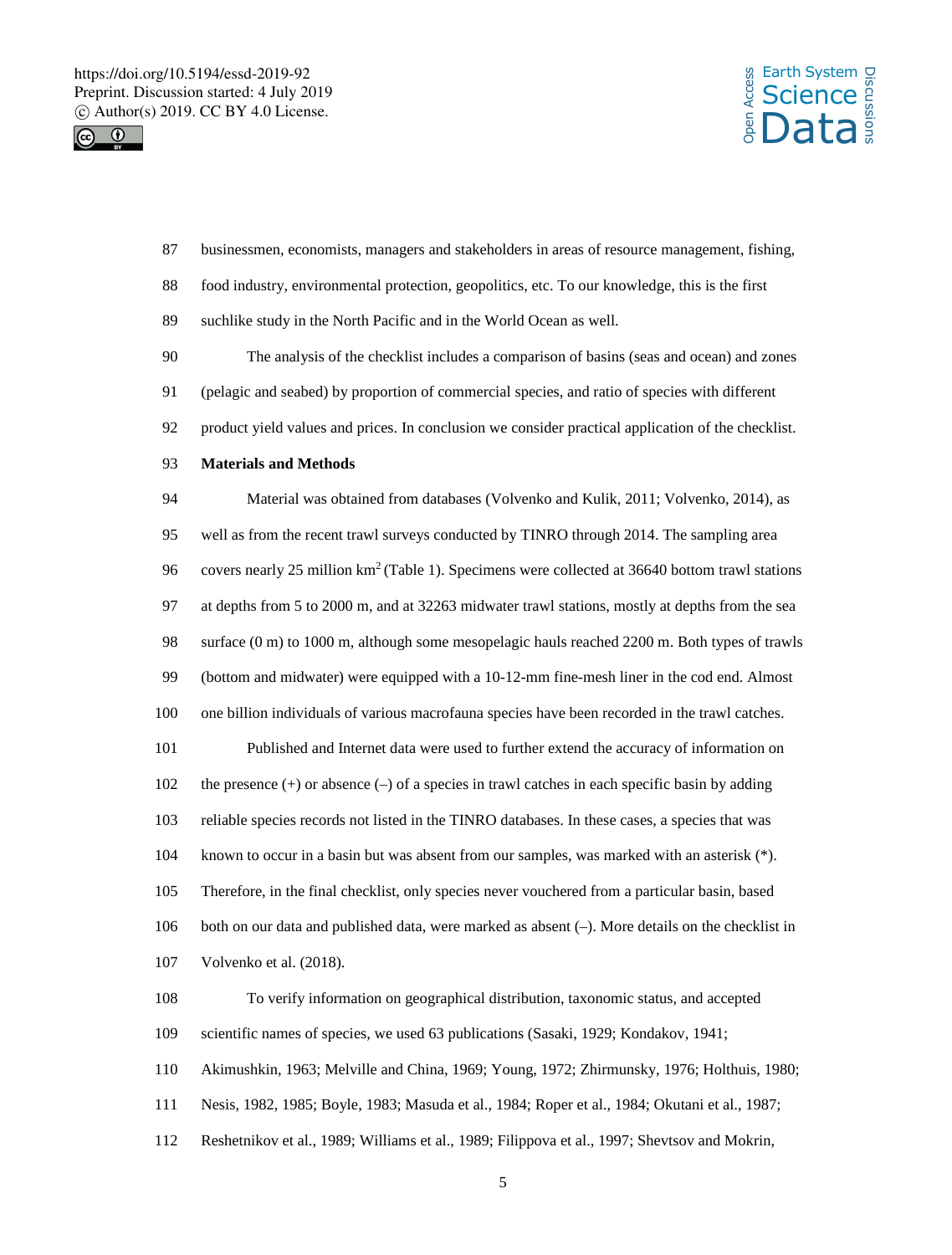businessmen, economists, managers and stakeholders in areas of resource management, fishing, food industry, environmental protection, geopolitics, etc. To our knowledge, this is the first suchlike study in the North Pacific and in the World Ocean as well.

The analysis of the checklist includes a comparison of basins (seas and ocean) and zones (pelagic and seabed) by proportion of commercial species, and ratio of species with different product yield values and prices. In conclusion we consider practical application of the checklist.

**Materials and Methods**

Material was obtained from databases (Volvenko and Kulik, 2011; Volvenko, 2014), as well as from the recent trawl surveys conducted by TINRO through 2014. The sampling area covers nearly 25 million km$^2$ (Table 1). Specimens were collected at 36640 bottom trawl stations at depths from 5 to 2000 m, and at 32263 midwater trawl stations, mostly at depths from the sea surface (0 m) to 1000 m, although some mesopelagic hauls reached 2200 m. Both types of trawls (bottom and midwater) were equipped with a 10-12-mm fine-mesh liner in the cod end. Almost one billion individuals of various macrofauna species have been recorded in the trawl catches.

Published and Internet data were used to further extend the accuracy of information on the presence (+) or absence (–) of a species in trawl catches in each specific basin by adding reliable species records not listed in the TINRO databases. In these cases, a species that was known to occur in a basin but was absent from our samples, was marked with an asterisk (*). Therefore, in the final checklist, only species never vouchered from a particular basin, based both on our data and published data, were marked as absent (–). More details on the checklist in Volvenko et al. (2018).

To verify information on geographical distribution, taxonomic status, and accepted scientific names of species, we used 63 publications (Sasaki, 1929; Kondakov, 1941; Akimushkin, 1963; Melville and China, 1969; Young, 1972; Zhirmunsky, 1976; Holthuis, 1980; Nesis, 1982, 1985; Boyle, 1983; Masuda et al., 1984; Roper et al., 1984; Okutani et al., 1987; Reshetnikov et al., 1989; Williams et al., 1989; Filippova et al., 1997; Shevtsov and Mokrin,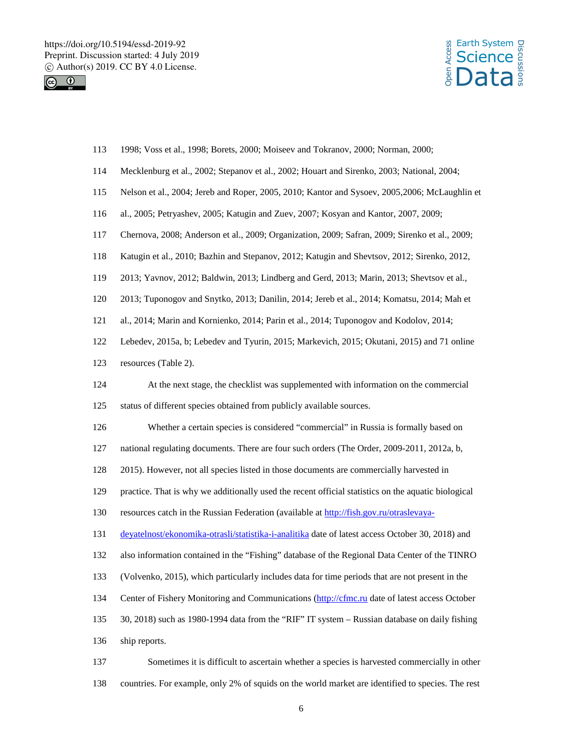1998; Voss et al., 1998; Borets, 2000; Moiseev and Tokranov, 2000; Norman, 2000; Mecklenburg et al., 2002; Stepanov et al., 2002; Houart and Sirenko, 2003; National, 2004; Nelson et al., 2004; Jereb and Roper, 2005, 2010; Kantor and Sysoev, 2005,2006; McLaughlin et al., 2005; Petryashev, 2005; Katugin and Zuev, 2007; Kosyan and Kantor, 2007, 2009; Chernova, 2008; Anderson et al., 2009; Organization, 2009; Safran, 2009; Sirenko et al., 2009; Katugin et al., 2010; Bazhin and Stepanov, 2012; Katugin and Shevtsov, 2012; Sirenko, 2012, 2013; Yavnov, 2012; Baldwin, 2013; Lindberg and Gerd, 2013; Marin, 2013; Shevtsov et al., 2013; Tuponogov and Snytko, 2013; Danilin, 2014; Jereb et al., 2014; Komatsu, 2014; Mah et al., 2014; Marin and Kornienko, 2014; Parin et al., 2014; Tuponogov and Kodolov, 2014; Lebedev, 2015a, b; Lebedev and Tyurin, 2015; Markevich, 2015; Okutani, 2015) and 71 online resources (Table 2).

At the next stage, the checklist was supplemented with information on the commercial status of different species obtained from publicly available sources.

Whether a certain species is considered "commercial" in Russia is formally based on national regulating documents. There are four such orders (The Order, 2009-2011, 2012a, b, 2015). However, not all species listed in those documents are commercially harvested in practice. That is why we additionally used the recent official statistics on the aquatic biological resources catch in the Russian Federation (available at http://fish.gov.ru/otraslevaya-deyatelnost/ekonomika-otrasli/statistika-i-analitika date of latest access October 30, 2018) and also information contained in the "Fishing" database of the Regional Data Center of the TINRO (Volvenko, 2015), which particularly includes data for time periods that are not present in the Center of Fishery Monitoring and Communications (http://cfmc.ru date of latest access October 30, 2018) such as 1980-1994 data from the "RIF" IT system – Russian database on daily fishing ship reports.

Sometimes it is difficult to ascertain whether a species is harvested commercially in other countries. For example, only 2% of squids on the world market are identified to species. The rest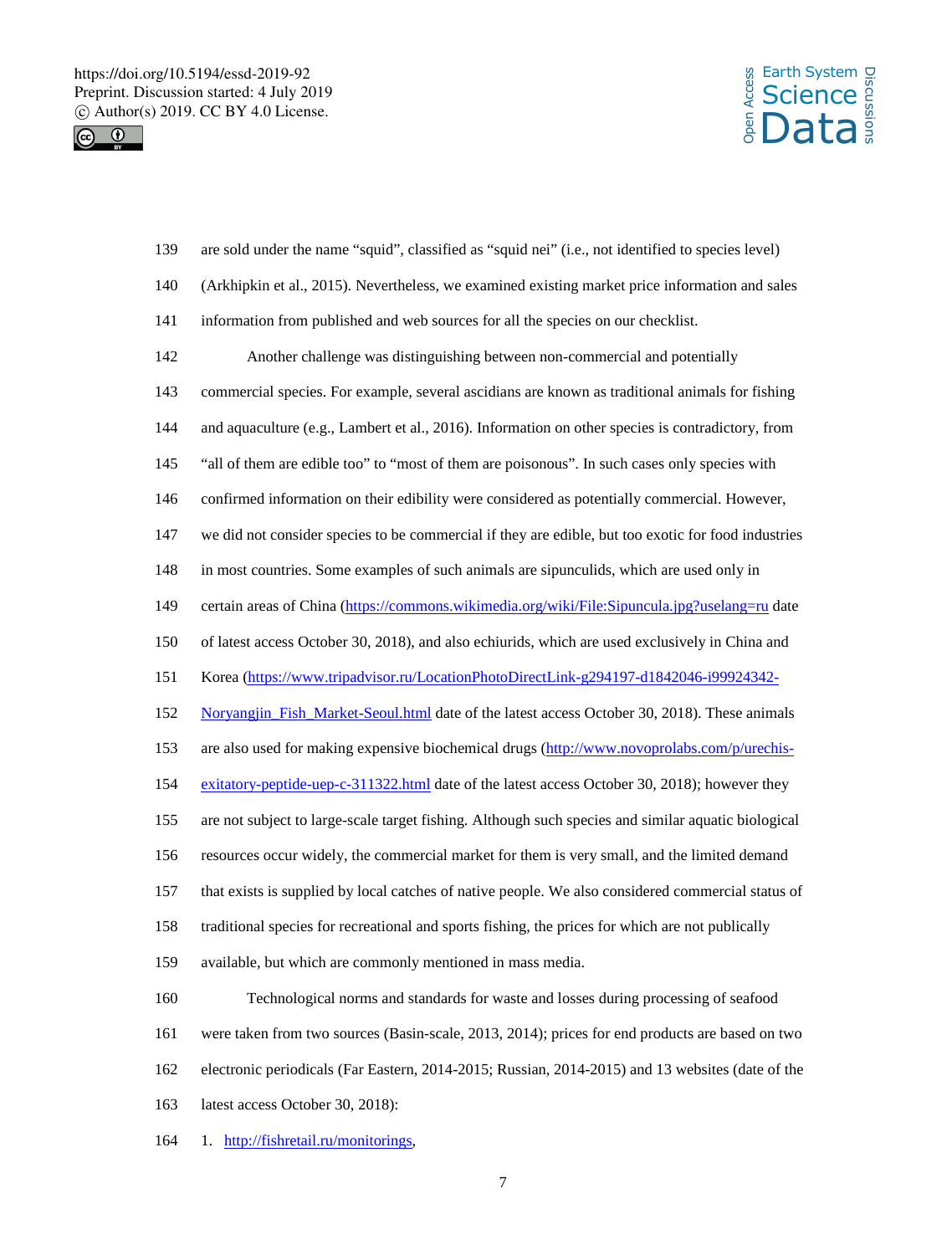are sold under the name “squid”, classified as “squid nei” (i.e., not identified to species level) (Arkhipkin et al., 2015). Nevertheless, we examined existing market price information and sales information from published and web sources for all the species on our checklist.

Another challenge was distinguishing between non-commercial and potentially commercial species. For example, several ascidians are known as traditional animals for fishing and aquaculture (e.g., Lambert et al., 2016). Information on other species is contradictory, from “all of them are edible too” to “most of them are poisonous”. In such cases only species with confirmed information on their edibility were considered as potentially commercial. However, we did not consider species to be commercial if they are edible, but too exotic for food industries in most countries. Some examples of such animals are sipunculids, which are used only in certain areas of China (https://commons.wikimedia.org/wiki/File:Sipuncula.jpg?uselang=ru date of latest access October 30, 2018), and also echiurids, which are used exclusively in China and Korea (https://www.tripadvisor.ru/LocationPhotoDirectLink-g294197-d1842046-i99924342-Noryangjin_Fish_Market-Seoul.html date of the latest access October 30, 2018). These animals are also used for making expensive biochemical drugs (http://www.novoprolabs.com/p/urechis-exitatory-peptide-uep-c-311322.html date of the latest access October 30, 2018); however they are not subject to large-scale target fishing. Although such species and similar aquatic biological resources occur widely, the commercial market for them is very small, and the limited demand that exists is supplied by local catches of native people. We also considered commercial status of traditional species for recreational and sports fishing, the prices for which are not publically available, but which are commonly mentioned in mass media.

Technological norms and standards for waste and losses during processing of seafood were taken from two sources (Basin-scale, 2013, 2014); prices for end products are based on two electronic periodicals (Far Eastern, 2014-2015; Russian, 2014-2015) and 13 websites (date of the latest access October 30, 2018):

1. http://fishretail.ru/monitorings,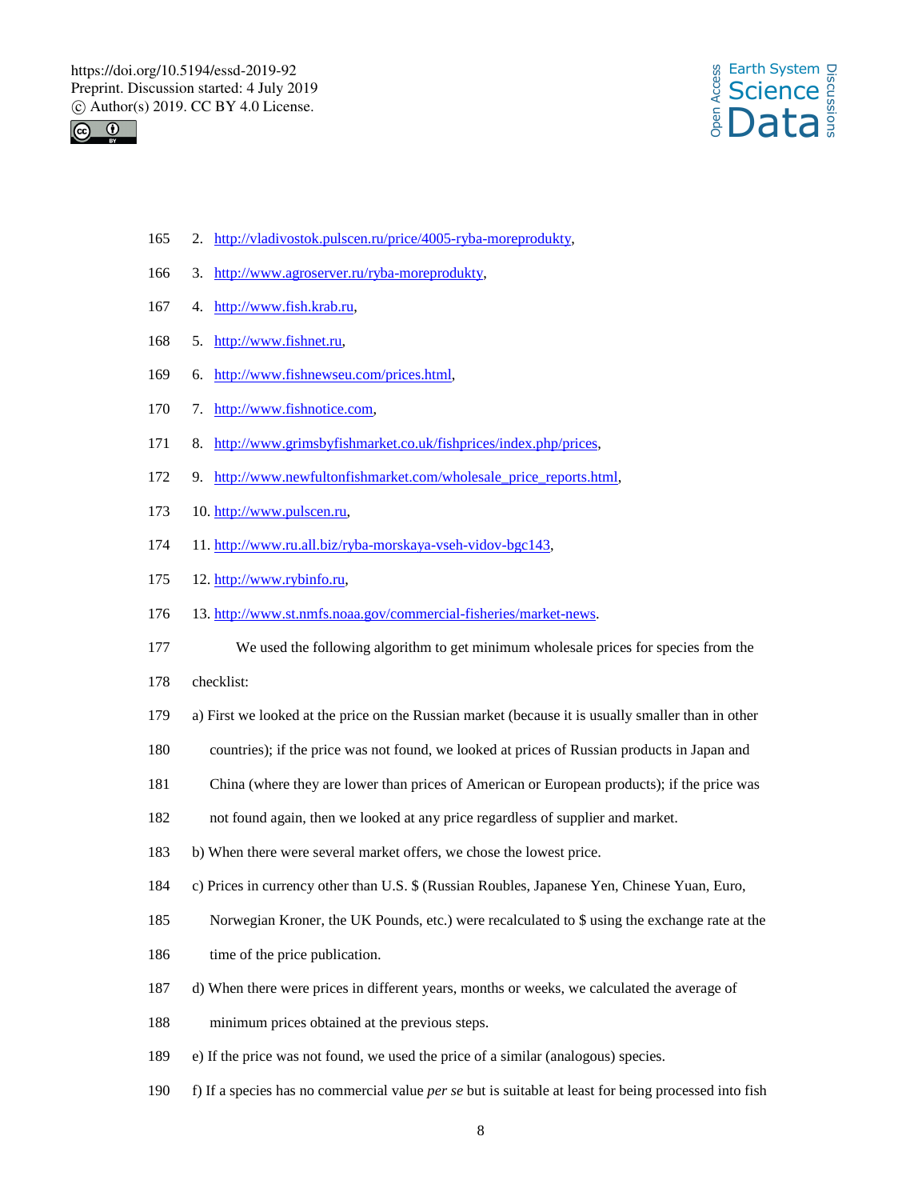2. http://vladivostok.pulscen.ru/price/4005-ryba-moreprodukty,
3. http://www.agroserver.ru/ryba-moreprodukty,
4. http://www.fish.krab.ru,
5. http://www.fishnet.ru,
6. http://www.fishnewseu.com/prices.html,
7. http://www.fishnotice.com,
8. http://www.grimsbyfishmarket.co.uk/fishprices/index.php/prices,
9. http://www.newfultonfishmarket.com/wholesale_price_reports.html,
10. http://www.pulscen.ru,
11. http://www.ru.all.biz/ryba-morskaya-vseh-vidov-bgc143,
12. http://www.rybinfo.ru,
13. http://www.st.nmfs.noaa.gov/commercial-fisheries/market-news.

We used the following algorithm to get minimum wholesale prices for species from the checklist:

a) First we looked at the price on the Russian market (because it is usually smaller than in other countries); if the price was not found, we looked at prices of Russian products in Japan and China (where they are lower than prices of American or European products); if the price was not found again, then we looked at any price regardless of supplier and market.

b) When there were several market offers, we chose the lowest price.

c) Prices in currency other than U.S. $ (Russian Roubles, Japanese Yen, Chinese Yuan, Euro, Norwegian Kroner, the UK Pounds, etc.) were recalculated to $ using the exchange rate at the time of the price publication.

d) When there were prices in different years, months or weeks, we calculated the average of minimum prices obtained at the previous steps.

e) If the price was not found, we used the price of a similar (analogous) species.

f) If a species has no commercial value *per se* but is suitable at least for being processed into fish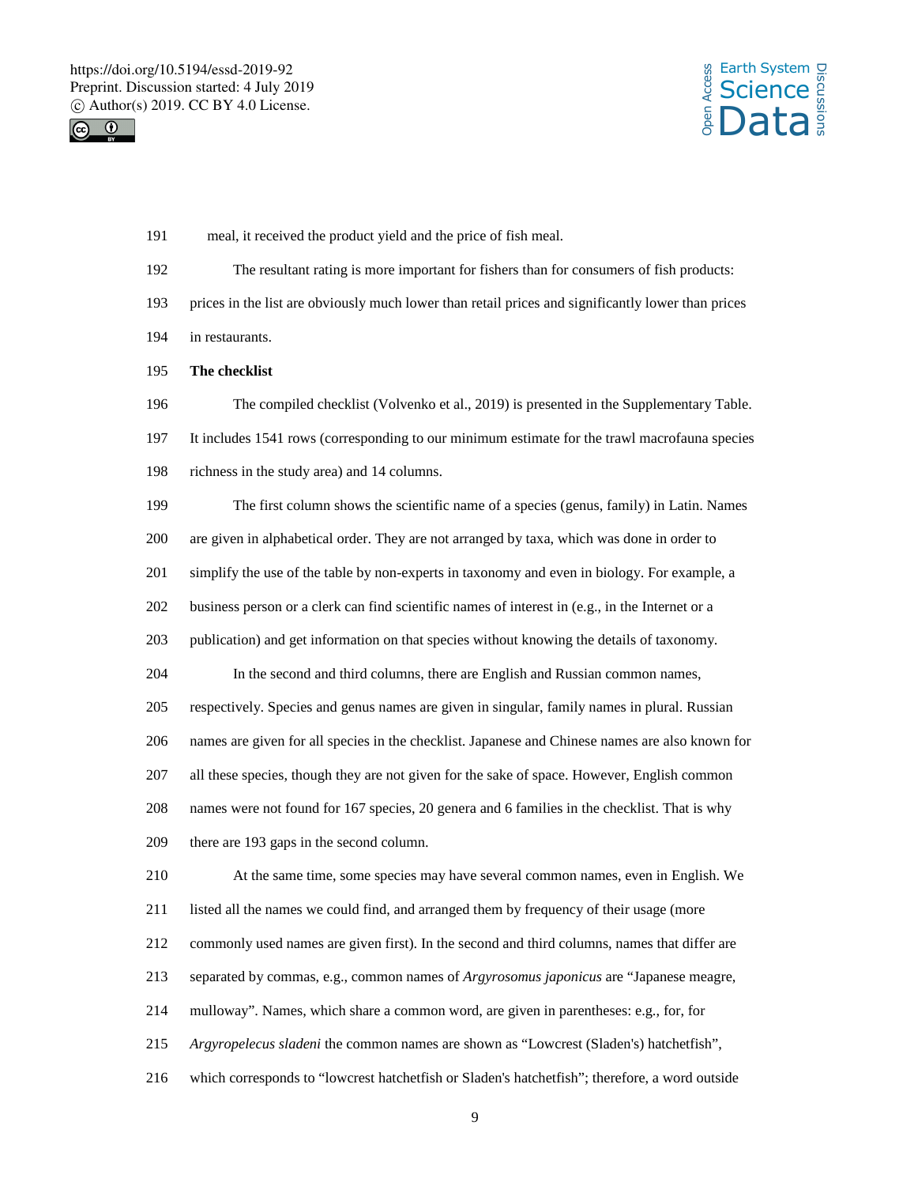meal, it received the product yield and the price of fish meal.

The resultant rating is more important for fishers than for consumers of fish products: prices in the list are obviously much lower than retail prices and significantly lower than prices in restaurants.

**The checklist**

The compiled checklist (Volvenko et al., 2019) is presented in the Supplementary Table. It includes 1541 rows (corresponding to our minimum estimate for the trawl macrofauna species richness in the study area) and 14 columns.

The first column shows the scientific name of a species (genus, family) in Latin. Names are given in alphabetical order. They are not arranged by taxa, which was done in order to simplify the use of the table by non-experts in taxonomy and even in biology. For example, a business person or a clerk can find scientific names of interest in (e.g., in the Internet or a publication) and get information on that species without knowing the details of taxonomy.

In the second and third columns, there are English and Russian common names, respectively. Species and genus names are given in singular, family names in plural. Russian names are given for all species in the checklist. Japanese and Chinese names are also known for all these species, though they are not given for the sake of space. However, English common names were not found for 167 species, 20 genera and 6 families in the checklist. That is why there are 193 gaps in the second column.

At the same time, some species may have several common names, even in English. We listed all the names we could find, and arranged them by frequency of their usage (more commonly used names are given first). In the second and third columns, names that differ are separated by commas, e.g., common names of *Argyrosomus japonicus* are "Japanese meagre, mulloway". Names, which share a common word, are given in parentheses: e.g., for, for *Argyropelecus sladeni* the common names are shown as "Lowcrest (Sladen's) hatchetfish", which corresponds to "lowcrest hatchetfish or Sladen's hatchetfish"; therefore, a word outside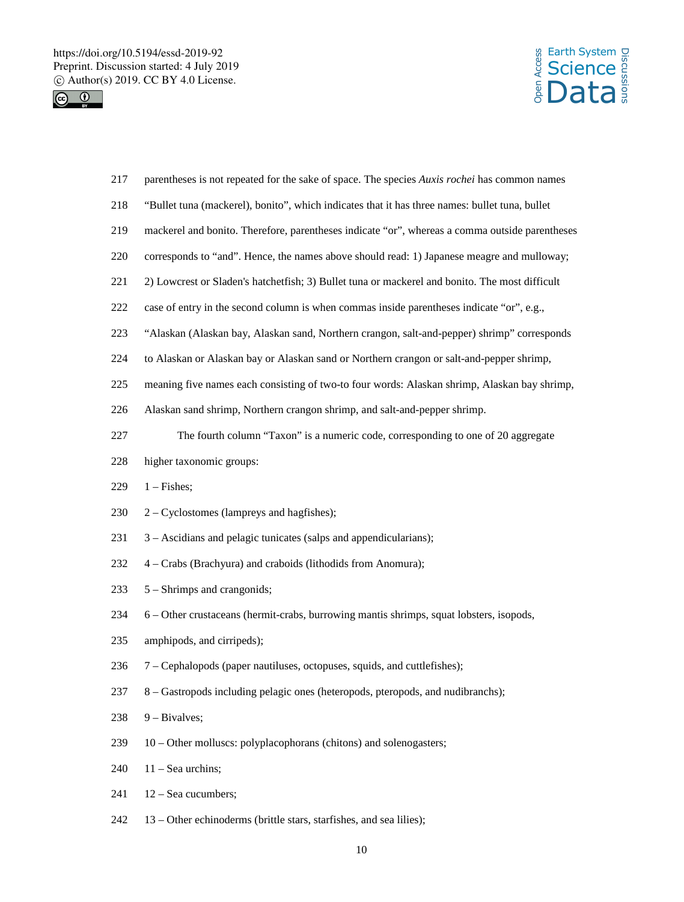parentheses is not repeated for the sake of space. The species *Auxis rochei* has common names "Bullet tuna (mackerel), bonito", which indicates that it has three names: bullet tuna, bullet mackerel and bonito. Therefore, parentheses indicate "or", whereas a comma outside parentheses corresponds to "and". Hence, the names above should read: 1) Japanese meagre and mulloway; 2) Lowcrest or Sladen's hatchetfish; 3) Bullet tuna or mackerel and bonito. The most difficult case of entry in the second column is when commas inside parentheses indicate "or", e.g., "Alaskan (Alaskan bay, Alaskan sand, Northern crangon, salt-and-pepper) shrimp" corresponds to Alaskan or Alaskan bay or Alaskan sand or Northern crangon or salt-and-pepper shrimp, meaning five names each consisting of two-to four words: Alaskan shrimp, Alaskan bay shrimp, Alaskan sand shrimp, Northern crangon shrimp, and salt-and-pepper shrimp.

The fourth column "Taxon" is a numeric code, corresponding to one of 20 aggregate higher taxonomic groups:

1 – Fishes;

2 – Cyclostomes (lampreys and hagfishes);

3 – Ascidians and pelagic tunicates (salps and appendicularians);

4 – Crabs (Brachyura) and craboids (lithodids from Anomura);

5 – Shrimps and crangonids;

6 – Other crustaceans (hermit-crabs, burrowing mantis shrimps, squat lobsters, isopods, amphipods, and cirripeds);

7 – Cephalopods (paper nautiluses, octopuses, squids, and cuttlefishes);

8 – Gastropods including pelagic ones (heteropods, pteropods, and nudibranchs);

9 – Bivalves;

10 – Other molluscs: polyplacophorans (chitons) and solenogasters;

11 – Sea urchins;

12 – Sea cucumbers;

13 – Other echinoderms (brittle stars, starfishes, and sea lilies);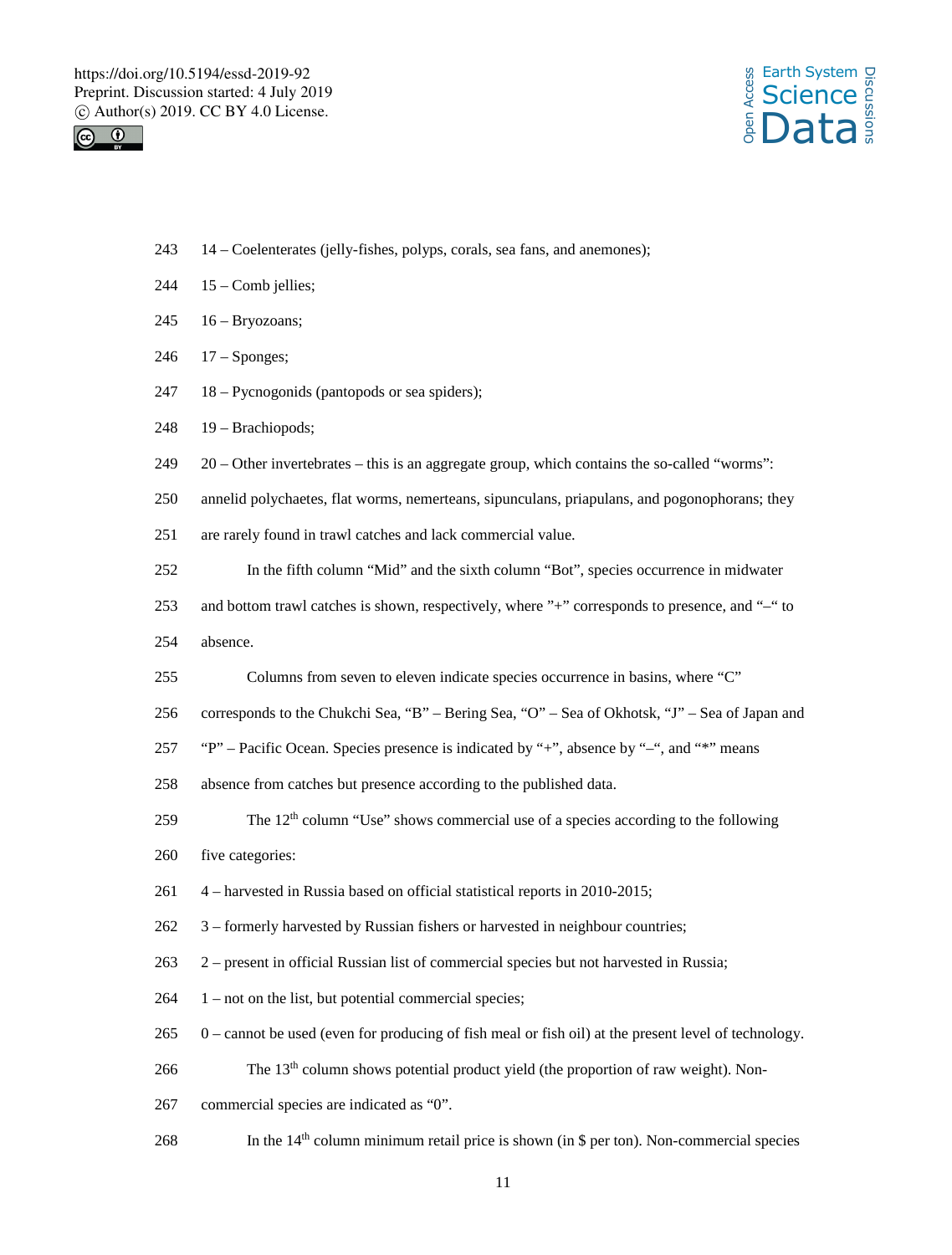14 – Coelenterates (jelly-fishes, polyps, corals, sea fans, and anemones);

15 – Comb jellies;

16 – Bryozoans;

17 – Sponges;

18 – Pycnogonids (pantopods or sea spiders);

19 – Brachiopods;

20 – Other invertebrates – this is an aggregate group, which contains the so-called “worms”: annelid polychaetes, flat worms, nemerteans, sipunculans, priapulans, and pogonophorans; they are rarely found in trawl catches and lack commercial value.

In the fifth column “Mid” and the sixth column “Bot”, species occurrence in midwater and bottom trawl catches is shown, respectively, where ”+” corresponds to presence, and “–“ to absence.

Columns from seven to eleven indicate species occurrence in basins, where “C” corresponds to the Chukchi Sea, “B” – Bering Sea, “O” – Sea of Okhotsk, “J” – Sea of Japan and “P” – Pacific Ocean. Species presence is indicated by “+”, absence by “–“, and “*” means absence from catches but presence according to the published data.

The 12th column “Use” shows commercial use of a species according to the following five categories:

4 – harvested in Russia based on official statistical reports in 2010-2015;

3 – formerly harvested by Russian fishers or harvested in neighbour countries;

2 – present in official Russian list of commercial species but not harvested in Russia;

1 – not on the list, but potential commercial species;

0 – cannot be used (even for producing of fish meal or fish oil) at the present level of technology.

The 13th column shows potential product yield (the proportion of raw weight). Non-commercial species are indicated as “0”.

In the 14th column minimum retail price is shown (in $ per ton). Non-commercial species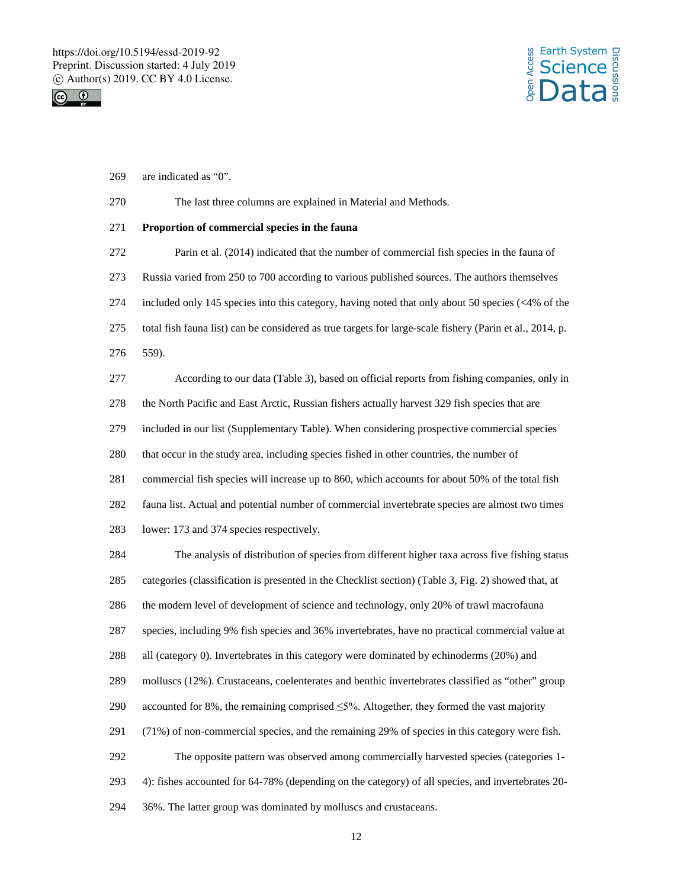are indicated as "0".

The last three columns are explained in Material and Methods.

**Proportion of commercial species in the fauna**

Parin et al. (2014) indicated that the number of commercial fish species in the fauna of Russia varied from 250 to 700 according to various published sources. The authors themselves included only 145 species into this category, having noted that only about 50 species (<4% of the total fish fauna list) can be considered as true targets for large-scale fishery (Parin et al., 2014, p. 559).

According to our data (Table 3), based on official reports from fishing companies, only in the North Pacific and East Arctic, Russian fishers actually harvest 329 fish species that are included in our list (Supplementary Table). When considering prospective commercial species that occur in the study area, including species fished in other countries, the number of commercial fish species will increase up to 860, which accounts for about 50% of the total fish fauna list. Actual and potential number of commercial invertebrate species are almost two times lower: 173 and 374 species respectively.

The analysis of distribution of species from different higher taxa across five fishing status categories (classification is presented in the Checklist section) (Table 3, Fig. 2) showed that, at the modern level of development of science and technology, only 20% of trawl macrofauna species, including 9% fish species and 36% invertebrates, have no practical commercial value at all (category 0). Invertebrates in this category were dominated by echinoderms (20%) and molluscs (12%). Crustaceans, coelenterates and benthic invertebrates classified as "other" group accounted for 8%, the remaining comprised ≤5%. Altogether, they formed the vast majority (71%) of non-commercial species, and the remaining 29% of species in this category were fish.

The opposite pattern was observed among commercially harvested species (categories 1-4): fishes accounted for 64-78% (depending on the category) of all species, and invertebrates 20-36%. The latter group was dominated by molluscs and crustaceans.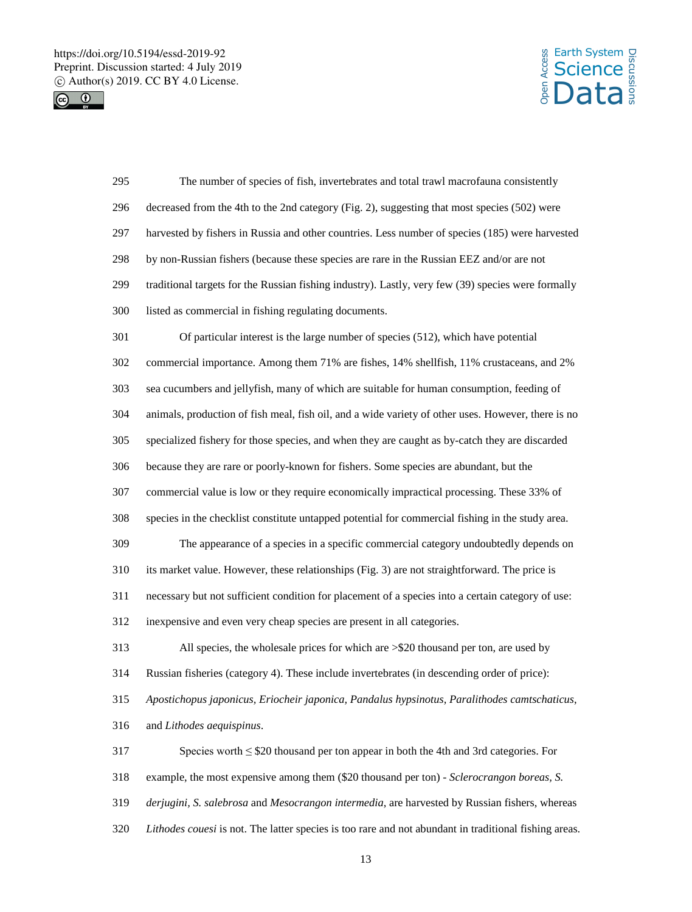The number of species of fish, invertebrates and total trawl macrofauna consistently decreased from the 4th to the 2nd category (Fig. 2), suggesting that most species (502) were harvested by fishers in Russia and other countries. Less number of species (185) were harvested by non-Russian fishers (because these species are rare in the Russian EEZ and/or are not traditional targets for the Russian fishing industry). Lastly, very few (39) species were formally listed as commercial in fishing regulating documents.

Of particular interest is the large number of species (512), which have potential commercial importance. Among them 71% are fishes, 14% shellfish, 11% crustaceans, and 2% sea cucumbers and jellyfish, many of which are suitable for human consumption, feeding of animals, production of fish meal, fish oil, and a wide variety of other uses. However, there is no specialized fishery for those species, and when they are caught as by-catch they are discarded because they are rare or poorly-known for fishers. Some species are abundant, but the commercial value is low or they require economically impractical processing. These 33% of species in the checklist constitute untapped potential for commercial fishing in the study area.

The appearance of a species in a specific commercial category undoubtedly depends on its market value. However, these relationships (Fig. 3) are not straightforward. The price is necessary but not sufficient condition for placement of a species into a certain category of use: inexpensive and even very cheap species are present in all categories.

All species, the wholesale prices for which are >$20 thousand per ton, are used by Russian fisheries (category 4). These include invertebrates (in descending order of price): *Apostichopus japonicus*, *Eriocheir japonica*, *Pandalus hypsinotus*, *Paralithodes camtschaticus*, and *Lithodes aequispinus*.

Species worth ≤ $20 thousand per ton appear in both the 4th and 3rd categories. For example, the most expensive among them ($20 thousand per ton) - *Sclerocrangon boreas*, *S. derjugini*, *S. salebrosa* and *Mesocrangon intermedia*, are harvested by Russian fishers, whereas *Lithodes couesi* is not. The latter species is too rare and not abundant in traditional fishing areas.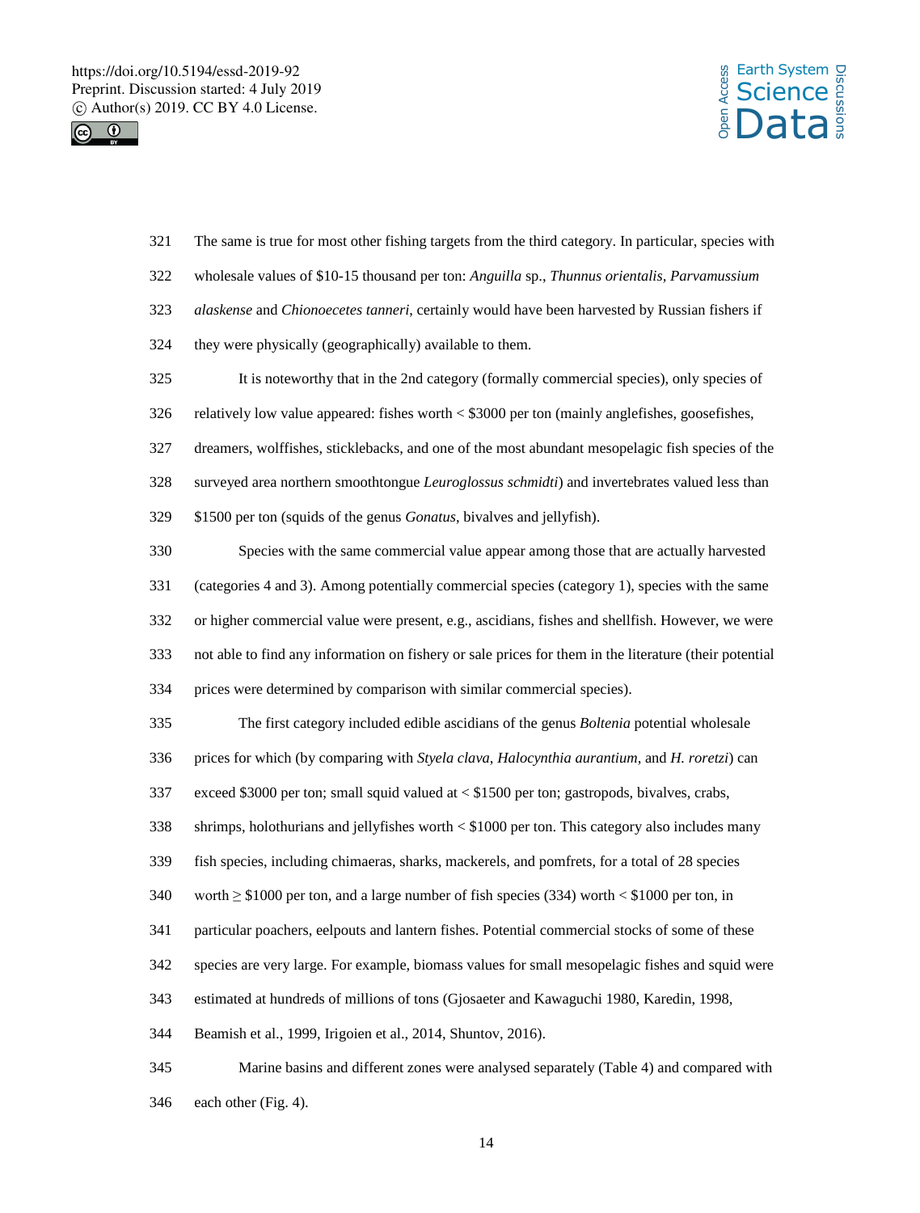The same is true for most other fishing targets from the third category. In particular, species with wholesale values of $10-15 thousand per ton: *Anguilla* sp., *Thunnus orientalis, Parvamussium alaskense* and *Chionoecetes tanneri*, certainly would have been harvested by Russian fishers if they were physically (geographically) available to them.

It is noteworthy that in the 2nd category (formally commercial species), only species of relatively low value appeared: fishes worth < $3000 per ton (mainly anglefishes, goosefishes, dreamers, wolffishes, sticklebacks, and one of the most abundant mesopelagic fish species of the surveyed area northern smoothtongue *Leuroglossus schmidti*) and invertebrates valued less than $1500 per ton (squids of the genus *Gonatus*, bivalves and jellyfish).

Species with the same commercial value appear among those that are actually harvested (categories 4 and 3). Among potentially commercial species (category 1), species with the same or higher commercial value were present, e.g., ascidians, fishes and shellfish. However, we were not able to find any information on fishery or sale prices for them in the literature (their potential prices were determined by comparison with similar commercial species).

The first category included edible ascidians of the genus *Boltenia* potential wholesale prices for which (by comparing with *Styela clava*, *Halocynthia aurantium,* and *H. roretzi*) can exceed $3000 per ton; small squid valued at < $1500 per ton; gastropods, bivalves, crabs, shrimps, holothurians and jellyfishes worth < $1000 per ton. This category also includes many fish species, including chimaeras, sharks, mackerels, and pomfrets, for a total of 28 species worth ≥ $1000 per ton, and a large number of fish species (334) worth < $1000 per ton, in particular poachers, eelpouts and lantern fishes. Potential commercial stocks of some of these species are very large. For example, biomass values for small mesopelagic fishes and squid were estimated at hundreds of millions of tons (Gjosaeter and Kawaguchi 1980, Karedin, 1998, Beamish et al., 1999, Irigoien et al., 2014, Shuntov, 2016).

Marine basins and different zones were analysed separately (Table 4) and compared with each other (Fig. 4).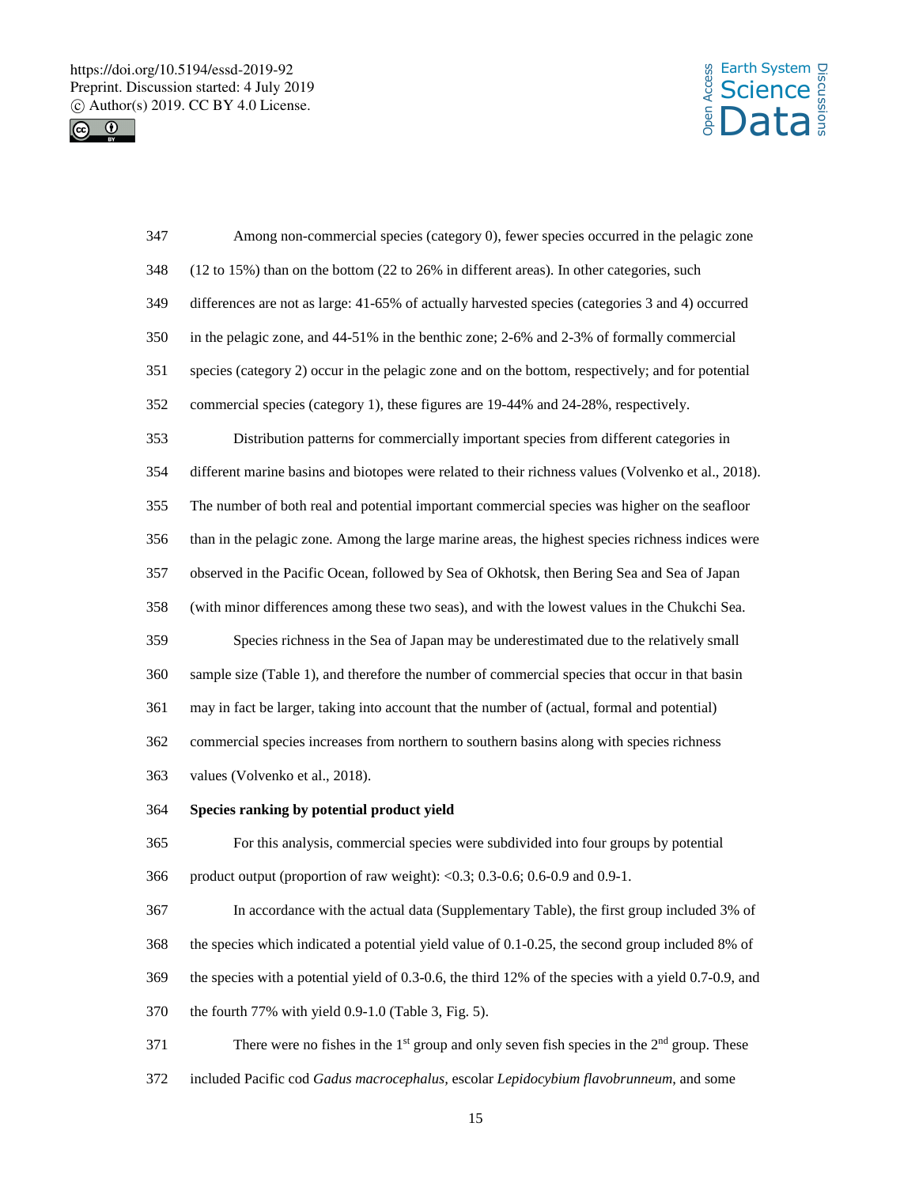Among non-commercial species (category 0), fewer species occurred in the pelagic zone (12 to 15%) than on the bottom (22 to 26% in different areas). In other categories, such differences are not as large: 41-65% of actually harvested species (categories 3 and 4) occurred in the pelagic zone, and 44-51% in the benthic zone; 2-6% and 2-3% of formally commercial species (category 2) occur in the pelagic zone and on the bottom, respectively; and for potential commercial species (category 1), these figures are 19-44% and 24-28%, respectively.

Distribution patterns for commercially important species from different categories in different marine basins and biotopes were related to their richness values (Volvenko et al., 2018). The number of both real and potential important commercial species was higher on the seafloor than in the pelagic zone. Among the large marine areas, the highest species richness indices were observed in the Pacific Ocean, followed by Sea of Okhotsk, then Bering Sea and Sea of Japan (with minor differences among these two seas), and with the lowest values in the Chukchi Sea.

Species richness in the Sea of Japan may be underestimated due to the relatively small sample size (Table 1), and therefore the number of commercial species that occur in that basin may in fact be larger, taking into account that the number of (actual, formal and potential) commercial species increases from northern to southern basins along with species richness values (Volvenko et al., 2018).

**Species ranking by potential product yield**

For this analysis, commercial species were subdivided into four groups by potential product output (proportion of raw weight): <0.3; 0.3-0.6; 0.6-0.9 and 0.9-1.

In accordance with the actual data (Supplementary Table), the first group included 3% of the species which indicated a potential yield value of 0.1-0.25, the second group included 8% of the species with a potential yield of 0.3-0.6, the third 12% of the species with a yield 0.7-0.9, and the fourth 77% with yield 0.9-1.0 (Table 3, Fig. 5).

There were no fishes in the 1st group and only seven fish species in the 2nd group. These included Pacific cod *Gadus macrocephalus*, escolar *Lepidocybium flavobrunneum*, and some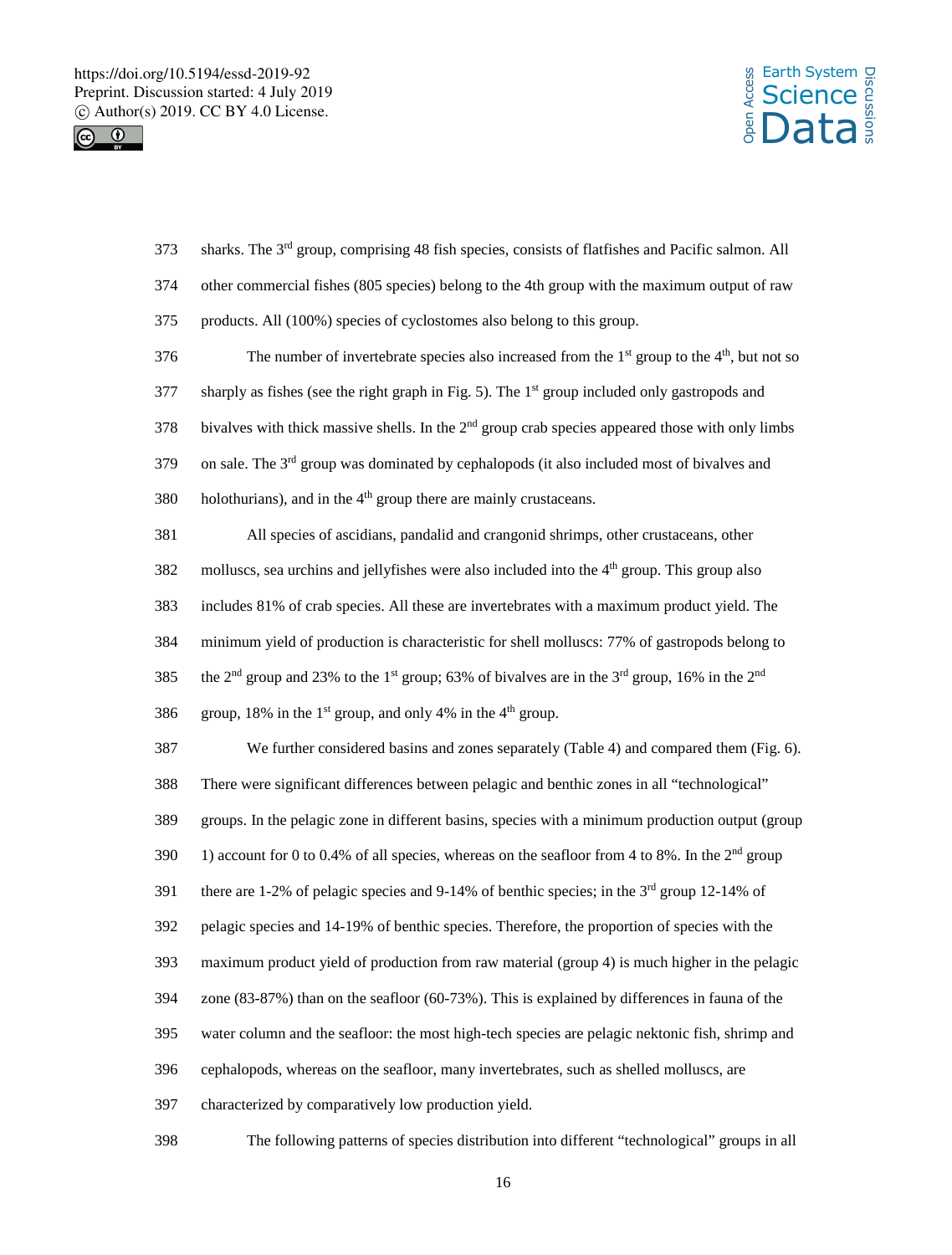sharks. The 3rd group, comprising 48 fish species, consists of flatfishes and Pacific salmon. All other commercial fishes (805 species) belong to the 4th group with the maximum output of raw products. All (100%) species of cyclostomes also belong to this group.

The number of invertebrate species also increased from the 1st group to the 4th, but not so sharply as fishes (see the right graph in Fig. 5). The 1st group included only gastropods and bivalves with thick massive shells. In the 2nd group crab species appeared those with only limbs on sale. The 3rd group was dominated by cephalopods (it also included most of bivalves and holothurians), and in the 4th group there are mainly crustaceans.

All species of ascidians, pandalid and crangonid shrimps, other crustaceans, other molluscs, sea urchins and jellyfishes were also included into the 4th group. This group also includes 81% of crab species. All these are invertebrates with a maximum product yield. The minimum yield of production is characteristic for shell molluscs: 77% of gastropods belong to the 2nd group and 23% to the 1st group; 63% of bivalves are in the 3rd group, 16% in the 2nd group, 18% in the 1st group, and only 4% in the 4th group.

We further considered basins and zones separately (Table 4) and compared them (Fig. 6). There were significant differences between pelagic and benthic zones in all "technological" groups. In the pelagic zone in different basins, species with a minimum production output (group 1) account for 0 to 0.4% of all species, whereas on the seafloor from 4 to 8%. In the 2nd group there are 1-2% of pelagic species and 9-14% of benthic species; in the 3rd group 12-14% of pelagic species and 14-19% of benthic species. Therefore, the proportion of species with the maximum product yield of production from raw material (group 4) is much higher in the pelagic zone (83-87%) than on the seafloor (60-73%). This is explained by differences in fauna of the water column and the seafloor: the most high-tech species are pelagic nektonic fish, shrimp and cephalopods, whereas on the seafloor, many invertebrates, such as shelled molluscs, are characterized by comparatively low production yield.

The following patterns of species distribution into different "technological" groups in all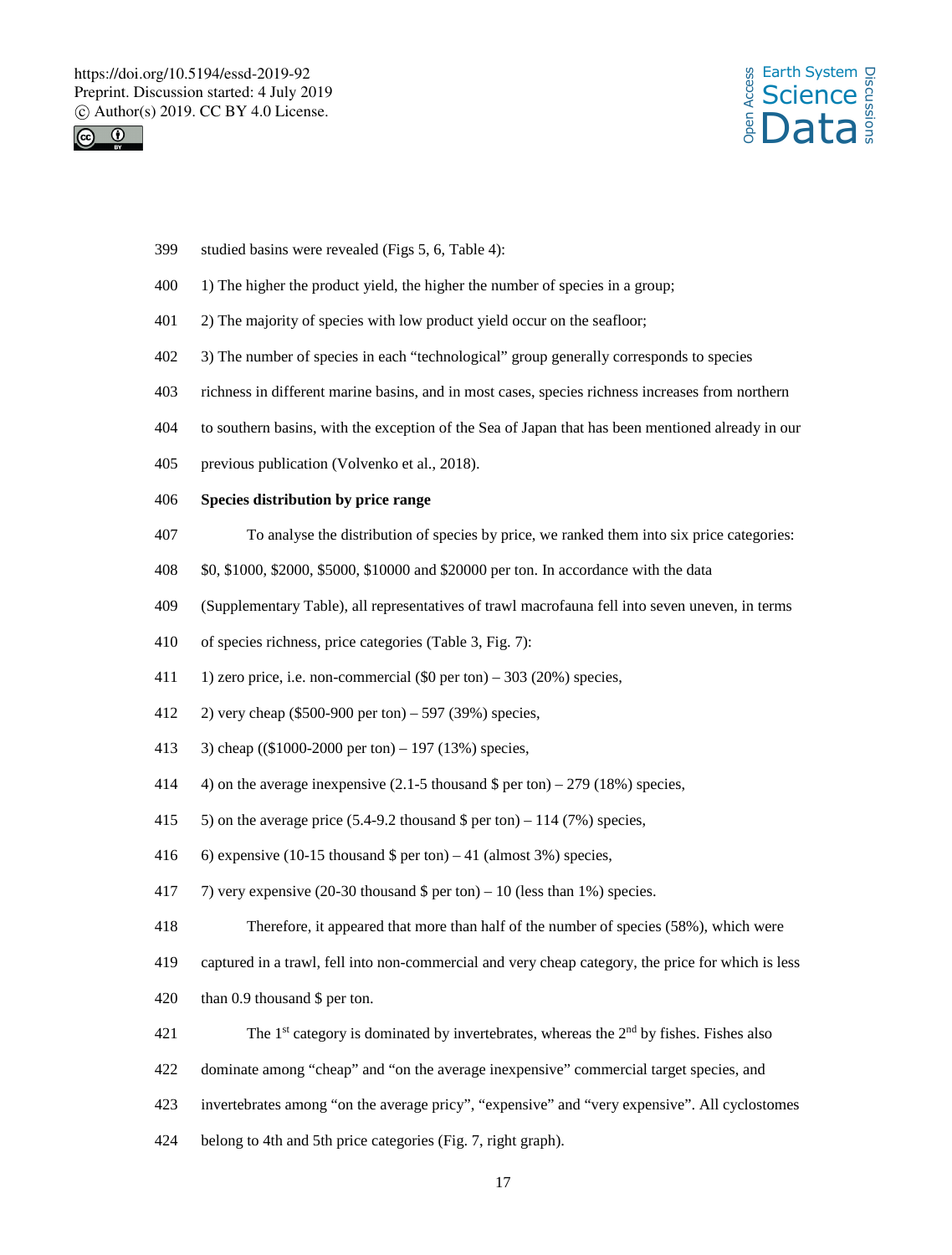studied basins were revealed (Figs 5, 6, Table 4):

1) The higher the product yield, the higher the number of species in a group;

2) The majority of species with low product yield occur on the seafloor;

3) The number of species in each "technological" group generally corresponds to species richness in different marine basins, and in most cases, species richness increases from northern to southern basins, with the exception of the Sea of Japan that has been mentioned already in our previous publication (Volvenko et al., 2018).

**Species distribution by price range**

To analyse the distribution of species by price, we ranked them into six price categories: \$0, \$1000, \$2000, \$5000, \$10000 and \$20000 per ton. In accordance with the data (Supplementary Table), all representatives of trawl macrofauna fell into seven uneven, in terms of species richness, price categories (Table 3, Fig. 7):

1) zero price, i.e. non-commercial (\$0 per ton) – 303 (20%) species,

2) very cheap (\$500-900 per ton) – 597 (39%) species,

3) cheap ((\$1000-2000 per ton) – 197 (13%) species,

4) on the average inexpensive (2.1-5 thousand \$ per ton) – 279 (18%) species,

5) on the average price (5.4-9.2 thousand \$ per ton) – 114 (7%) species,

6) expensive (10-15 thousand \$ per ton) – 41 (almost 3%) species,

7) very expensive (20-30 thousand \$ per ton) – 10 (less than 1%) species.

Therefore, it appeared that more than half of the number of species (58%), which were captured in a trawl, fell into non-commercial and very cheap category, the price for which is less than 0.9 thousand \$ per ton.

The 1st category is dominated by invertebrates, whereas the 2nd by fishes. Fishes also dominate among "cheap" and "on the average inexpensive" commercial target species, and invertebrates among "on the average pricy", "expensive" and "very expensive". All cyclostomes belong to 4th and 5th price categories (Fig. 7, right graph).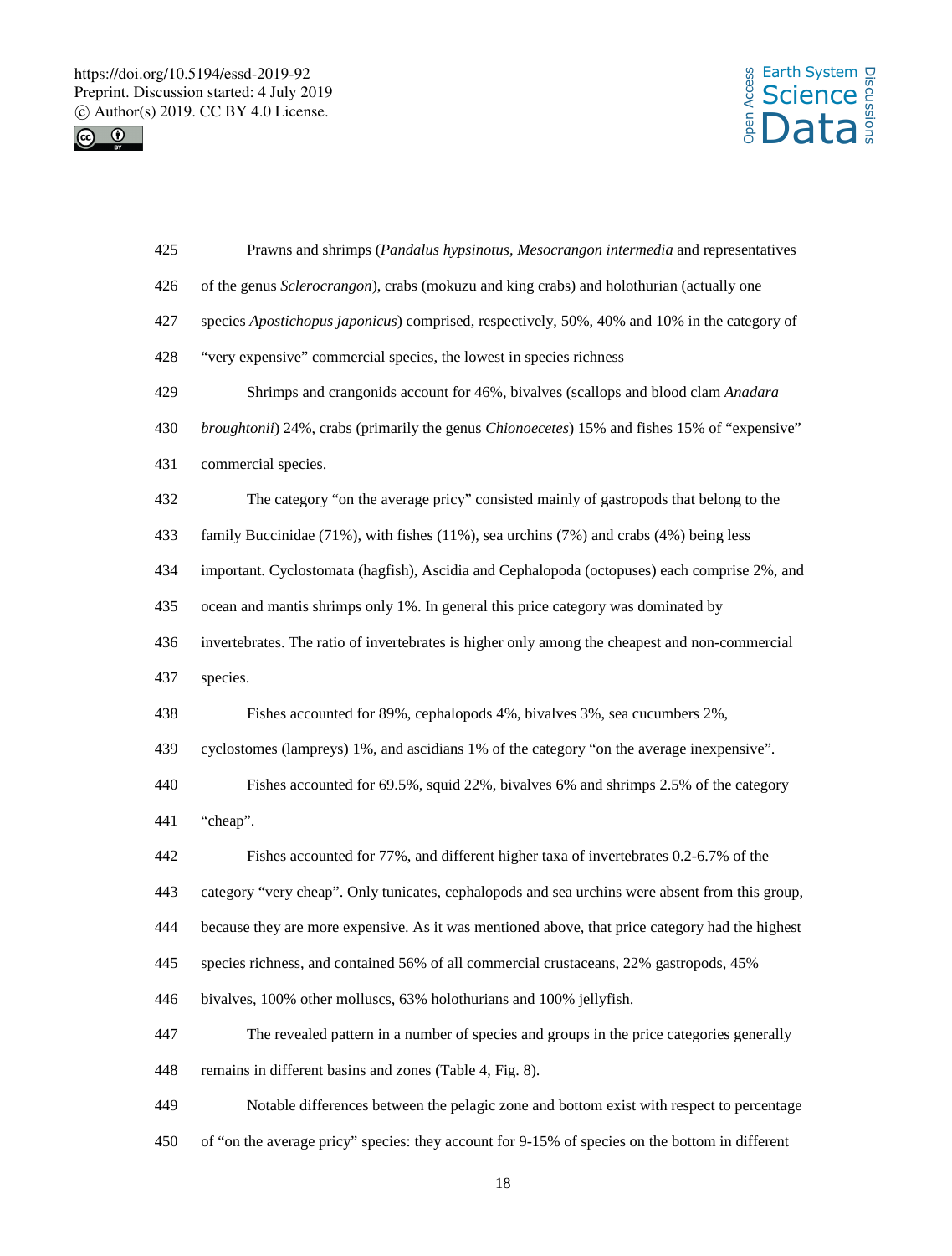Prawns and shrimps (*Pandalus hypsinotus, Mesocrangon intermedia* and representatives of the genus *Sclerocrangon*), crabs (mokuzu and king crabs) and holothurian (actually one species *Apostichopus japonicus*) comprised, respectively, 50%, 40% and 10% in the category of "very expensive" commercial species, the lowest in species richness

Shrimps and crangonids account for 46%, bivalves (scallops and blood clam *Anadara broughtonii*) 24%, crabs (primarily the genus *Chionoecetes*) 15% and fishes 15% of "expensive" commercial species.

The category "on the average pricy" consisted mainly of gastropods that belong to the family Buccinidae (71%), with fishes (11%), sea urchins (7%) and crabs (4%) being less important. Cyclostomata (hagfish), Ascidia and Cephalopoda (octopuses) each comprise 2%, and ocean and mantis shrimps only 1%. In general this price category was dominated by invertebrates. The ratio of invertebrates is higher only among the cheapest and non-commercial species.

Fishes accounted for 89%, cephalopods 4%, bivalves 3%, sea cucumbers 2%, cyclostomes (lampreys) 1%, and ascidians 1% of the category "on the average inexpensive".

Fishes accounted for 69.5%, squid 22%, bivalves 6% and shrimps 2.5% of the category "cheap".

Fishes accounted for 77%, and different higher taxa of invertebrates 0.2-6.7% of the category "very cheap". Only tunicates, cephalopods and sea urchins were absent from this group, because they are more expensive. As it was mentioned above, that price category had the highest species richness, and contained 56% of all commercial crustaceans, 22% gastropods, 45% bivalves, 100% other molluscs, 63% holothurians and 100% jellyfish.

The revealed pattern in a number of species and groups in the price categories generally remains in different basins and zones (Table 4, Fig. 8).

Notable differences between the pelagic zone and bottom exist with respect to percentage of "on the average pricy" species: they account for 9-15% of species on the bottom in different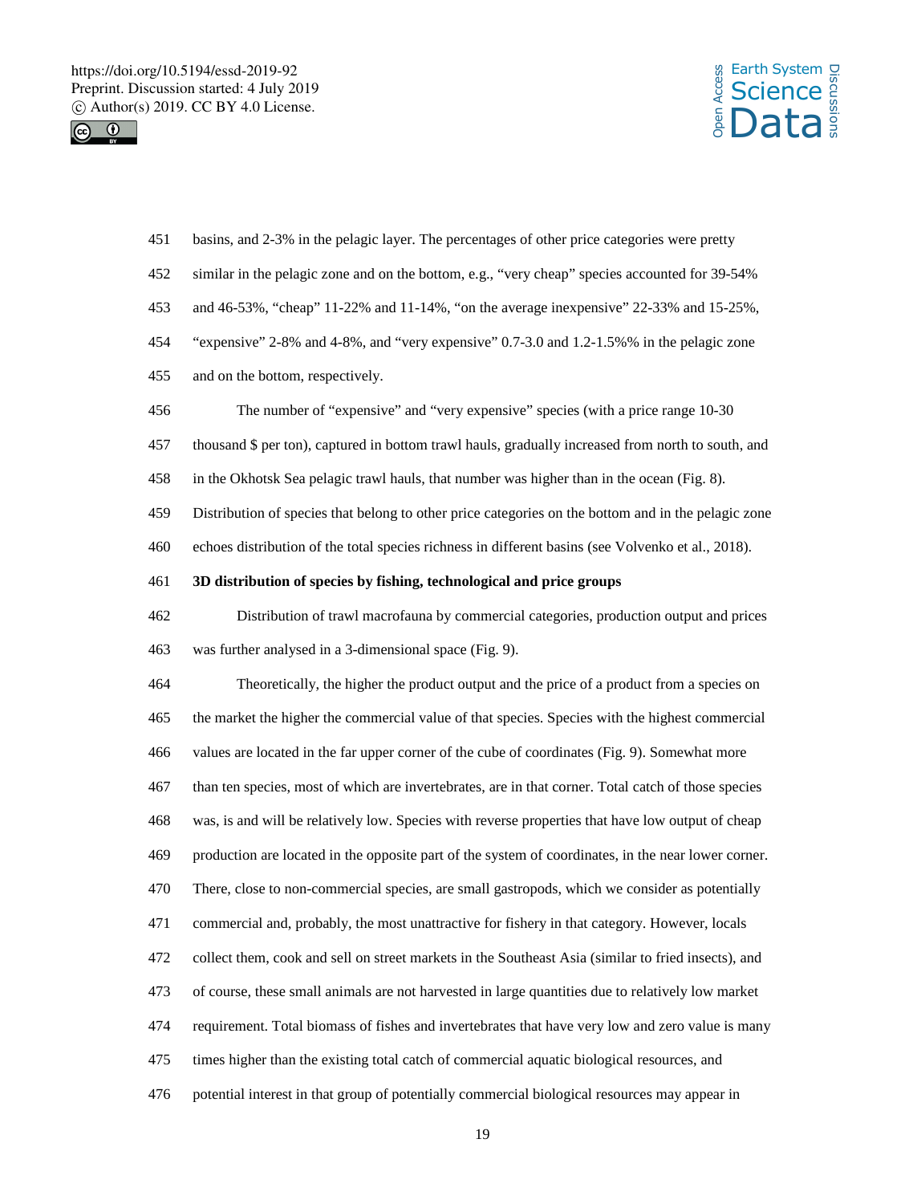basins, and 2-3% in the pelagic layer. The percentages of other price categories were pretty similar in the pelagic zone and on the bottom, e.g., "very cheap" species accounted for 39-54% and 46-53%, "cheap" 11-22% and 11-14%, "on the average inexpensive" 22-33% and 15-25%, "expensive" 2-8% and 4-8%, and "very expensive" 0.7-3.0 and 1.2-1.5%% in the pelagic zone and on the bottom, respectively.

The number of "expensive" and "very expensive" species (with a price range 10-30 thousand $ per ton), captured in bottom trawl hauls, gradually increased from north to south, and in the Okhotsk Sea pelagic trawl hauls, that number was higher than in the ocean (Fig. 8). Distribution of species that belong to other price categories on the bottom and in the pelagic zone echoes distribution of the total species richness in different basins (see Volvenko et al., 2018).

**3D distribution of species by fishing, technological and price groups**

Distribution of trawl macrofauna by commercial categories, production output and prices was further analysed in a 3-dimensional space (Fig. 9).

Theoretically, the higher the product output and the price of a product from a species on the market the higher the commercial value of that species. Species with the highest commercial values are located in the far upper corner of the cube of coordinates (Fig. 9). Somewhat more than ten species, most of which are invertebrates, are in that corner. Total catch of those species was, is and will be relatively low. Species with reverse properties that have low output of cheap production are located in the opposite part of the system of coordinates, in the near lower corner. There, close to non-commercial species, are small gastropods, which we consider as potentially commercial and, probably, the most unattractive for fishery in that category. However, locals collect them, cook and sell on street markets in the Southeast Asia (similar to fried insects), and of course, these small animals are not harvested in large quantities due to relatively low market requirement. Total biomass of fishes and invertebrates that have very low and zero value is many times higher than the existing total catch of commercial aquatic biological resources, and potential interest in that group of potentially commercial biological resources may appear in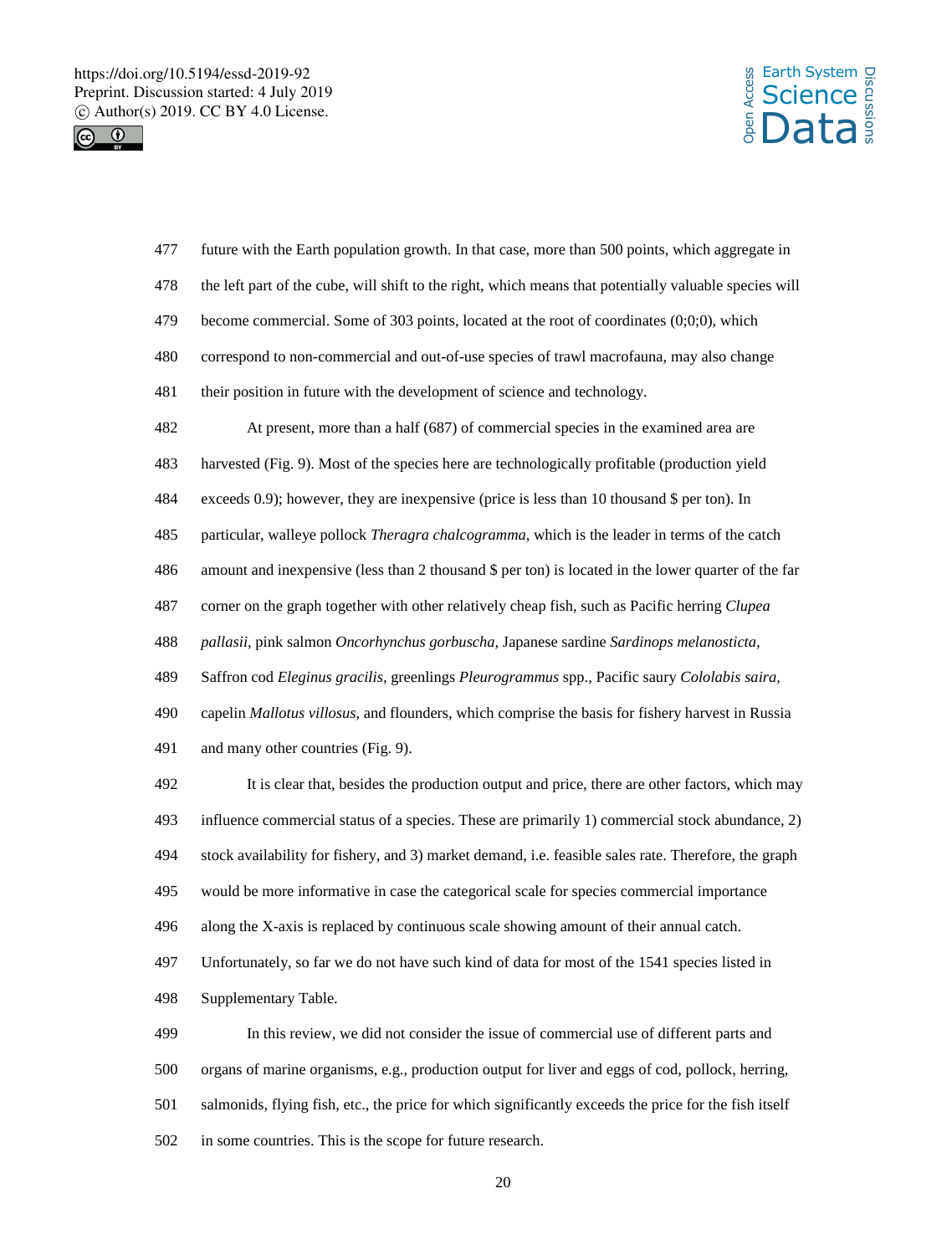future with the Earth population growth. In that case, more than 500 points, which aggregate in the left part of the cube, will shift to the right, which means that potentially valuable species will become commercial. Some of 303 points, located at the root of coordinates (0;0;0), which correspond to non-commercial and out-of-use species of trawl macrofauna, may also change their position in future with the development of science and technology.

At present, more than a half (687) of commercial species in the examined area are harvested (Fig. 9). Most of the species here are technologically profitable (production yield exceeds 0.9); however, they are inexpensive (price is less than 10 thousand $ per ton). In particular, walleye pollock *Theragra chalcogramma*, which is the leader in terms of the catch amount and inexpensive (less than 2 thousand $ per ton) is located in the lower quarter of the far corner on the graph together with other relatively cheap fish, such as Pacific herring *Clupea pallasii*, pink salmon *Oncorhynchus gorbuscha*, Japanese sardine *Sardinops melanosticta*, Saffron cod *Eleginus gracilis*, greenlings *Pleurogrammus* spp., Pacific saury *Cololabis saira*, capelin *Mallotus villosus*, and flounders, which comprise the basis for fishery harvest in Russia and many other countries (Fig. 9).

It is clear that, besides the production output and price, there are other factors, which may influence commercial status of a species. These are primarily 1) commercial stock abundance, 2) stock availability for fishery, and 3) market demand, i.e. feasible sales rate. Therefore, the graph would be more informative in case the categorical scale for species commercial importance along the X-axis is replaced by continuous scale showing amount of their annual catch. Unfortunately, so far we do not have such kind of data for most of the 1541 species listed in Supplementary Table.

In this review, we did not consider the issue of commercial use of different parts and organs of marine organisms, e.g., production output for liver and eggs of cod, pollock, herring, salmonids, flying fish, etc., the price for which significantly exceeds the price for the fish itself in some countries. This is the scope for future research.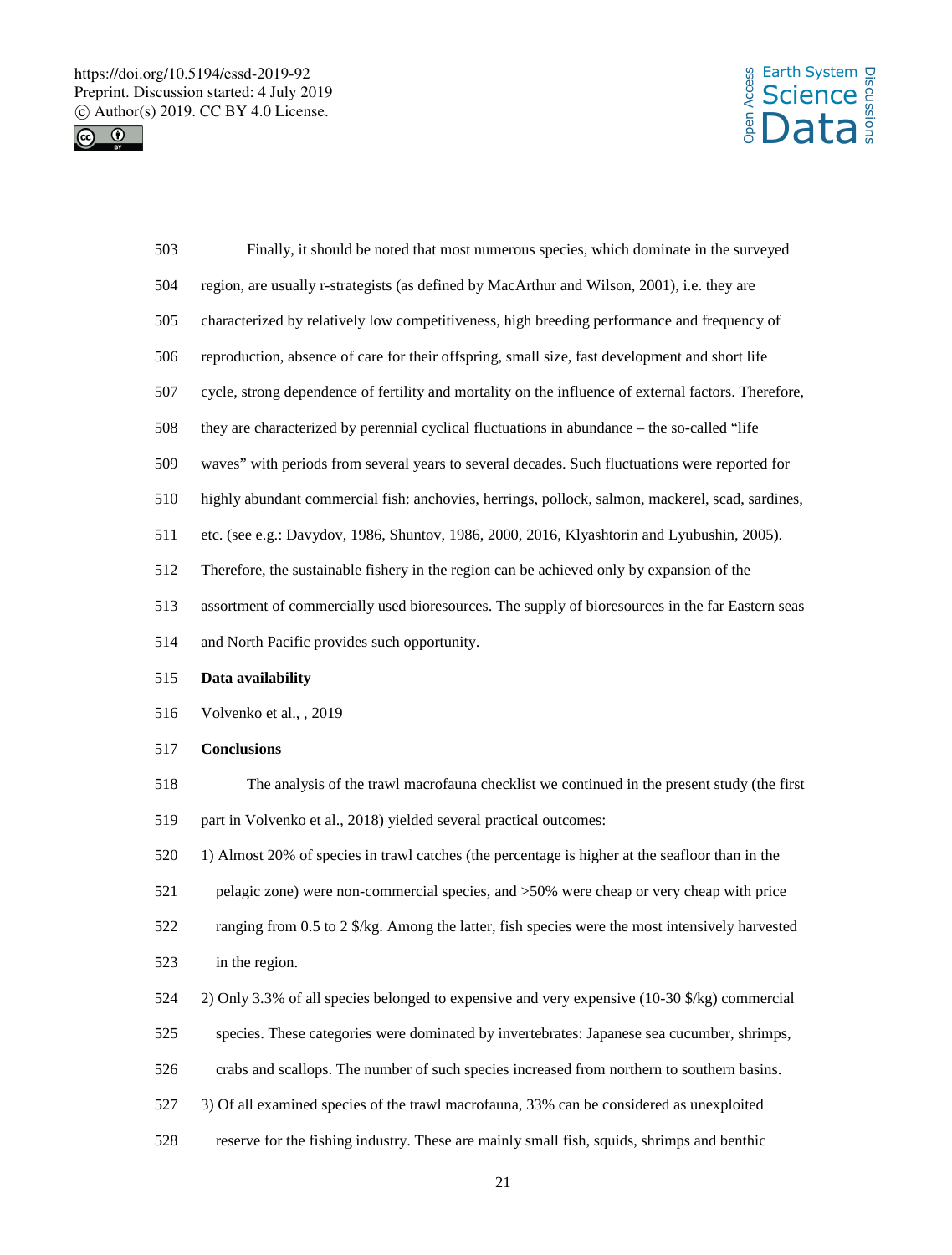Finally, it should be noted that most numerous species, which dominate in the surveyed region, are usually r-strategists (as defined by MacArthur and Wilson, 2001), i.e. they are characterized by relatively low competitiveness, high breeding performance and frequency of reproduction, absence of care for their offspring, small size, fast development and short life cycle, strong dependence of fertility and mortality on the influence of external factors. Therefore, they are characterized by perennial cyclical fluctuations in abundance – the so-called "life waves" with periods from several years to several decades. Such fluctuations were reported for highly abundant commercial fish: anchovies, herrings, pollock, salmon, mackerel, scad, sardines, etc. (see e.g.: Davydov, 1986, Shuntov, 1986, 2000, 2016, Klyashtorin and Lyubushin, 2005). Therefore, the sustainable fishery in the region can be achieved only by expansion of the assortment of commercially used bioresources. The supply of bioresources in the far Eastern seas and North Pacific provides such opportunity.

**Data availability**

Volvenko et al., , 2019

**Conclusions**

The analysis of the trawl macrofauna checklist we continued in the present study (the first part in Volvenko et al., 2018) yielded several practical outcomes:

1) Almost 20% of species in trawl catches (the percentage is higher at the seafloor than in the pelagic zone) were non-commercial species, and >50% were cheap or very cheap with price ranging from 0.5 to 2 $/kg. Among the latter, fish species were the most intensively harvested in the region.
2) Only 3.3% of all species belonged to expensive and very expensive (10-30 $/kg) commercial species. These categories were dominated by invertebrates: Japanese sea cucumber, shrimps, crabs and scallops. The number of such species increased from northern to southern basins.
3) Of all examined species of the trawl macrofauna, 33% can be considered as unexploited reserve for the fishing industry. These are mainly small fish, squids, shrimps and benthic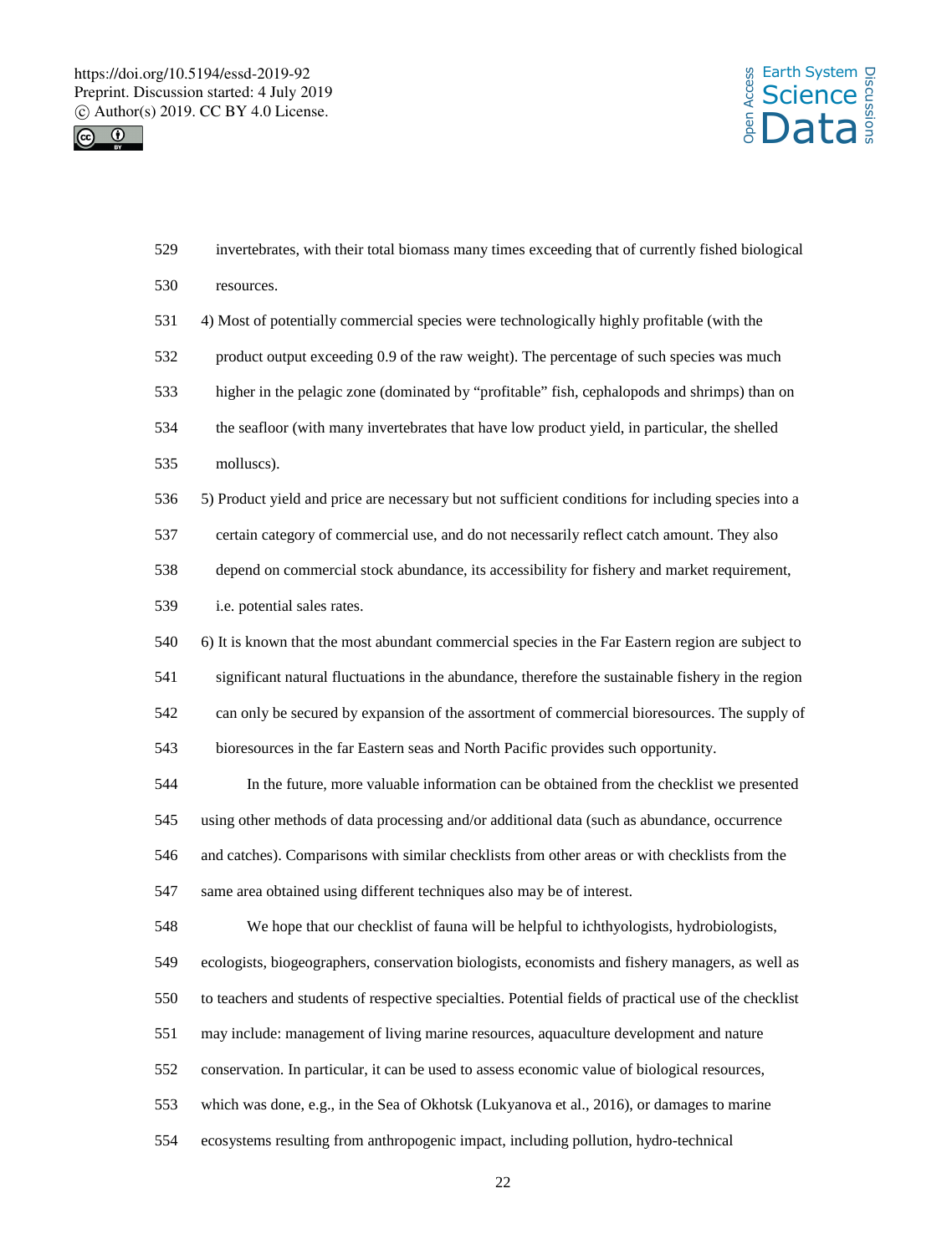invertebrates, with their total biomass many times exceeding that of currently fished biological resources.

4) Most of potentially commercial species were technologically highly profitable (with the product output exceeding 0.9 of the raw weight). The percentage of such species was much higher in the pelagic zone (dominated by "profitable" fish, cephalopods and shrimps) than on the seafloor (with many invertebrates that have low product yield, in particular, the shelled molluscs).

5) Product yield and price are necessary but not sufficient conditions for including species into a certain category of commercial use, and do not necessarily reflect catch amount. They also depend on commercial stock abundance, its accessibility for fishery and market requirement, i.e. potential sales rates.

6) It is known that the most abundant commercial species in the Far Eastern region are subject to significant natural fluctuations in the abundance, therefore the sustainable fishery in the region can only be secured by expansion of the assortment of commercial bioresources. The supply of bioresources in the far Eastern seas and North Pacific provides such opportunity.

In the future, more valuable information can be obtained from the checklist we presented using other methods of data processing and/or additional data (such as abundance, occurrence and catches). Comparisons with similar checklists from other areas or with checklists from the same area obtained using different techniques also may be of interest.

We hope that our checklist of fauna will be helpful to ichthyologists, hydrobiologists, ecologists, biogeographers, conservation biologists, economists and fishery managers, as well as to teachers and students of respective specialties. Potential fields of practical use of the checklist may include: management of living marine resources, aquaculture development and nature conservation. In particular, it can be used to assess economic value of biological resources, which was done, e.g., in the Sea of Okhotsk (Lukyanova et al., 2016), or damages to marine ecosystems resulting from anthropogenic impact, including pollution, hydro-technical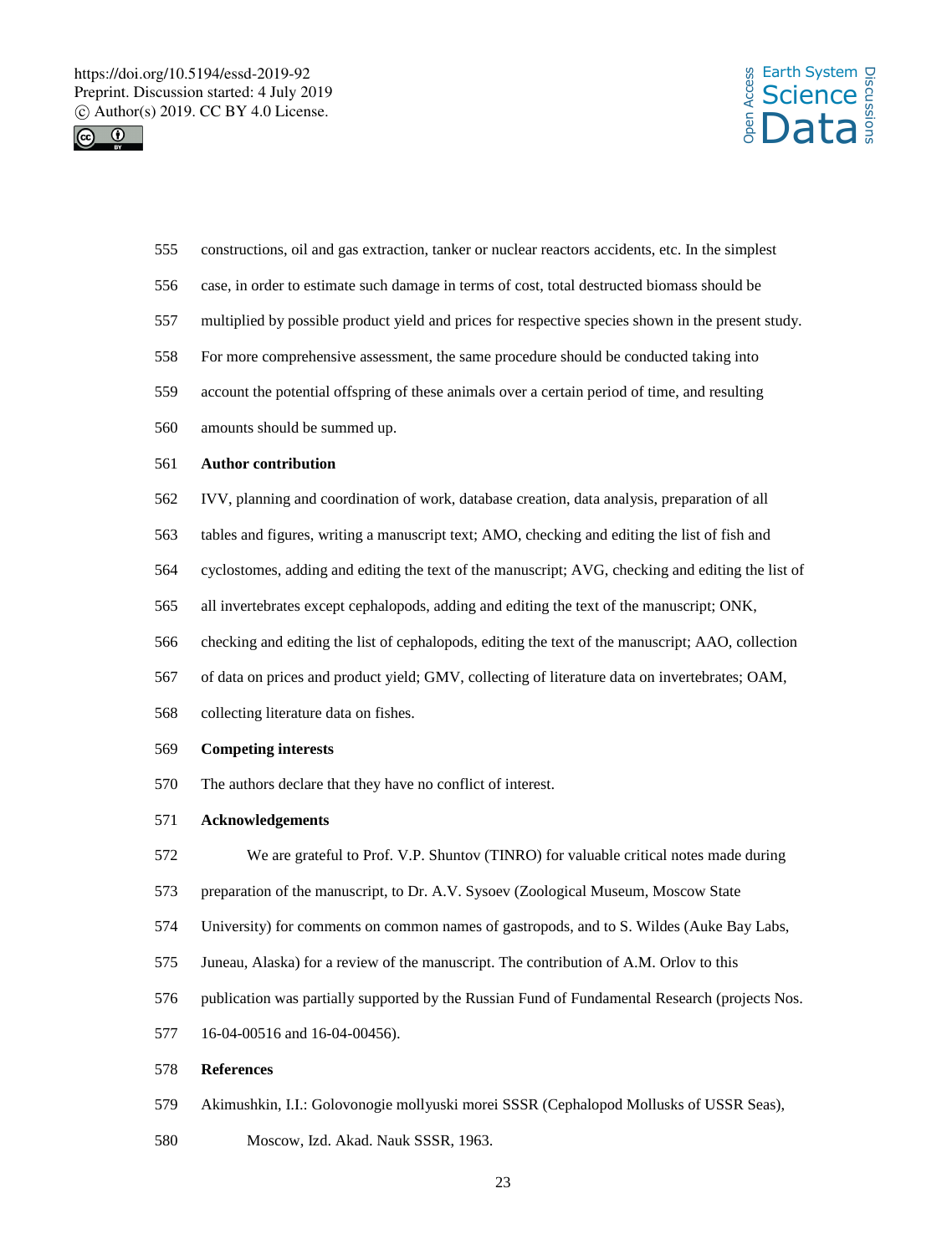constructions, oil and gas extraction, tanker or nuclear reactors accidents, etc. In the simplest case, in order to estimate such damage in terms of cost, total destructed biomass should be multiplied by possible product yield and prices for respective species shown in the present study. For more comprehensive assessment, the same procedure should be conducted taking into account the potential offspring of these animals over a certain period of time, and resulting amounts should be summed up.

## Author contribution

IVV, planning and coordination of work, database creation, data analysis, preparation of all tables and figures, writing a manuscript text; AMO, checking and editing the list of fish and cyclostomes, adding and editing the text of the manuscript; AVG, checking and editing the list of all invertebrates except cephalopods, adding and editing the text of the manuscript; ONK, checking and editing the list of cephalopods, editing the text of the manuscript; AAO, collection of data on prices and product yield; GMV, collecting of literature data on invertebrates; OAM, collecting literature data on fishes.

## Competing interests

The authors declare that they have no conflict of interest.

## Acknowledgements

We are grateful to Prof. V.P. Shuntov (TINRO) for valuable critical notes made during preparation of the manuscript, to Dr. A.V. Sysoev (Zoological Museum, Moscow State University) for comments on common names of gastropods, and to S. Wildes (Auke Bay Labs, Juneau, Alaska) for a review of the manuscript. The contribution of A.M. Orlov to this publication was partially supported by the Russian Fund of Fundamental Research (projects Nos. 16-04-00516 and 16-04-00456).

## References

Akimushkin, I.I.: Golovonogie mollyuski morei SSSR (Cephalopod Mollusks of USSR Seas), Moscow, Izd. Akad. Nauk SSSR, 1963.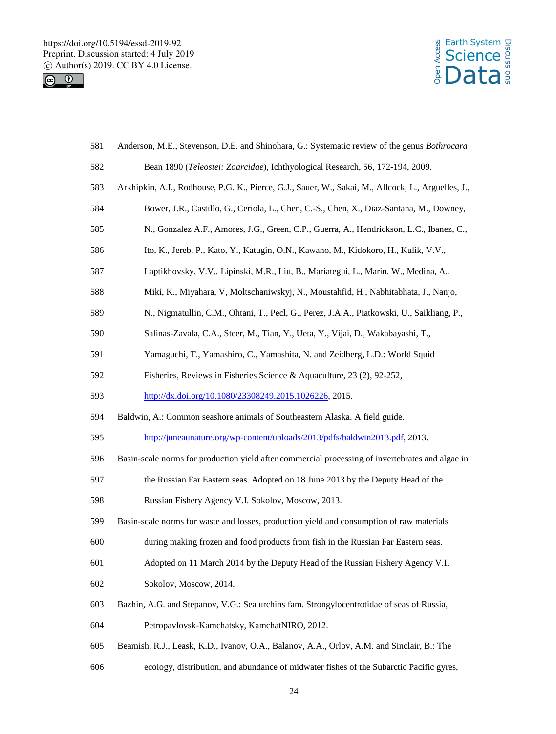Anderson, M.E., Stevenson, D.E. and Shinohara, G.: Systematic review of the genus *Bothrocara* Bean 1890 (*Teleostei: Zoarcidae*), Ichthyological Research, 56, 172-194, 2009.

Arkhipkin, A.I., Rodhouse, P.G. K., Pierce, G.J., Sauer, W., Sakai, M., Allcock, L., Arguelles, J., Bower, J.R., Castillo, G., Ceriola, L., Chen, C.-S., Chen, X., Diaz-Santana, M., Downey, N., Gonzalez A.F., Amores, J.G., Green, C.P., Guerra, A., Hendrickson, L.C., Ibanez, C., Ito, K., Jereb, P., Kato, Y., Katugin, O.N., Kawano, M., Kidokoro, H., Kulik, V.V., Laptikhovsky, V.V., Lipinski, M.R., Liu, B., Mariategui, L., Marin, W., Medina, A., Miki, K., Miyahara, V, Moltschaniwskyj, N., Moustahfid, H., Nabhitabhata, J., Nanjo, N., Nigmatullin, C.M., Ohtani, T., Pecl, G., Perez, J.A.A., Piatkowski, U., Saikliang, P., Salinas-Zavala, C.A., Steer, M., Tian, Y., Ueta, Y., Vijai, D., Wakabayashi, T., Yamaguchi, T., Yamashiro, C., Yamashita, N. and Zeidberg, L.D.: World Squid Fisheries, Reviews in Fisheries Science & Aquaculture, 23 (2), 92-252, http://dx.doi.org/10.1080/23308249.2015.1026226, 2015.

Baldwin, A.: Common seashore animals of Southeastern Alaska. A field guide. http://juneaunature.org/wp-content/uploads/2013/pdfs/baldwin2013.pdf, 2013.

Basin-scale norms for production yield after commercial processing of invertebrates and algae in the Russian Far Eastern seas. Adopted on 18 June 2013 by the Deputy Head of the Russian Fishery Agency V.I. Sokolov, Moscow, 2013.

Basin-scale norms for waste and losses, production yield and consumption of raw materials during making frozen and food products from fish in the Russian Far Eastern seas. Adopted on 11 March 2014 by the Deputy Head of the Russian Fishery Agency V.I. Sokolov, Moscow, 2014.

Bazhin, A.G. and Stepanov, V.G.: Sea urchins fam. Strongylocentrotidae of seas of Russia, Petropavlovsk-Kamchatsky, KamchatNIRO, 2012.

Beamish, R.J., Leask, K.D., Ivanov, O.A., Balanov, A.A., Orlov, A.M. and Sinclair, B.: The ecology, distribution, and abundance of midwater fishes of the Subarctic Pacific gyres,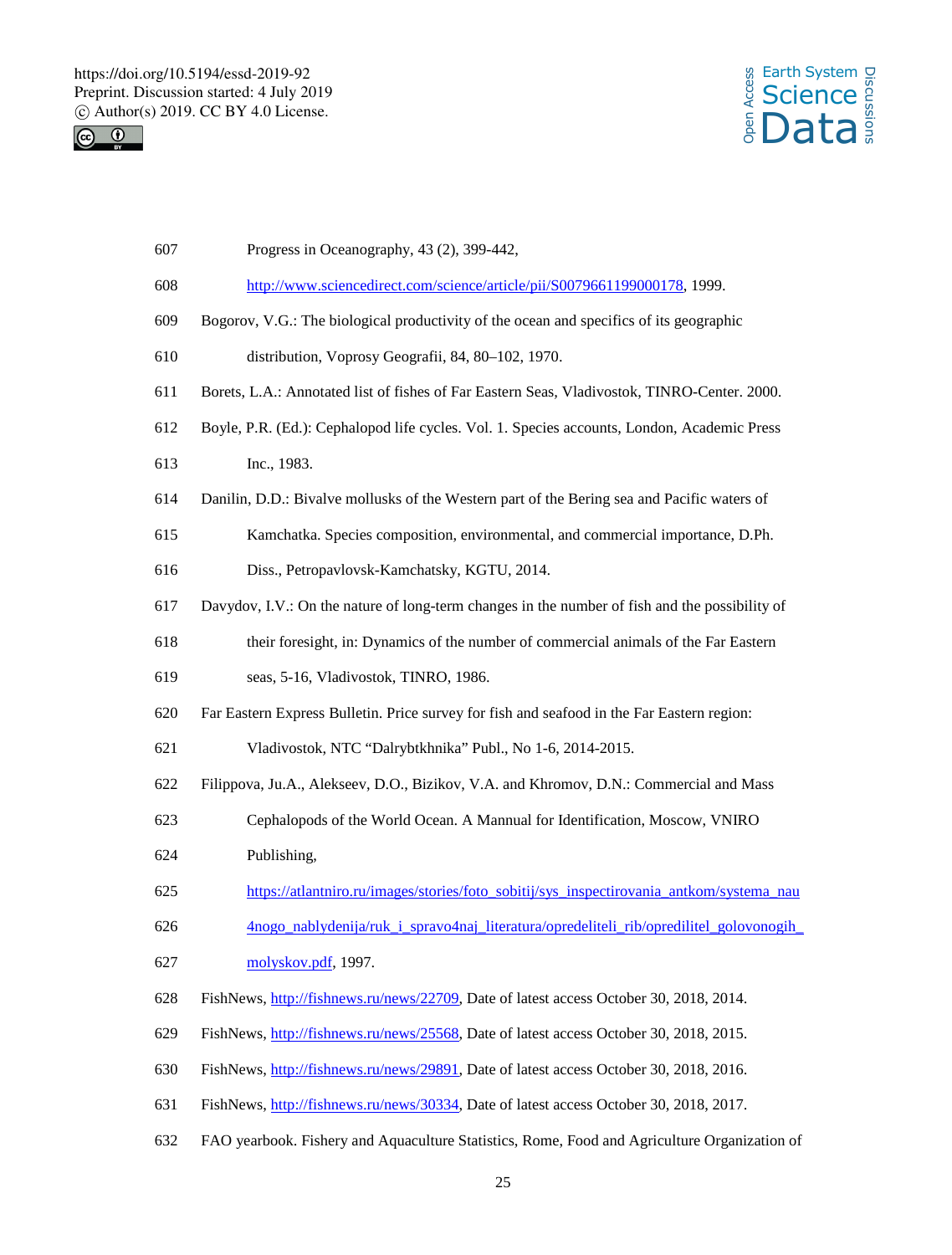Progress in Oceanography, 43 (2), 399-442, http://www.sciencedirect.com/science/article/pii/S0079661199000178, 1999.

Bogorov, V.G.: The biological productivity of the ocean and specifics of its geographic distribution, Voprosy Geografii, 84, 80–102, 1970.

Borets, L.A.: Annotated list of fishes of Far Eastern Seas, Vladivostok, TINRO-Center. 2000.

Boyle, P.R. (Ed.): Cephalopod life cycles. Vol. 1. Species accounts, London, Academic Press Inc., 1983.

Danilin, D.D.: Bivalve mollusks of the Western part of the Bering sea and Pacific waters of Kamchatka. Species composition, environmental, and commercial importance, D.Ph. Diss., Petropavlovsk-Kamchatsky, KGTU, 2014.

Davydov, I.V.: On the nature of long-term changes in the number of fish and the possibility of their foresight, in: Dynamics of the number of commercial animals of the Far Eastern seas, 5-16, Vladivostok, TINRO, 1986.

Far Eastern Express Bulletin. Price survey for fish and seafood in the Far Eastern region: Vladivostok, NTC "Dalrybtkhnika" Publ., No 1-6, 2014-2015.

Filippova, Ju.A., Alekseev, D.O., Bizikov, V.A. and Khromov, D.N.: Commercial and Mass Cephalopods of the World Ocean. A Manual for Identification, Moscow, VNIRO Publishing, https://atlantniro.ru/images/stories/foto_sobitij/sys_inspectirovania_antkom/systema_nau4nogo_nablydenija/ruk_i_spravo4naj_literatura/opredeliteli_rib/opredilitel_golovonogih_molyskov.pdf, 1997.

FishNews, http://fishnews.ru/news/22709, Date of latest access October 30, 2018, 2014.

FishNews, http://fishnews.ru/news/25568, Date of latest access October 30, 2018, 2015.

FishNews, http://fishnews.ru/news/29891, Date of latest access October 30, 2018, 2016.

FishNews, http://fishnews.ru/news/30334, Date of latest access October 30, 2018, 2017.

FAO yearbook. Fishery and Aquaculture Statistics, Rome, Food and Agriculture Organization of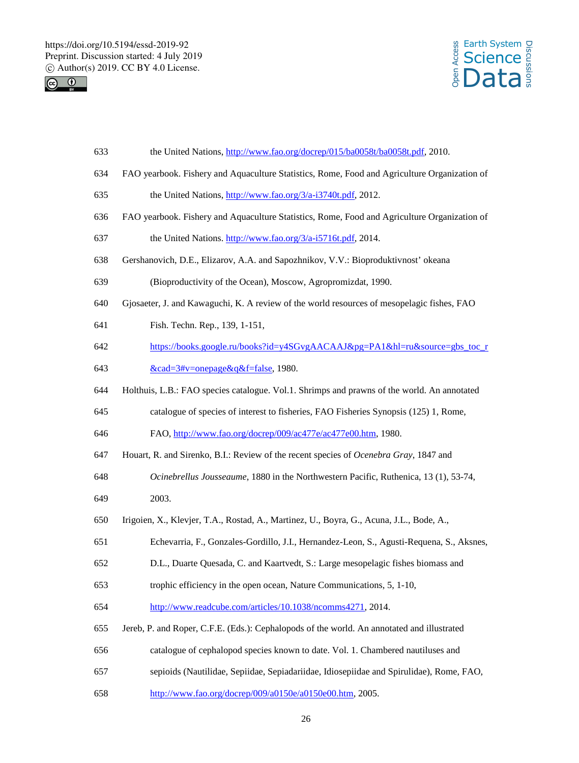the United Nations, http://www.fao.org/docrep/015/ba0058t/ba0058t.pdf, 2010.

FAO yearbook. Fishery and Aquaculture Statistics, Rome, Food and Agriculture Organization of the United Nations, http://www.fao.org/3/a-i3740t.pdf, 2012.

FAO yearbook. Fishery and Aquaculture Statistics, Rome, Food and Agriculture Organization of the United Nations. http://www.fao.org/3/a-i5716t.pdf, 2014.

Gershanovich, D.E., Elizarov, A.A. and Sapozhnikov, V.V.: Bioproduktivnost' okeana (Bioproductivity of the Ocean), Moscow, Agropromizdat, 1990.

Gjosaeter, J. and Kawaguchi, K. A review of the world resources of mesopelagic fishes, FAO Fish. Techn. Rep., 139, 1-151, https://books.google.ru/books?id=y4SGvgAACAAJ&pg=PA1&hl=ru&source=gbs_toc_r&cad=3#v=onepage&q&f=false, 1980.

Holthuis, L.B.: FAO species catalogue. Vol.1. Shrimps and prawns of the world. An annotated catalogue of species of interest to fisheries, FAO Fisheries Synopsis (125) 1, Rome, FAO, http://www.fao.org/docrep/009/ac477e/ac477e00.htm, 1980.

Houart, R. and Sirenko, B.I.: Review of the recent species of *Ocenebra Gray*, 1847 and *Ocinebrellus Jousseaume*, 1880 in the Northwestern Pacific, Ruthenica, 13 (1), 53-74, 2003.

Irigoien, X., Klevjer, T.A., Rostad, A., Martinez, U., Boyra, G., Acuna, J.L., Bode, A., Echevarria, F., Gonzales-Gordillo, J.I., Hernandez-Leon, S., Agusti-Requena, S., Aksnes, D.L., Duarte Quesada, C. and Kaartvedt, S.: Large mesopelagic fishes biomass and trophic efficiency in the open ocean, Nature Communications, 5, 1-10, http://www.readcube.com/articles/10.1038/ncomms4271, 2014.

Jereb, P. and Roper, C.F.E. (Eds.): Cephalopods of the world. An annotated and illustrated catalogue of cephalopod species known to date. Vol. 1. Chambered nautiluses and sepioids (Nautilidae, Sepiidae, Sepiadariidae, Idiosepiidae and Spirulidae), Rome, FAO, http://www.fao.org/docrep/009/a0150e/a0150e00.htm, 2005.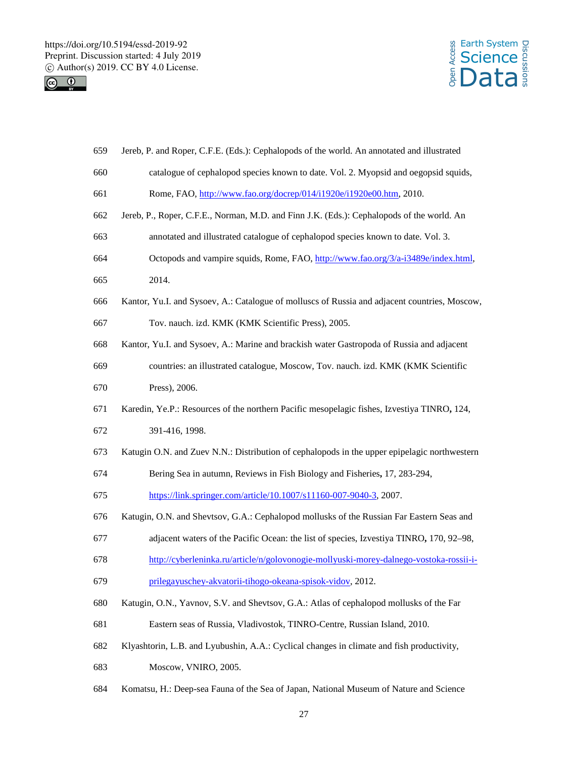Jereb, P. and Roper, C.F.E. (Eds.): Cephalopods of the world. An annotated and illustrated catalogue of cephalopod species known to date. Vol. 2. Myopsid and oegopsid squids, Rome, FAO, http://www.fao.org/docrep/014/i1920e/i1920e00.htm, 2010.

Jereb, P., Roper, C.F.E., Norman, M.D. and Finn J.K. (Eds.): Cephalopods of the world. An annotated and illustrated catalogue of cephalopod species known to date. Vol. 3. Octopods and vampire squids, Rome, FAO, http://www.fao.org/3/a-i3489e/index.html, 2014.

Kantor, Yu.I. and Sysoev, A.: Catalogue of molluscs of Russia and adjacent countries, Moscow, Tov. nauch. izd. KMK (KMK Scientific Press), 2005.

Kantor, Yu.I. and Sysoev, A.: Marine and brackish water Gastropoda of Russia and adjacent countries: an illustrated catalogue, Moscow, Tov. nauch. izd. KMK (KMK Scientific Press), 2006.

Karedin, Ye.P.: Resources of the northern Pacific mesopelagic fishes, Izvestiya TINRO**,** 124, 391-416, 1998.

Katugin O.N. and Zuev N.N.: Distribution of cephalopods in the upper epipelagic northwestern Bering Sea in autumn, Reviews in Fish Biology and Fisheries**,** 17, 283-294, https://link.springer.com/article/10.1007/s11160-007-9040-3, 2007.

Katugin, O.N. and Shevtsov, G.A.: Cephalopod mollusks of the Russian Far Eastern Seas and adjacent waters of the Pacific Ocean: the list of species, Izvestiya TINRO**,** 170, 92–98, http://cyberleninka.ru/article/n/golovonogie-mollyuski-morey-dalnego-vostoka-rossii-i-prilegayuschey-akvatorii-tihogo-okeana-spisok-vidov, 2012.

Katugin, O.N., Yavnov, S.V. and Shevtsov, G.A.: Atlas of cephalopod mollusks of the Far Eastern seas of Russia, Vladivostok, TINRO-Centre, Russian Island, 2010.

Klyashtorin, L.B. and Lyubushin, A.A.: Cyclical changes in climate and fish productivity, Moscow, VNIRO, 2005.

Komatsu, H.: Deep-sea Fauna of the Sea of Japan, National Museum of Nature and Science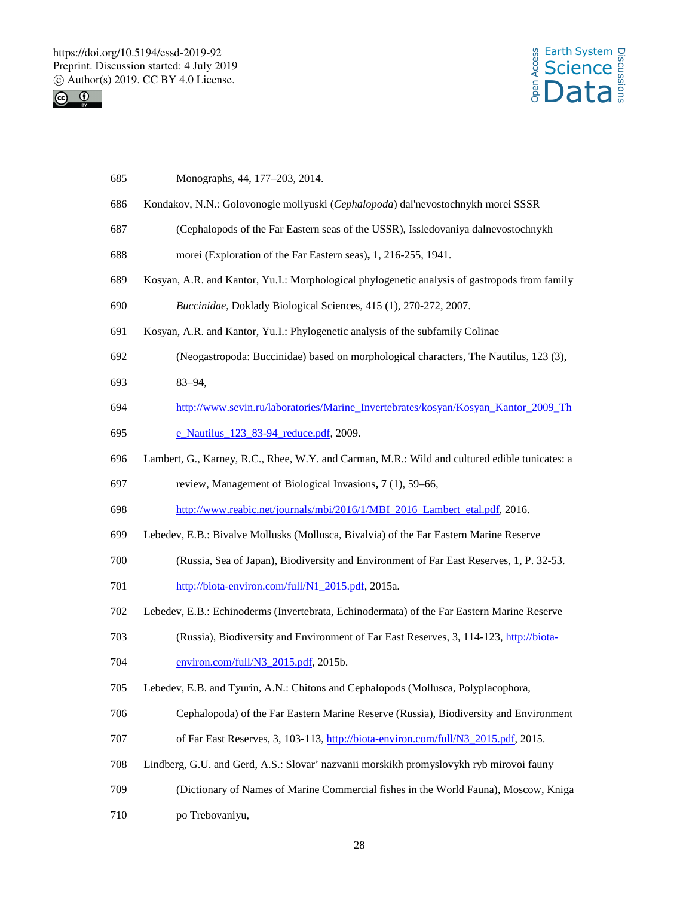Monographs, 44, 177–203, 2014.

Kondakov, N.N.: Golovonogie mollyuski (*Cephalopoda*) dal'nevostochnykh morei SSSR (Cephalopods of the Far Eastern seas of the USSR), Issledovaniya dalnevostochnykh morei (Exploration of the Far Eastern seas)**,** 1, 216-255, 1941.

Kosyan, A.R. and Kantor, Yu.I.: Morphological phylogenetic analysis of gastropods from family *Buccinidae*, Doklady Biological Sciences, 415 (1), 270-272, 2007.

Kosyan, A.R. and Kantor, Yu.I.: Phylogenetic analysis of the subfamily Colinae (Neogastropoda: Buccinidae) based on morphological characters, The Nautilus, 123 (3), 83–94, http://www.sevin.ru/laboratories/Marine_Invertebrates/kosyan/Kosyan_Kantor_2009_The_Nautilus_123_83-94_reduce.pdf, 2009.

Lambert, G., Karney, R.C., Rhee, W.Y. and Carman, M.R.: Wild and cultured edible tunicates: a review, Management of Biological Invasions**, 7** (1), 59–66, http://www.reabic.net/journals/mbi/2016/1/MBI_2016_Lambert_etal.pdf, 2016.

Lebedev, E.B.: Bivalve Mollusks (Mollusca, Bivalvia) of the Far Eastern Marine Reserve (Russia, Sea of Japan), Biodiversity and Environment of Far East Reserves, 1, P. 32-53. http://biota-environ.com/full/N1_2015.pdf, 2015a.

Lebedev, E.B.: Echinoderms (Invertebrata, Echinodermata) of the Far Eastern Marine Reserve (Russia), Biodiversity and Environment of Far East Reserves, 3, 114-123, http://biota-environ.com/full/N3_2015.pdf, 2015b.

Lebedev, E.B. and Tyurin, A.N.: Chitons and Cephalopods (Mollusca, Polyplacophora, Cephalopoda) of the Far Eastern Marine Reserve (Russia), Biodiversity and Environment of Far East Reserves, 3, 103-113, http://biota-environ.com/full/N3_2015.pdf, 2015.

Lindberg, G.U. and Gerd, A.S.: Slovar' nazvanii morskikh promyslovykh ryb mirovoi fauny (Dictionary of Names of Marine Commercial fishes in the World Fauna), Moscow, Kniga po Trebovaniyu,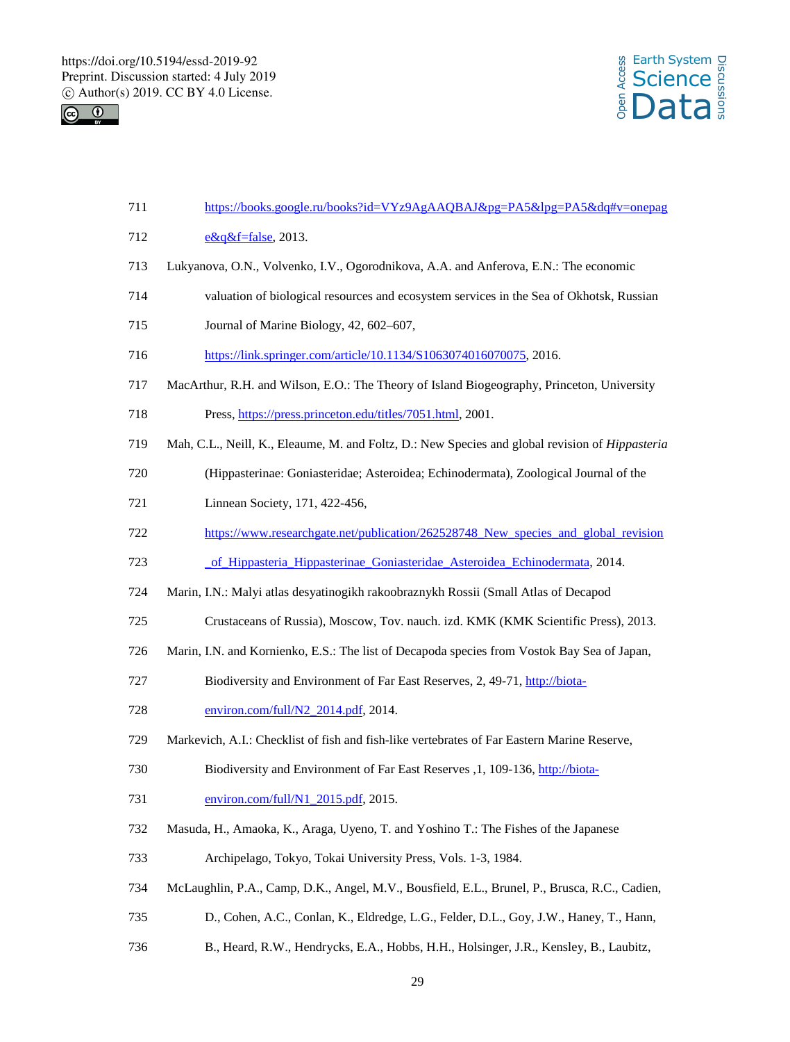https://books.google.ru/books?id=VYz9AgAAQBAJ&pg=PA5&lpg=PA5&dq#v=onepage&q&f=false, 2013.

Lukyanova, O.N., Volvenko, I.V., Ogorodnikova, A.A. and Anferova, E.N.: The economic valuation of biological resources and ecosystem services in the Sea of Okhotsk, Russian Journal of Marine Biology, 42, 602–607, https://link.springer.com/article/10.1134/S1063074016070075, 2016.

MacArthur, R.H. and Wilson, E.O.: The Theory of Island Biogeography, Princeton, University Press, https://press.princeton.edu/titles/7051.html, 2001.

Mah, C.L., Neill, K., Eleaume, M. and Foltz, D.: New Species and global revision of *Hippasteria* (Hippasterinae: Goniasteridae; Asteroidea; Echinodermata), Zoological Journal of the Linnean Society, 171, 422-456, https://www.researchgate.net/publication/262528748_New_species_and_global_revision_of_Hippasteria_Hippasterinae_Goniasteridae_Asteroidea_Echinodermata, 2014.

Marin, I.N.: Malyi atlas desyatinogikh rakoobraznykh Rossii (Small Atlas of Decapod Crustaceans of Russia), Moscow, Tov. nauch. izd. KMK (KMK Scientific Press), 2013.

Marin, I.N. and Kornienko, E.S.: The list of Decapoda species from Vostok Bay Sea of Japan, Biodiversity and Environment of Far East Reserves, 2, 49-71, http://biota-environ.com/full/N2_2014.pdf, 2014.

Markevich, A.I.: Checklist of fish and fish-like vertebrates of Far Eastern Marine Reserve, Biodiversity and Environment of Far East Reserves ,1, 109-136, http://biota-environ.com/full/N1_2015.pdf, 2015.

Masuda, H., Amaoka, K., Araga, Uyeno, T. and Yoshino T.: The Fishes of the Japanese Archipelago, Tokyo, Tokai University Press, Vols. 1-3, 1984.

McLaughlin, P.A., Camp, D.K., Angel, M.V., Bousfield, E.L., Brunel, P., Brusca, R.C., Cadien, D., Cohen, A.C., Conlan, K., Eldredge, L.G., Felder, D.L., Goy, J.W., Haney, T., Hann, B., Heard, R.W., Hendrycks, E.A., Hobbs, H.H., Holsinger, J.R., Kensley, B., Laubitz,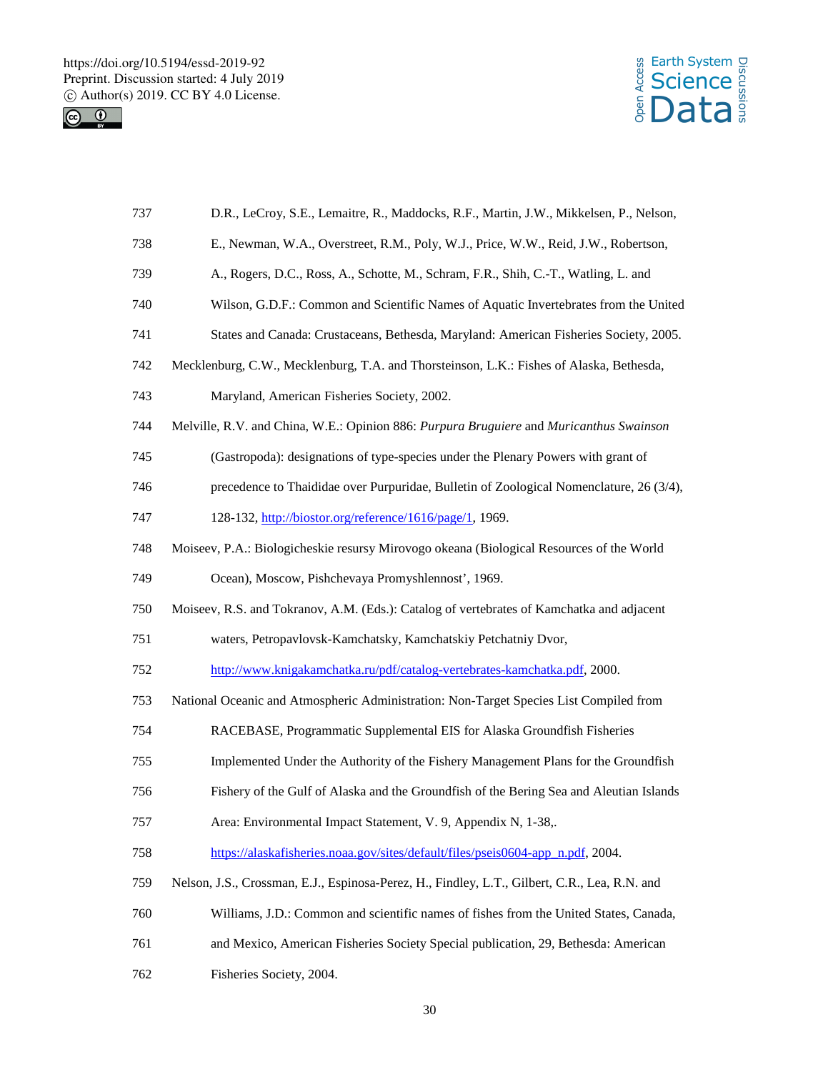D.R., LeCroy, S.E., Lemaitre, R., Maddocks, R.F., Martin, J.W., Mikkelsen, P., Nelson, E., Newman, W.A., Overstreet, R.M., Poly, W.J., Price, W.W., Reid, J.W., Robertson, A., Rogers, D.C., Ross, A., Schotte, M., Schram, F.R., Shih, C.-T., Watling, L. and Wilson, G.D.F.: Common and Scientific Names of Aquatic Invertebrates from the United States and Canada: Crustaceans, Bethesda, Maryland: American Fisheries Society, 2005.

Mecklenburg, C.W., Mecklenburg, T.A. and Thorsteinson, L.K.: Fishes of Alaska, Bethesda, Maryland, American Fisheries Society, 2002.

Melville, R.V. and China, W.E.: Opinion 886: *Purpura Bruguiere* and *Muricanthus Swainson* (Gastropoda): designations of type-species under the Plenary Powers with grant of precedence to Thaididae over Purpuridae, Bulletin of Zoological Nomenclature, 26 (3/4), 128-132, http://biostor.org/reference/1616/page/1, 1969.

Moiseev, P.A.: Biologicheskie resursy Mirovogo okeana (Biological Resources of the World Ocean), Moscow, Pishchevaya Promyshlennost', 1969.

Moiseev, R.S. and Tokranov, A.M. (Eds.): Catalog of vertebrates of Kamchatka and adjacent waters, Petropavlovsk-Kamchatsky, Kamchatskiy Petchatniy Dvor, http://www.knigakamchatka.ru/pdf/catalog-vertebrates-kamchatka.pdf, 2000.

National Oceanic and Atmospheric Administration: Non-Target Species List Compiled from RACEBASE, Programmatic Supplemental EIS for Alaska Groundfish Fisheries Implemented Under the Authority of the Fishery Management Plans for the Groundfish Fishery of the Gulf of Alaska and the Groundfish of the Bering Sea and Aleutian Islands Area: Environmental Impact Statement, V. 9, Appendix N, 1-38,. https://alaskafisheries.noaa.gov/sites/default/files/pseis0604-app_n.pdf, 2004.

Nelson, J.S., Crossman, E.J., Espinosa-Perez, H., Findley, L.T., Gilbert, C.R., Lea, R.N. and Williams, J.D.: Common and scientific names of fishes from the United States, Canada, and Mexico, American Fisheries Society Special publication, 29, Bethesda: American Fisheries Society, 2004.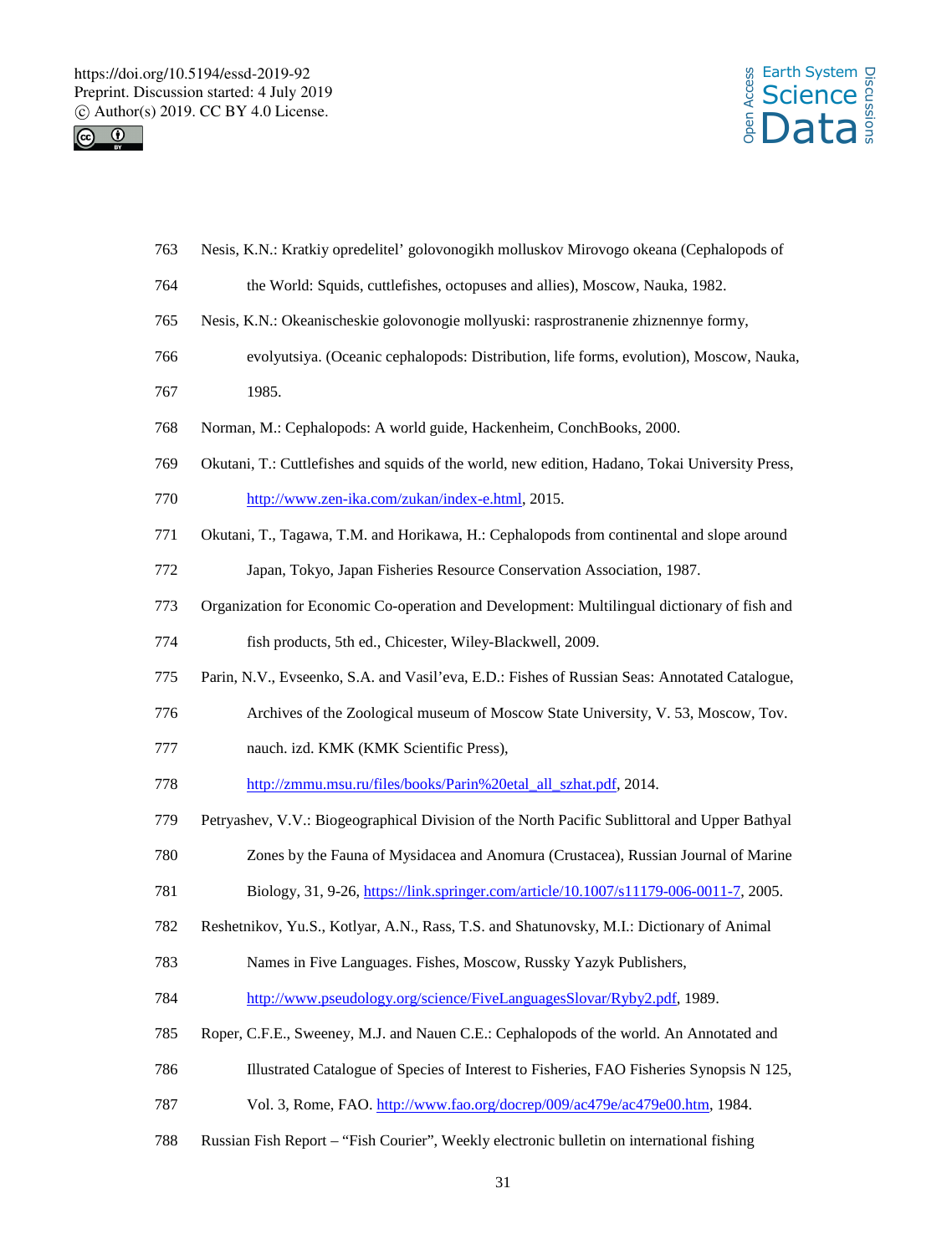Nesis, K.N.: Kratkiy opredelitel' golovonogikh molluskov Mirovogo okeana (Cephalopods of the World: Squids, cuttlefishes, octopuses and allies), Moscow, Nauka, 1982.

Nesis, K.N.: Okeanischeskie golovonogie mollyuski: rasprostranenie zhiznennye formy, evolyutsiya. (Oceanic cephalopods: Distribution, life forms, evolution), Moscow, Nauka, 1985.

Norman, M.: Cephalopods: A world guide, Hackenheim, ConchBooks, 2000.

Okutani, T.: Cuttlefishes and squids of the world, new edition, Hadano, Tokai University Press, http://www.zen-ika.com/zukan/index-e.html, 2015.

Okutani, T., Tagawa, T.M. and Horikawa, H.: Cephalopods from continental and slope around Japan, Tokyo, Japan Fisheries Resource Conservation Association, 1987.

Organization for Economic Co-operation and Development: Multilingual dictionary of fish and fish products, 5th ed., Chicester, Wiley-Blackwell, 2009.

Parin, N.V., Evseenko, S.A. and Vasil'eva, E.D.: Fishes of Russian Seas: Annotated Catalogue, Archives of the Zoological museum of Moscow State University, V. 53, Moscow, Tov. nauch. izd. KMK (KMK Scientific Press), http://zmmu.msu.ru/files/books/Parin%20etal_all_szhat.pdf, 2014.

Petryashev, V.V.: Biogeographical Division of the North Pacific Sublittoral and Upper Bathyal Zones by the Fauna of Mysidacea and Anomura (Crustacea), Russian Journal of Marine Biology, 31, 9-26, https://link.springer.com/article/10.1007/s11179-006-0011-7, 2005.

Reshetnikov, Yu.S., Kotlyar, A.N., Rass, T.S. and Shatunovsky, M.I.: Dictionary of Animal Names in Five Languages. Fishes, Moscow, Russky Yazyk Publishers, http://www.pseudology.org/science/FiveLanguagesSlovar/Ryby2.pdf, 1989.

Roper, C.F.E., Sweeney, M.J. and Nauen C.E.: Cephalopods of the world. An Annotated and Illustrated Catalogue of Species of Interest to Fisheries, FAO Fisheries Synopsis N 125, Vol. 3, Rome, FAO. http://www.fao.org/docrep/009/ac479e/ac479e00.htm, 1984.

Russian Fish Report – "Fish Courier", Weekly electronic bulletin on international fishing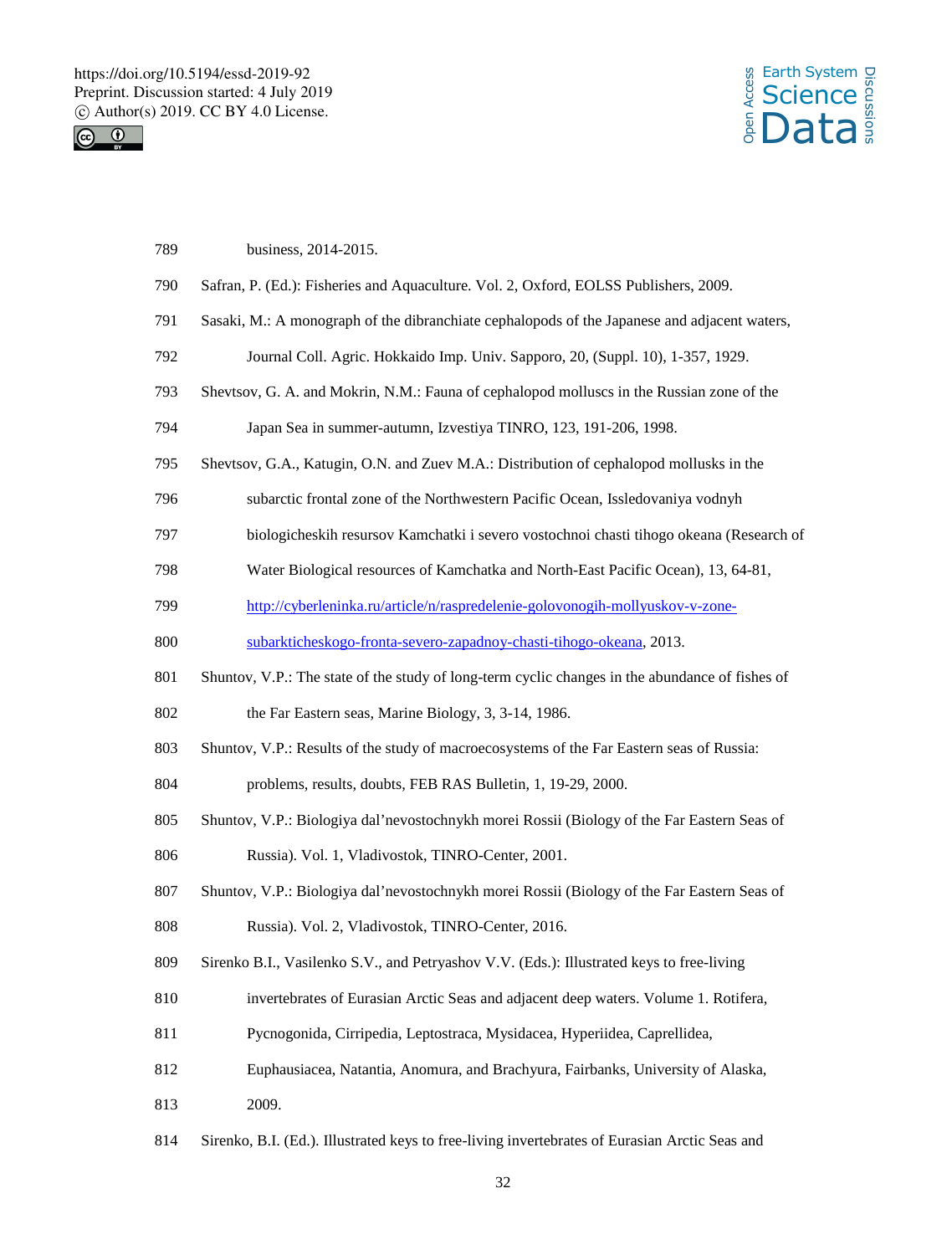business, 2014-2015.

Safran, P. (Ed.): Fisheries and Aquaculture. Vol. 2, Oxford, EOLSS Publishers, 2009.

Sasaki, M.: A monograph of the dibranchiate cephalopods of the Japanese and adjacent waters, Journal Coll. Agric. Hokkaido Imp. Univ. Sapporo, 20, (Suppl. 10), 1-357, 1929.

Shevtsov, G. A. and Mokrin, N.M.: Fauna of cephalopod molluscs in the Russian zone of the Japan Sea in summer-autumn, Izvestiya TINRO, 123, 191-206, 1998.

Shevtsov, G.A., Katugin, O.N. and Zuev M.A.: Distribution of cephalopod mollusks in the subarctic frontal zone of the Northwestern Pacific Ocean, Issledovaniya vodnyh biologicheskih resursov Kamchatki i severo vostochnoi chasti tihogo okeana (Research of Water Biological resources of Kamchatka and North-East Pacific Ocean), 13, 64-81, http://cyberleninka.ru/article/n/raspredelenie-golovonogih-mollyuskov-v-zone-subarkticheskogo-fronta-severo-zapadnoy-chasti-tihogo-okeana, 2013.

Shuntov, V.P.: The state of the study of long-term cyclic changes in the abundance of fishes of the Far Eastern seas, Marine Biology, 3, 3-14, 1986.

Shuntov, V.P.: Results of the study of macroecosystems of the Far Eastern seas of Russia: problems, results, doubts, FEB RAS Bulletin, 1, 19-29, 2000.

Shuntov, V.P.: Biologiya dal'nevostochnykh morei Rossii (Biology of the Far Eastern Seas of Russia). Vol. 1, Vladivostok, TINRO-Center, 2001.

Shuntov, V.P.: Biologiya dal'nevostochnykh morei Rossii (Biology of the Far Eastern Seas of Russia). Vol. 2, Vladivostok, TINRO-Center, 2016.

Sirenko B.I., Vasilenko S.V., and Petryashov V.V. (Eds.): Illustrated keys to free-living invertebrates of Eurasian Arctic Seas and adjacent deep waters. Volume 1. Rotifera, Pycnogonida, Cirripedia, Leptostraca, Mysidacea, Hyperiidea, Caprellidea, Euphausiacea, Natantia, Anomura, and Brachyura, Fairbanks, University of Alaska, 2009.

Sirenko, B.I. (Ed.). Illustrated keys to free-living invertebrates of Eurasian Arctic Seas and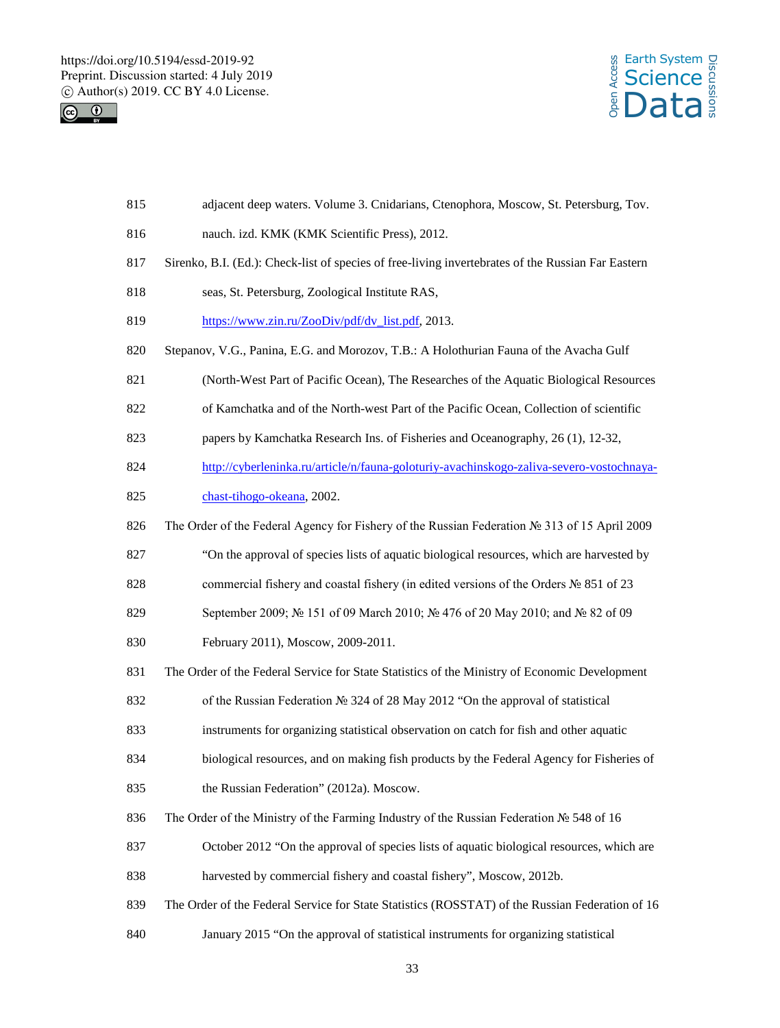adjacent deep waters. Volume 3. Cnidarians, Ctenophora, Moscow, St. Petersburg, Tov. nauch. izd. KMK (KMK Scientific Press), 2012.

Sirenko, B.I. (Ed.): Check-list of species of free-living invertebrates of the Russian Far Eastern seas, St. Petersburg, Zoological Institute RAS, https://www.zin.ru/ZooDiv/pdf/dv_list.pdf, 2013.

Stepanov, V.G., Panina, E.G. and Morozov, T.B.: A Holothurian Fauna of the Avacha Gulf (North-West Part of Pacific Ocean), The Researches of the Aquatic Biological Resources of Kamchatka and of the North-west Part of the Pacific Ocean, Collection of scientific papers by Kamchatka Research Ins. of Fisheries and Oceanography, 26 (1), 12-32, http://cyberleninka.ru/article/n/fauna-goloturiy-avachinskogo-zaliva-severo-vostochnaya-chast-tihogo-okeana, 2002.

The Order of the Federal Agency for Fishery of the Russian Federation № 313 of 15 April 2009 "On the approval of species lists of aquatic biological resources, which are harvested by commercial fishery and coastal fishery (in edited versions of the Orders № 851 of 23 September 2009; № 151 of 09 March 2010; № 476 of 20 May 2010; and № 82 of 09 February 2011), Moscow, 2009-2011.

The Order of the Federal Service for State Statistics of the Ministry of Economic Development of the Russian Federation № 324 of 28 May 2012 "On the approval of statistical instruments for organizing statistical observation on catch for fish and other aquatic biological resources, and on making fish products by the Federal Agency for Fisheries of the Russian Federation" (2012a). Moscow.

The Order of the Ministry of the Farming Industry of the Russian Federation № 548 of 16 October 2012 "On the approval of species lists of aquatic biological resources, which are harvested by commercial fishery and coastal fishery", Moscow, 2012b.

The Order of the Federal Service for State Statistics (ROSSTAT) of the Russian Federation of 16 January 2015 "On the approval of statistical instruments for organizing statistical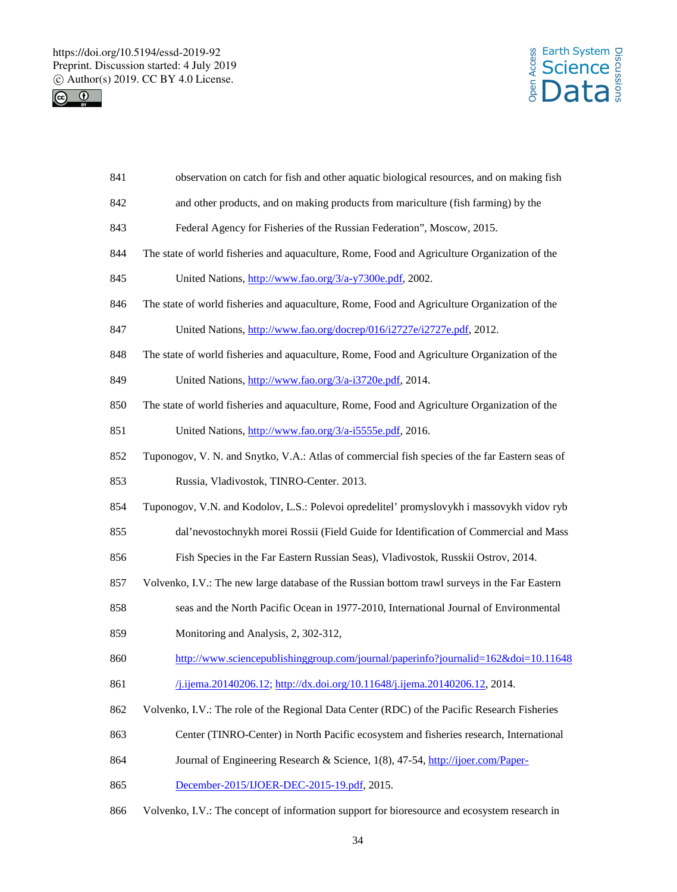observation on catch for fish and other aquatic biological resources, and on making fish and other products, and on making products from mariculture (fish farming) by the Federal Agency for Fisheries of the Russian Federation", Moscow, 2015.

The state of world fisheries and aquaculture, Rome, Food and Agriculture Organization of the United Nations, http://www.fao.org/3/a-y7300e.pdf, 2002.

The state of world fisheries and aquaculture, Rome, Food and Agriculture Organization of the United Nations, http://www.fao.org/docrep/016/i2727e/i2727e.pdf, 2012.

The state of world fisheries and aquaculture, Rome, Food and Agriculture Organization of the United Nations, http://www.fao.org/3/a-i3720e.pdf, 2014.

The state of world fisheries and aquaculture, Rome, Food and Agriculture Organization of the United Nations, http://www.fao.org/3/a-i5555e.pdf, 2016.

Tuponogov, V. N. and Snytko, V.A.: Atlas of commercial fish species of the far Eastern seas of Russia, Vladivostok, TINRO-Center. 2013.

Tuponogov, V.N. and Kodolov, L.S.: Polevoi opredelitel' promyslovykh i massovykh vidov ryb dal'nevostochnykh morei Rossii (Field Guide for Identification of Commercial and Mass Fish Species in the Far Eastern Russian Seas), Vladivostok, Russkii Ostrov, 2014.

Volvenko, I.V.: The new large database of the Russian bottom trawl surveys in the Far Eastern seas and the North Pacific Ocean in 1977-2010, International Journal of Environmental Monitoring and Analysis, 2, 302-312, http://www.sciencepublishinggroup.com/journal/paperinfo?journalid=162&doi=10.11648/j.ijema.20140206.12; http://dx.doi.org/10.11648/j.ijema.20140206.12, 2014.

Volvenko, I.V.: The role of the Regional Data Center (RDC) of the Pacific Research Fisheries Center (TINRO-Center) in North Pacific ecosystem and fisheries research, International Journal of Engineering Research & Science, 1(8), 47-54, http://ijoer.com/Paper-December-2015/IJOER-DEC-2015-19.pdf, 2015.

Volvenko, I.V.: The concept of information support for bioresource and ecosystem research in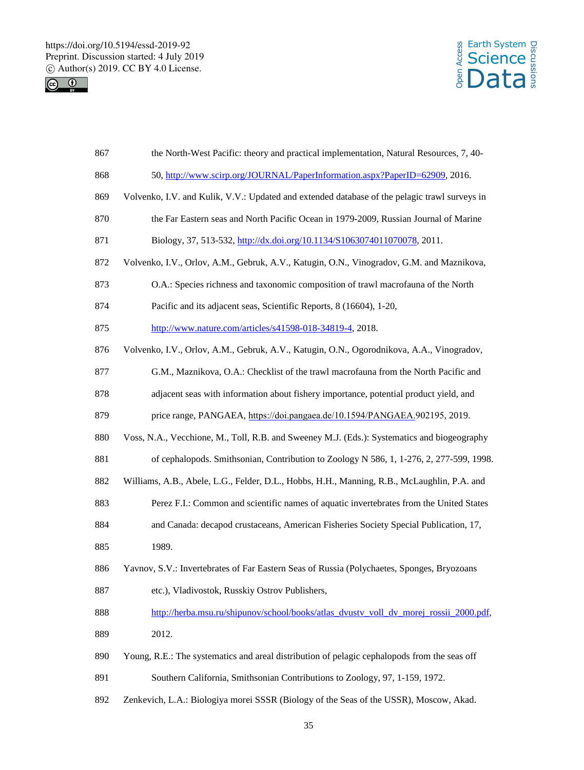the North-West Pacific: theory and practical implementation, Natural Resources, 7, 40-50, http://www.scirp.org/JOURNAL/PaperInformation.aspx?PaperID=62909, 2016.

Volvenko, I.V. and Kulik, V.V.: Updated and extended database of the pelagic trawl surveys in the Far Eastern seas and North Pacific Ocean in 1979-2009, Russian Journal of Marine Biology, 37, 513-532, http://dx.doi.org/10.1134/S1063074011070078, 2011.

Volvenko, I.V., Orlov, A.M., Gebruk, A.V., Katugin, O.N., Vinogradov, G.M. and Maznikova, O.A.: Species richness and taxonomic composition of trawl macrofauna of the North Pacific and its adjacent seas, Scientific Reports, 8 (16604), 1-20, http://www.nature.com/articles/s41598-018-34819-4, 2018.

Volvenko, I.V., Orlov, A.M., Gebruk, A.V., Katugin, O.N., Ogorodnikova, A.A., Vinogradov, G.M., Maznikova, O.A.: Checklist of the trawl macrofauna from the North Pacific and adjacent seas with information about fishery importance, potential product yield, and price range, PANGAEA, https://doi.pangaea.de/10.1594/PANGAEA.902195, 2019.

Voss, N.A., Vecchione, M., Toll, R.B. and Sweeney M.J. (Eds.): Systematics and biogeography of cephalopods. Smithsonian, Contribution to Zoology N 586, 1, 1-276, 2, 277-599, 1998.

Williams, A.B., Abele, L.G., Felder, D.L., Hobbs, H.H., Manning, R.B., McLaughlin, P.A. and Perez F.I.: Common and scientific names of aquatic invertebrates from the United States and Canada: decapod crustaceans, American Fisheries Society Special Publication, 17, 1989.

Yavnov, S.V.: Invertebrates of Far Eastern Seas of Russia (Polychaetes, Sponges, Bryozoans etc.), Vladivostok, Russkiy Ostrov Publishers, http://herba.msu.ru/shipunov/school/books/atlas_dvustv_voll_dv_morej_rossii_2000.pdf, 2012.

Young, R.E.: The systematics and areal distribution of pelagic cephalopods from the seas off Southern California, Smithsonian Contributions to Zoology, 97, 1-159, 1972.

Zenkevich, L.A.: Biologiya morei SSSR (Biology of the Seas of the USSR), Moscow, Akad.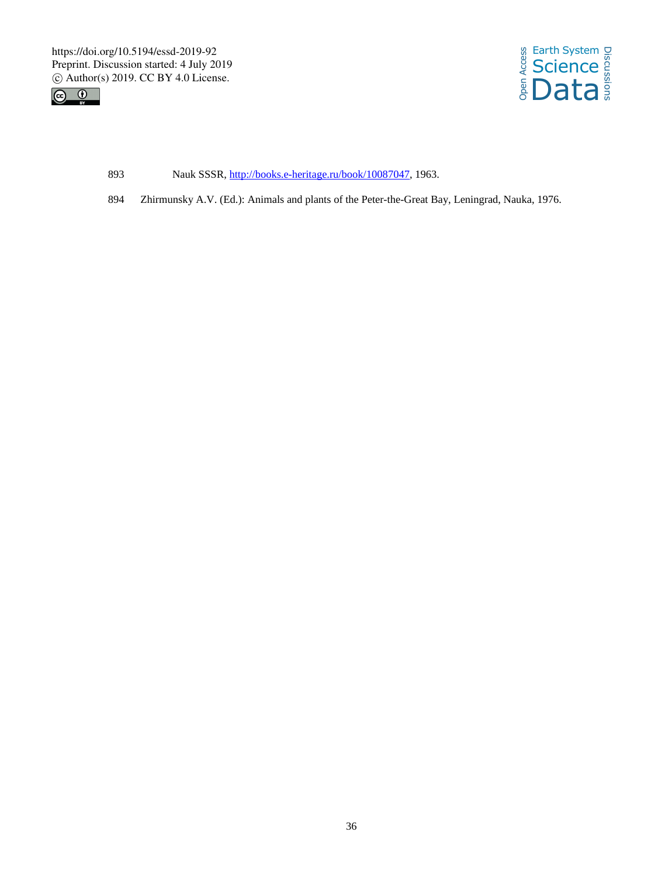893 Nauk SSSR, http://books.e-heritage.ru/book/10087047, 1963.

894 Zhirmunsky A.V. (Ed.): Animals and plants of the Peter-the-Great Bay, Leningrad, Nauka, 1976.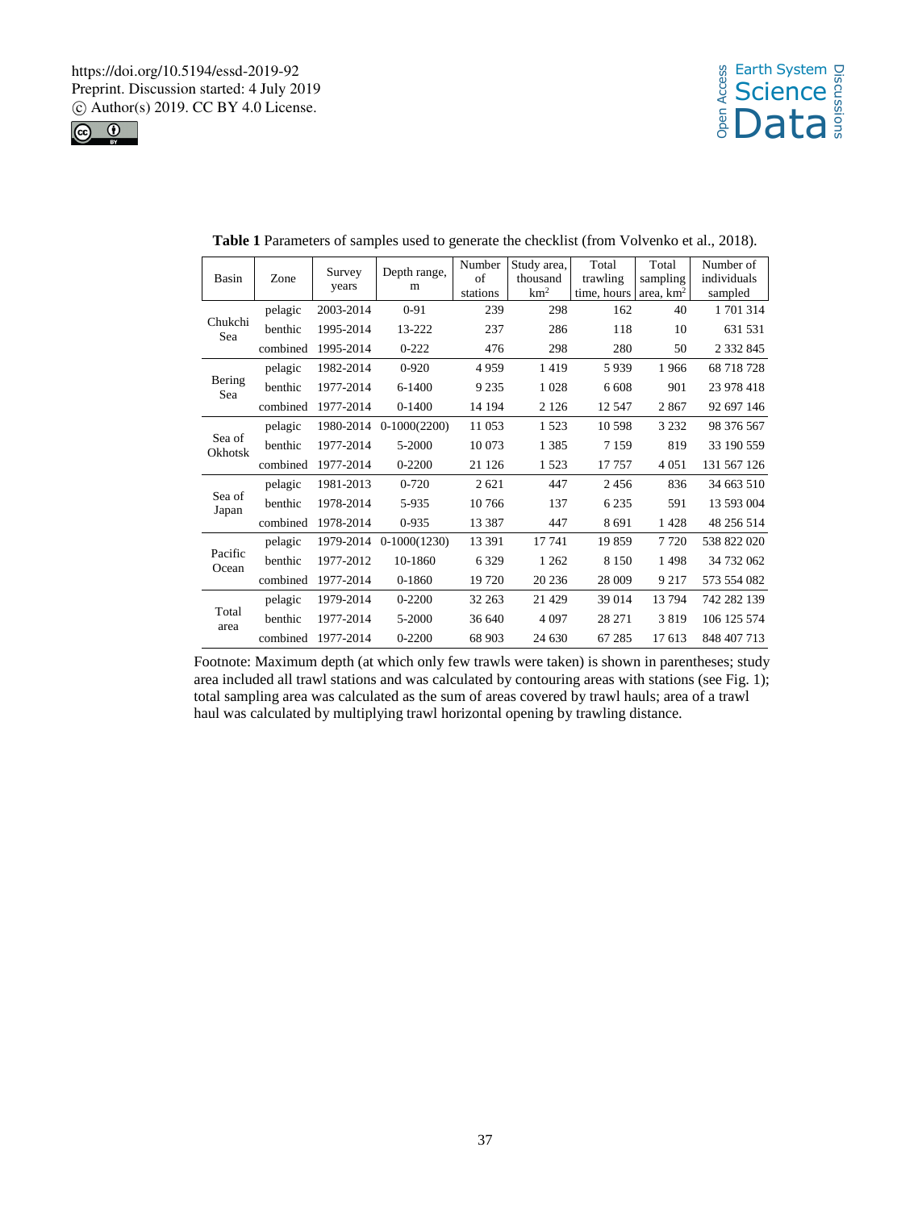**Table 1** Parameters of samples used to generate the checklist (from Volvenko et al., 2018).

| Basin | Zone | Survey years | Depth range, m | Number of stations | Study area, thousand km$^2$ | Total trawling time, hours | Total sampling area, km$^2$ | Number of individuals sampled |
|---|---|---|---|---|---|---|---|---|
| Chukchi Sea | pelagic | 2003-2014 | 0-91 | 239 | 298 | 162 | 40 | 1 701 314 |
| | benthic | 1995-2014 | 13-222 | 237 | 286 | 118 | 10 | 631 531 |
| | combined | 1995-2014 | 0-222 | 476 | 298 | 280 | 50 | 2 332 845 |
| Bering Sea | pelagic | 1982-2014 | 0-920 | 4 959 | 1 419 | 5 939 | 1 966 | 68 718 728 |
| | benthic | 1977-2014 | 6-1400 | 9 235 | 1 028 | 6 608 | 901 | 23 978 418 |
| | combined | 1977-2014 | 0-1400 | 14 194 | 2 126 | 12 547 | 2 867 | 92 697 146 |
| Sea of Okhotsk | pelagic | 1980-2014 | 0-1000(2200) | 11 053 | 1 523 | 10 598 | 3 232 | 98 376 567 |
| | benthic | 1977-2014 | 5-2000 | 10 073 | 1 385 | 7 159 | 819 | 33 190 559 |
| | combined | 1977-2014 | 0-2200 | 21 126 | 1 523 | 17 757 | 4 051 | 131 567 126 |
| Sea of Japan | pelagic | 1981-2013 | 0-720 | 2 621 | 447 | 2 456 | 836 | 34 663 510 |
| | benthic | 1978-2014 | 5-935 | 10 766 | 137 | 6 235 | 591 | 13 593 004 |
| | combined | 1978-2014 | 0-935 | 13 387 | 447 | 8 691 | 1 428 | 48 256 514 |
| Pacific Ocean | pelagic | 1979-2014 | 0-1000(1230) | 13 391 | 17 741 | 19 859 | 7 720 | 538 822 020 |
| | benthic | 1977-2012 | 10-1860 | 6 329 | 1 262 | 8 150 | 1 498 | 34 732 062 |
| | combined | 1977-2014 | 0-1860 | 19 720 | 20 236 | 28 009 | 9 217 | 573 554 082 |
| Total area | pelagic | 1979-2014 | 0-2200 | 32 263 | 21 429 | 39 014 | 13 794 | 742 282 139 |
| | benthic | 1977-2014 | 5-2000 | 36 640 | 4 097 | 28 271 | 3 819 | 106 125 574 |
| | combined | 1977-2014 | 0-2200 | 68 903 | 24 630 | 67 285 | 17 613 | 848 407 713 |

Footnote: Maximum depth (at which only few trawls were taken) is shown in parentheses; study area included all trawl stations and was calculated by contouring areas with stations (see Fig. 1); total sampling area was calculated as the sum of areas covered by trawl hauls; area of a trawl haul was calculated by multiplying trawl horizontal opening by trawling distance.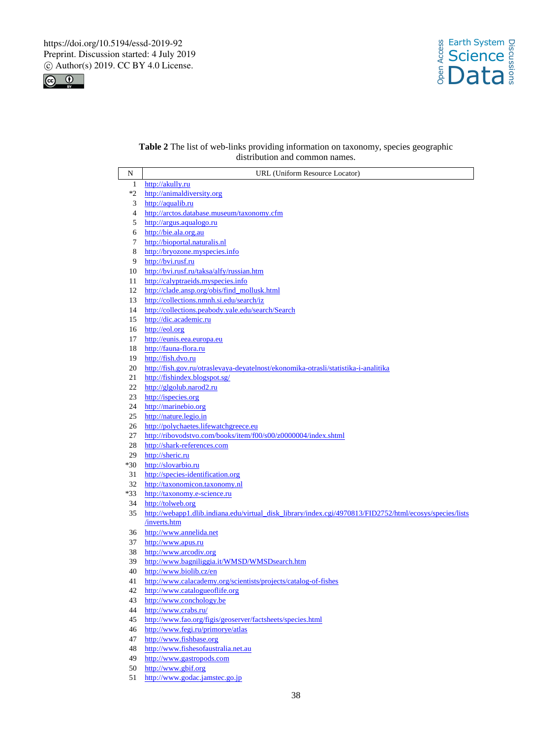**Table 2** The list of web-links providing information on taxonomy, species geographic distribution and common names.

| N | URL (Uniform Resource Locator) |
|---|---|
| 1 | http://akully.ru |
| *2 | http://animaldiversity.org |
| 3 | http://aqualib.ru |
| 4 | http://arctos.database.museum/taxonomy.cfm |
| 5 | http://argus.aqualogo.ru |
| 6 | http://bie.ala.org.au |
| 7 | http://bioportal.naturalis.nl |
| 8 | http://bryozone.myspecies.info |
| 9 | http://bvi.rusf.ru |
| 10 | http://bvi.rusf.ru/taksa/alfy/russian.htm |
| 11 | http://calyptraeids.myspecies.info |
| 12 | http://clade.ansp.org/obis/find_mollusk.html |
| 13 | http://collections.nmnh.si.edu/search/iz |
| 14 | http://collections.peabody.yale.edu/search/Search |
| 15 | http://dic.academic.ru |
| 16 | http://eol.org |
| 17 | http://eunis.eea.europa.eu |
| 18 | http://fauna-flora.ru |
| 19 | http://fish.dvo.ru |
| 20 | http://fish.gov.ru/otraslevaya-deyatelnost/ekonomika-otrasli/statistika-i-analitika |
| 21 | http://fishindex.blogspot.sg/ |
| 22 | http://glgolub.narod2.ru |
| 23 | http://ispecies.org |
| 24 | http://marinebio.org |
| 25 | http://nature.legio.in |
| 26 | http://polychaetes.lifewatchgreece.eu |
| 27 | http://ribovodstvo.com/books/item/f00/s00/z0000004/index.shtml |
| 28 | http://shark-references.com |
| 29 | http://sheric.ru |
| *30 | http://slovarbio.ru |
| 31 | http://species-identification.org |
| 32 | http://taxonomicon.taxonomy.nl |
| *33 | http://taxonomy.e-science.ru |
| 34 | http://tolweb.org |
| 35 | http://webapp1.dlib.indiana.edu/virtual_disk_library/index.cgi/4970813/FID2752/html/ecosys/species/lists/inverts.htm |
| 36 | http://www.annelida.net |
| 37 | http://www.apus.ru |
| 38 | http://www.arcodiv.org |
| 39 | http://www.bagniliggia.it/WMSD/WMSDsearch.htm |
| 40 | http://www.biolib.cz/en |
| 41 | http://www.calacademy.org/scientists/projects/catalog-of-fishes |
| 42 | http://www.catalogueoflife.org |
| 43 | http://www.conchology.be |
| 44 | http://www.crabs.ru/ |
| 45 | http://www.fao.org/figis/geoserver/factsheets/species.html |
| 46 | http://www.fegi.ru/primorye/atlas |
| 47 | http://www.fishbase.org |
| 48 | http://www.fishesofaustralia.net.au |
| 49 | http://www.gastropods.com |
| 50 | http://www.gbif.org |
| 51 | http://www.godac.jamstec.go.jp |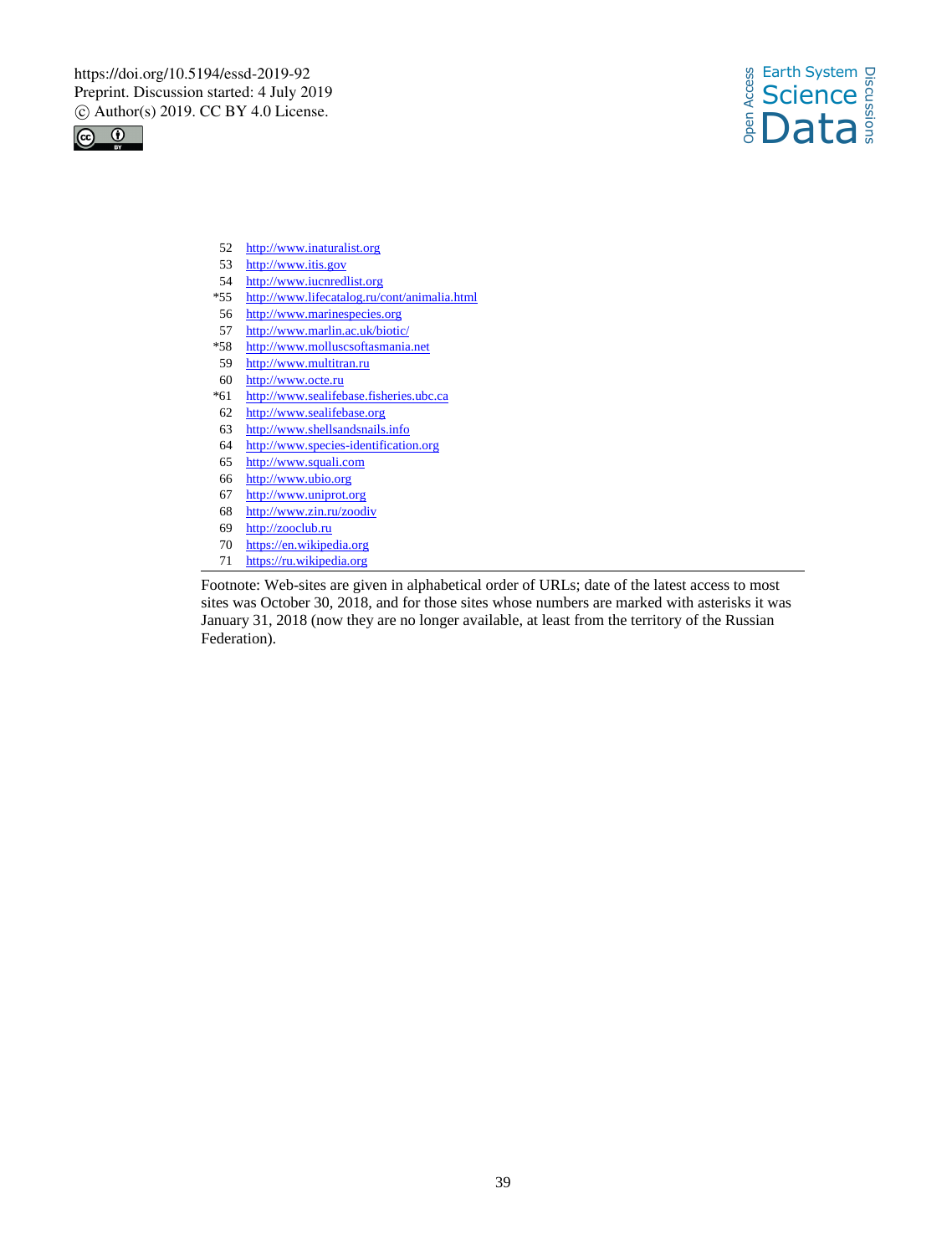| | |
|---|---|
| 52 | http://www.inaturalist.org |
| 53 | http://www.itis.gov |
| 54 | http://www.iucnredlist.org |
| *55 | http://www.lifecatalog.ru/cont/animalia.html |
| 56 | http://www.marinespecies.org |
| 57 | http://www.marlin.ac.uk/biotic/ |
| *58 | http://www.molluscsoftasmania.net |
| 59 | http://www.multitran.ru |
| 60 | http://www.octe.ru |
| *61 | http://www.sealifebase.fisheries.ubc.ca |
| 62 | http://www.sealifebase.org |
| 63 | http://www.shellsandsnails.info |
| 64 | http://www.species-identification.org |
| 65 | http://www.squali.com |
| 66 | http://www.ubio.org |
| 67 | http://www.uniprot.org |
| 68 | http://www.zin.ru/zoodiv |
| 69 | http://zooclub.ru |
| 70 | https://en.wikipedia.org |
| 71 | https://ru.wikipedia.org |

Footnote: Web-sites are given in alphabetical order of URLs; date of the latest access to most sites was October 30, 2018, and for those sites whose numbers are marked with asterisks it was January 31, 2018 (now they are no longer available, at least from the territory of the Russian Federation).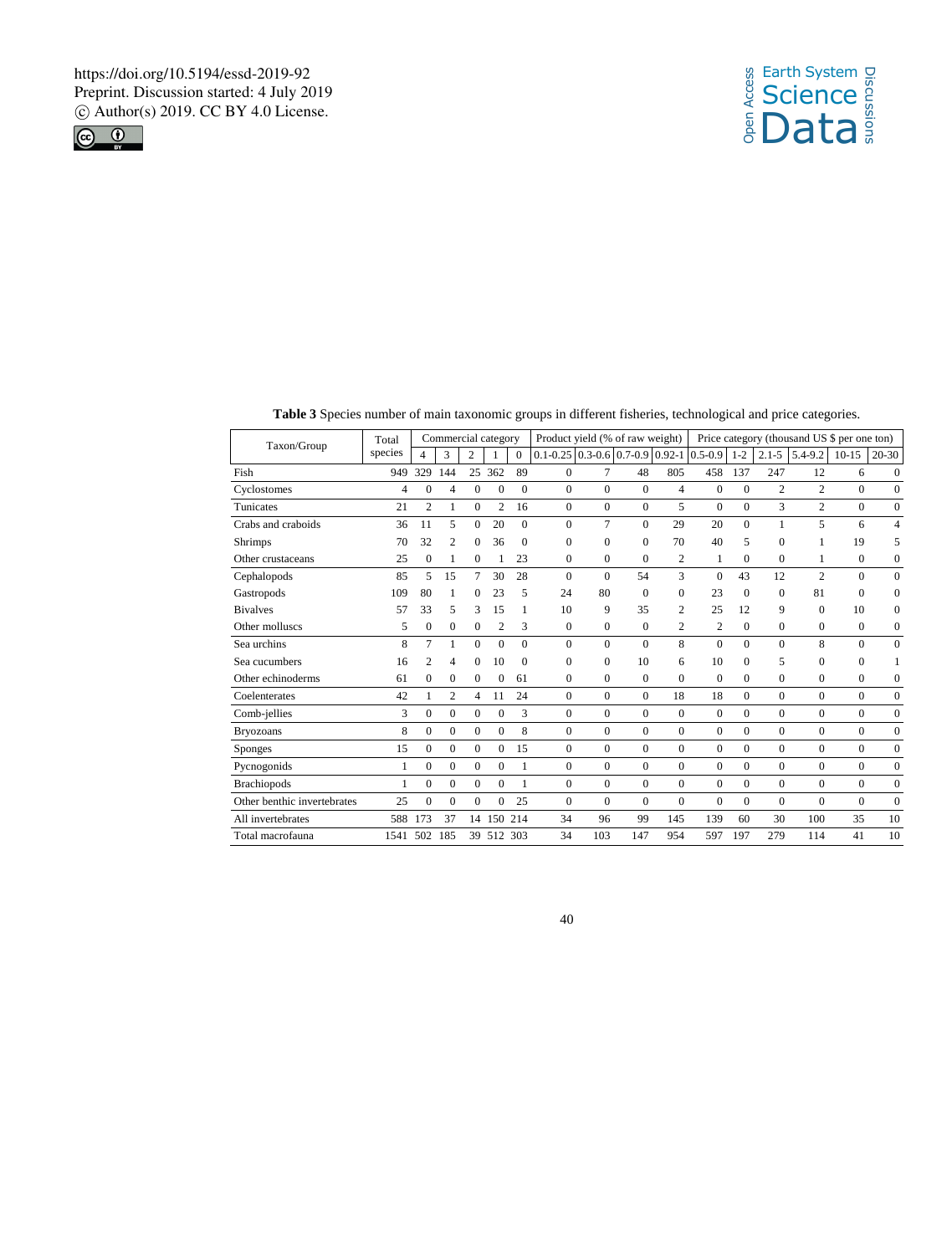**Table 3** Species number of main taxonomic groups in different fisheries, technological and price categories.

| Taxon/Group | Total species | Commercial category | | | | | Product yield (% of raw weight) | | | | Price category (thousand US $ per one ton) | | | | | |
|---|---|---|---|---|---|---|---|---|---|---|---|---|---|---|---|---|
| | | 4 | 3 | 2 | 1 | 0 | 0.1-0.25 | 0.3-0.6 | 0.7-0.9 | 0.92-1 | 0.5-0.9 | 1-2 | 2.1-5 | 5.4-9.2 | 10-15 | 20-30 |
| Fish | 949 | 329 | 144 | 25 | 362 | 89 | 0 | 7 | 48 | 805 | 458 | 137 | 247 | 12 | 6 | 0 |
| Cyclostomes | 4 | 0 | 4 | 0 | 0 | 0 | 0 | 0 | 0 | 4 | 0 | 0 | 2 | 2 | 0 | 0 |
| Tunicates | 21 | 2 | 1 | 0 | 2 | 16 | 0 | 0 | 0 | 5 | 0 | 0 | 3 | 2 | 0 | 0 |
| Crabs and craboids | 36 | 11 | 5 | 0 | 20 | 0 | 0 | 7 | 0 | 29 | 20 | 0 | 1 | 5 | 6 | 4 |
| Shrimps | 70 | 32 | 2 | 0 | 36 | 0 | 0 | 0 | 0 | 70 | 40 | 5 | 0 | 1 | 19 | 5 |
| Other crustaceans | 25 | 0 | 1 | 0 | 1 | 23 | 0 | 0 | 0 | 2 | 1 | 0 | 0 | 1 | 0 | 0 |
| Cephalopods | 85 | 5 | 15 | 7 | 30 | 28 | 0 | 0 | 54 | 3 | 0 | 43 | 12 | 2 | 0 | 0 |
| Gastropods | 109 | 80 | 1 | 0 | 23 | 5 | 24 | 80 | 0 | 0 | 23 | 0 | 0 | 81 | 0 | 0 |
| Bivalves | 57 | 33 | 5 | 3 | 15 | 1 | 10 | 9 | 35 | 2 | 25 | 12 | 9 | 0 | 10 | 0 |
| Other molluscs | 5 | 0 | 0 | 0 | 2 | 3 | 0 | 0 | 0 | 2 | 2 | 0 | 0 | 0 | 0 | 0 |
| Sea urchins | 8 | 7 | 1 | 0 | 0 | 0 | 0 | 0 | 0 | 8 | 0 | 0 | 0 | 8 | 0 | 0 |
| Sea cucumbers | 16 | 2 | 4 | 0 | 10 | 0 | 0 | 0 | 10 | 6 | 10 | 0 | 5 | 0 | 0 | 1 |
| Other echinoderms | 61 | 0 | 0 | 0 | 0 | 61 | 0 | 0 | 0 | 0 | 0 | 0 | 0 | 0 | 0 | 0 |
| Coelenterates | 42 | 1 | 2 | 4 | 11 | 24 | 0 | 0 | 0 | 18 | 18 | 0 | 0 | 0 | 0 | 0 |
| Comb-jellies | 3 | 0 | 0 | 0 | 0 | 3 | 0 | 0 | 0 | 0 | 0 | 0 | 0 | 0 | 0 | 0 |
| Bryozoans | 8 | 0 | 0 | 0 | 0 | 8 | 0 | 0 | 0 | 0 | 0 | 0 | 0 | 0 | 0 | 0 |
| Sponges | 15 | 0 | 0 | 0 | 0 | 15 | 0 | 0 | 0 | 0 | 0 | 0 | 0 | 0 | 0 | 0 |
| Pycnogonids | 1 | 0 | 0 | 0 | 0 | 1 | 0 | 0 | 0 | 0 | 0 | 0 | 0 | 0 | 0 | 0 |
| Brachiopods | 1 | 0 | 0 | 0 | 0 | 1 | 0 | 0 | 0 | 0 | 0 | 0 | 0 | 0 | 0 | 0 |
| Other benthic invertebrates | 25 | 0 | 0 | 0 | 0 | 25 | 0 | 0 | 0 | 0 | 0 | 0 | 0 | 0 | 0 | 0 |
| All invertebrates | 588 | 173 | 37 | 14 | 150 | 214 | 34 | 96 | 99 | 145 | 139 | 60 | 30 | 100 | 35 | 10 |
| Total macrofauna | 1541 | 502 | 185 | 39 | 512 | 303 | 34 | 103 | 147 | 954 | 597 | 197 | 279 | 114 | 41 | 10 |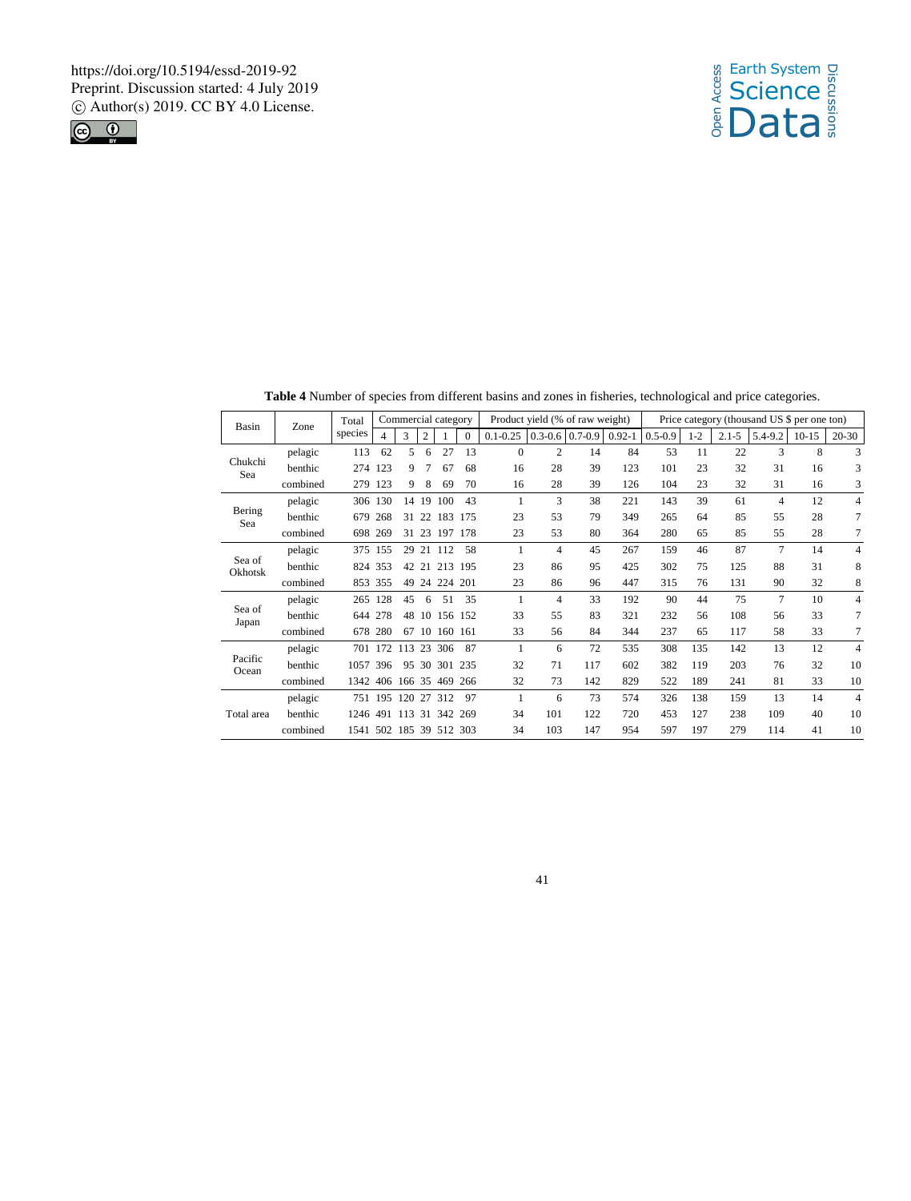**Table 4** Number of species from different basins and zones in fisheries, technological and price categories.

| Basin | Zone | Total species | Commercial category | | | | | Product yield (% of raw weight) | | | | Price category (thousand US $ per one ton) | | | | | |
|---|---|---|---|---|---|---|---|---|---|---|---|---|---|---|---|---|---|
| | | | 4 | 3 | 2 | 1 | 0 | 0.1-0.25 | 0.3-0.6 | 0.7-0.9 | 0.92-1 | 0.5-0.9 | 1-2 | 2.1-5 | 5.4-9.2 | 10-15 | 20-30 |
| Chukchi Sea | pelagic | 113 | 62 | 5 | 6 | 27 | 13 | 0 | 2 | 14 | 84 | 53 | 11 | 22 | 3 | 8 | 3 |
| | benthic | 274 | 123 | 9 | 7 | 67 | 68 | 16 | 28 | 39 | 123 | 101 | 23 | 32 | 31 | 16 | 3 |
| | combined | 279 | 123 | 9 | 8 | 69 | 70 | 16 | 28 | 39 | 126 | 104 | 23 | 32 | 31 | 16 | 3 |
| Bering Sea | pelagic | 306 | 130 | 14 | 19 | 100 | 43 | 1 | 3 | 38 | 221 | 143 | 39 | 61 | 4 | 12 | 4 |
| | benthic | 679 | 268 | 31 | 22 | 183 | 175 | 23 | 53 | 79 | 349 | 265 | 64 | 85 | 55 | 28 | 7 |
| | combined | 698 | 269 | 31 | 23 | 197 | 178 | 23 | 53 | 80 | 364 | 280 | 65 | 85 | 55 | 28 | 7 |
| Sea of Okhotsk | pelagic | 375 | 155 | 29 | 21 | 112 | 58 | 1 | 4 | 45 | 267 | 159 | 46 | 87 | 7 | 14 | 4 |
| | benthic | 824 | 353 | 42 | 21 | 213 | 195 | 23 | 86 | 95 | 425 | 302 | 75 | 125 | 88 | 31 | 8 |
| | combined | 853 | 355 | 49 | 24 | 224 | 201 | 23 | 86 | 96 | 447 | 315 | 76 | 131 | 90 | 32 | 8 |
| Sea of Japan | pelagic | 265 | 128 | 45 | 6 | 51 | 35 | 1 | 4 | 33 | 192 | 90 | 44 | 75 | 7 | 10 | 4 |
| | benthic | 644 | 278 | 48 | 10 | 156 | 152 | 33 | 55 | 83 | 321 | 232 | 56 | 108 | 56 | 33 | 7 |
| | combined | 678 | 280 | 67 | 10 | 160 | 161 | 33 | 56 | 84 | 344 | 237 | 65 | 117 | 58 | 33 | 7 |
| Pacific Ocean | pelagic | 701 | 172 | 113 | 23 | 306 | 87 | 1 | 6 | 72 | 535 | 308 | 135 | 142 | 13 | 12 | 4 |
| | benthic | 1057 | 396 | 95 | 30 | 301 | 235 | 32 | 71 | 117 | 602 | 382 | 119 | 203 | 76 | 32 | 10 |
| | combined | 1342 | 406 | 166 | 35 | 469 | 266 | 32 | 73 | 142 | 829 | 522 | 189 | 241 | 81 | 33 | 10 |
| Total area | pelagic | 751 | 195 | 120 | 27 | 312 | 97 | 1 | 6 | 73 | 574 | 326 | 138 | 159 | 13 | 14 | 4 |
| | benthic | 1246 | 491 | 113 | 31 | 342 | 269 | 34 | 101 | 122 | 720 | 453 | 127 | 238 | 109 | 40 | 10 |
| | combined | 1541 | 502 | 185 | 39 | 512 | 303 | 34 | 103 | 147 | 954 | 597 | 197 | 279 | 114 | 41 | 10 |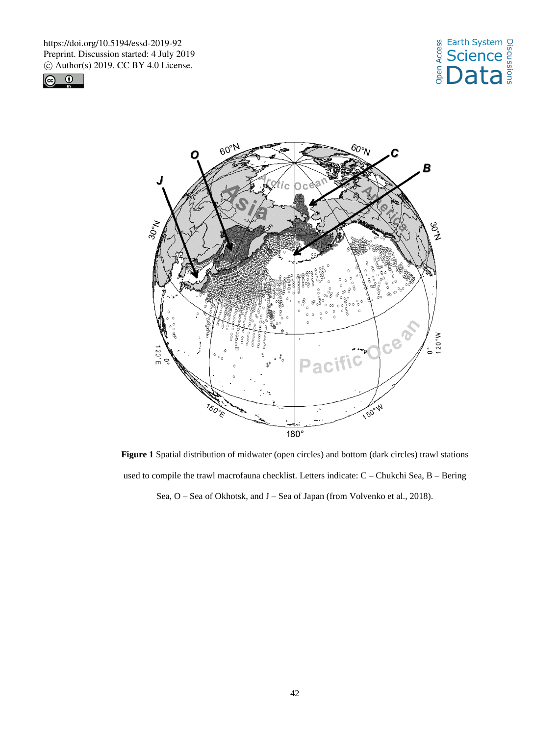**Figure 1** Spatial distribution of midwater (open circles) and bottom (dark circles) trawl stations used to compile the trawl macrofauna checklist. Letters indicate: C – Chukchi Sea, B – Bering Sea, O – Sea of Okhotsk, and J – Sea of Japan (from Volvenko et al., 2018).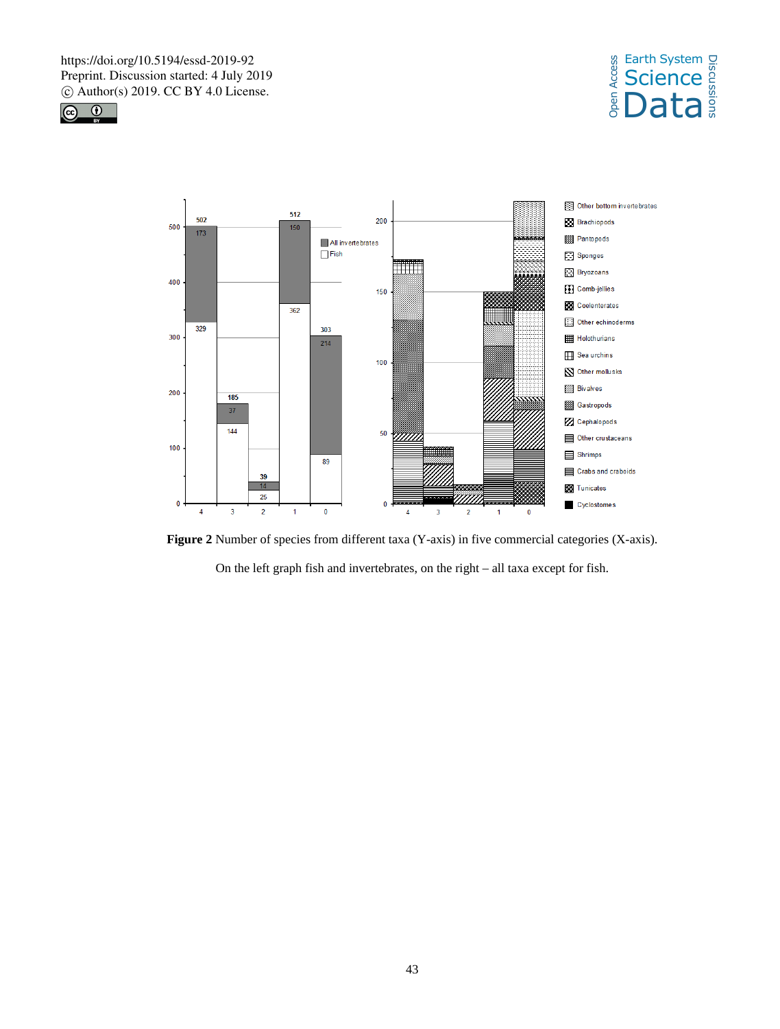**Figure 2** Number of species from different taxa (Y-axis) in five commercial categories (X-axis).

On the left graph fish and invertebrates, on the right – all taxa except for fish.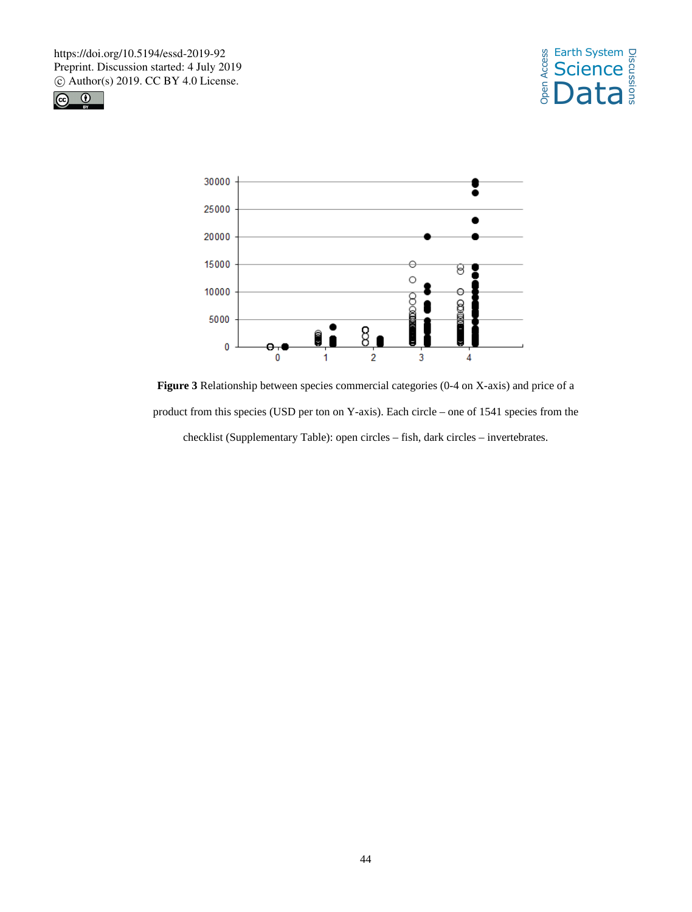**Figure 3** Relationship between species commercial categories (0-4 on X-axis) and price of a product from this species (USD per ton on Y-axis). Each circle – one of 1541 species from the checklist (Supplementary Table): open circles – fish, dark circles – invertebrates.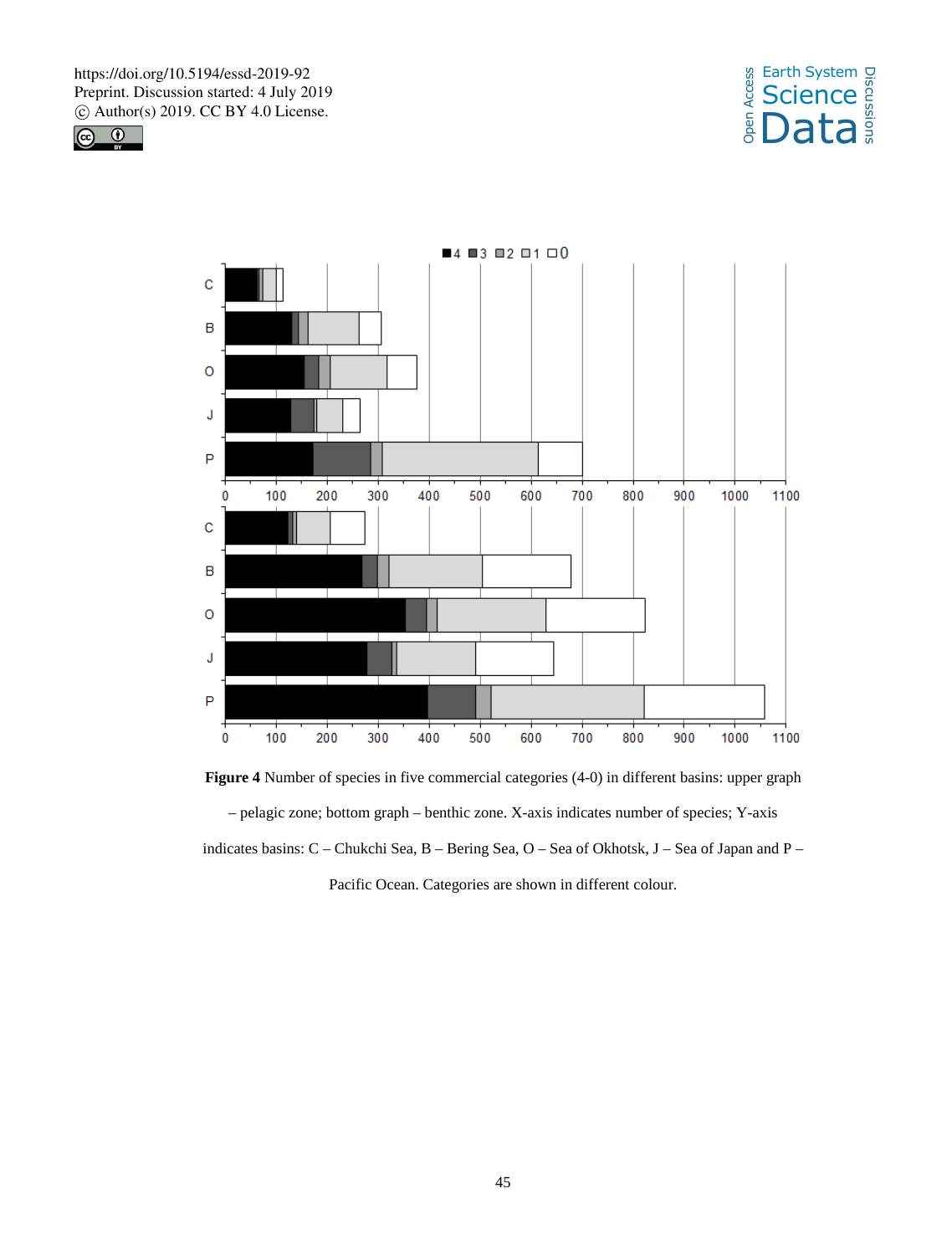**Figure 4** Number of species in five commercial categories (4-0) in different basins: upper graph – pelagic zone; bottom graph – benthic zone. X-axis indicates number of species; Y-axis indicates basins: C – Chukchi Sea, B – Bering Sea, O – Sea of Okhotsk, J – Sea of Japan and P – Pacific Ocean. Categories are shown in different colour.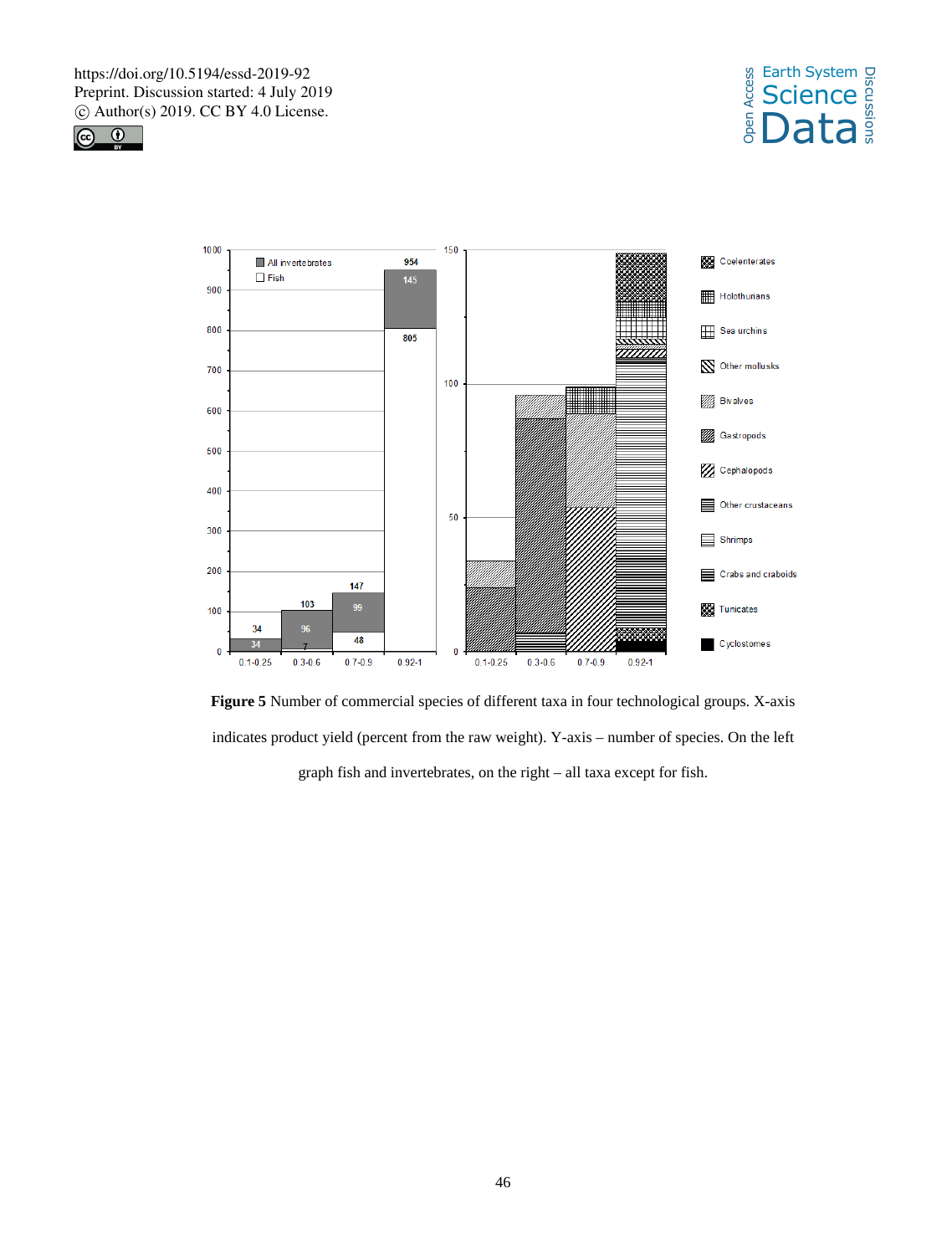**Figure 5** Number of commercial species of different taxa in four technological groups. X-axis indicates product yield (percent from the raw weight). Y-axis – number of species. On the left graph fish and invertebrates, on the right – all taxa except for fish.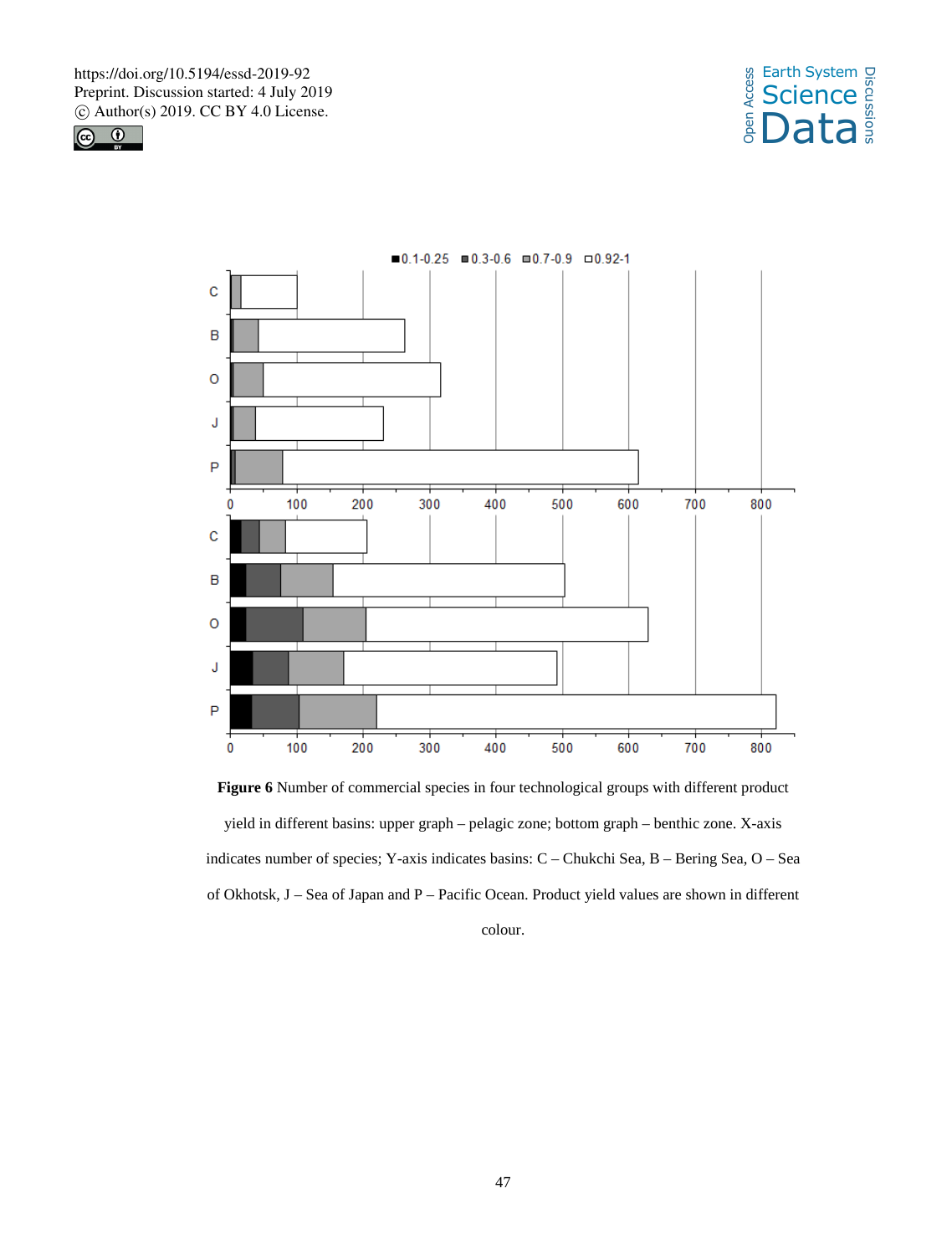**Figure 6** Number of commercial species in four technological groups with different product yield in different basins: upper graph – pelagic zone; bottom graph – benthic zone. X-axis indicates number of species; Y-axis indicates basins: C – Chukchi Sea, B – Bering Sea, O – Sea of Okhotsk, J – Sea of Japan and P – Pacific Ocean. Product yield values are shown in different colour.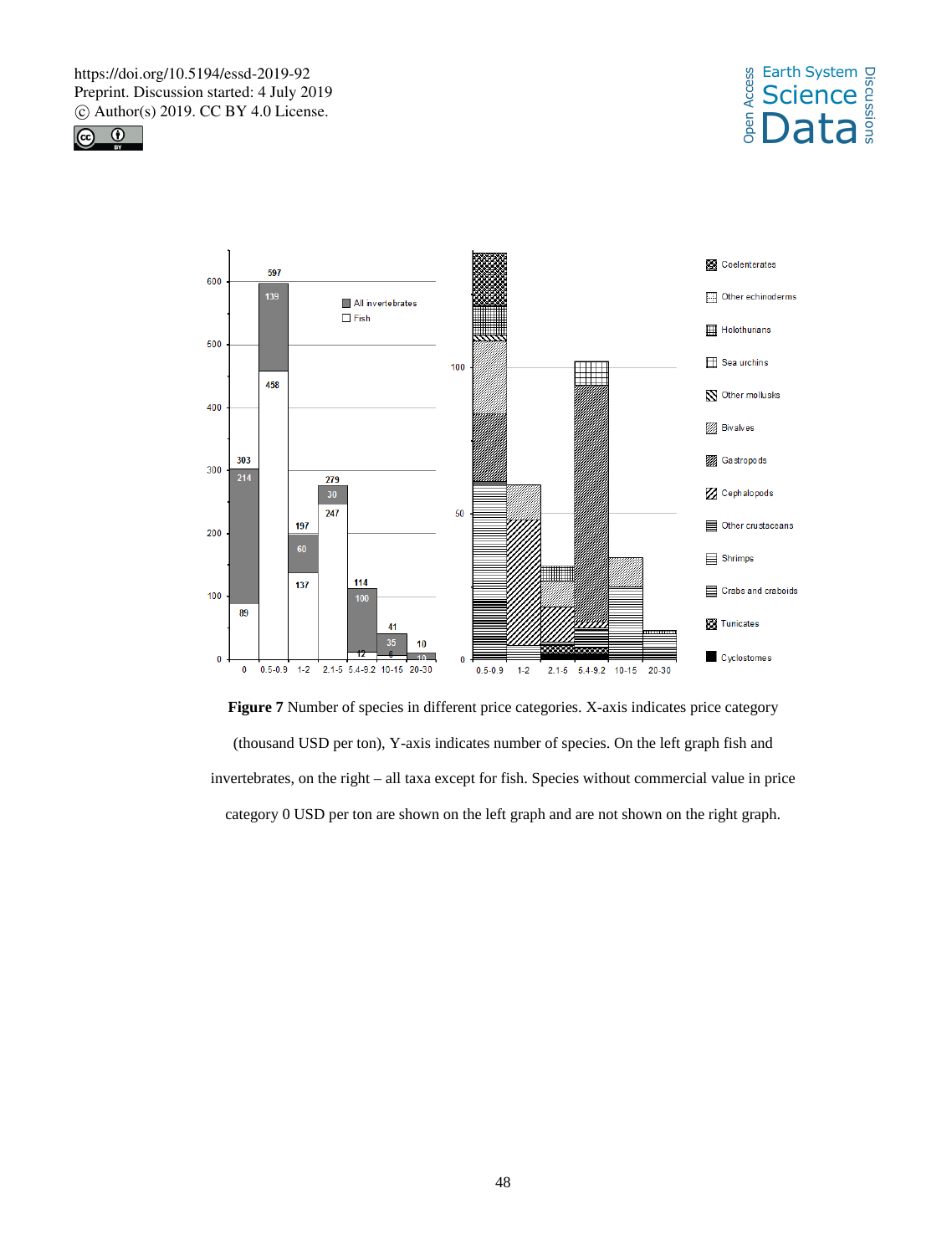**Figure 7** Number of species in different price categories. X-axis indicates price category (thousand USD per ton), Y-axis indicates number of species. On the left graph fish and invertebrates, on the right – all taxa except for fish. Species without commercial value in price category 0 USD per ton are shown on the left graph and are not shown on the right graph.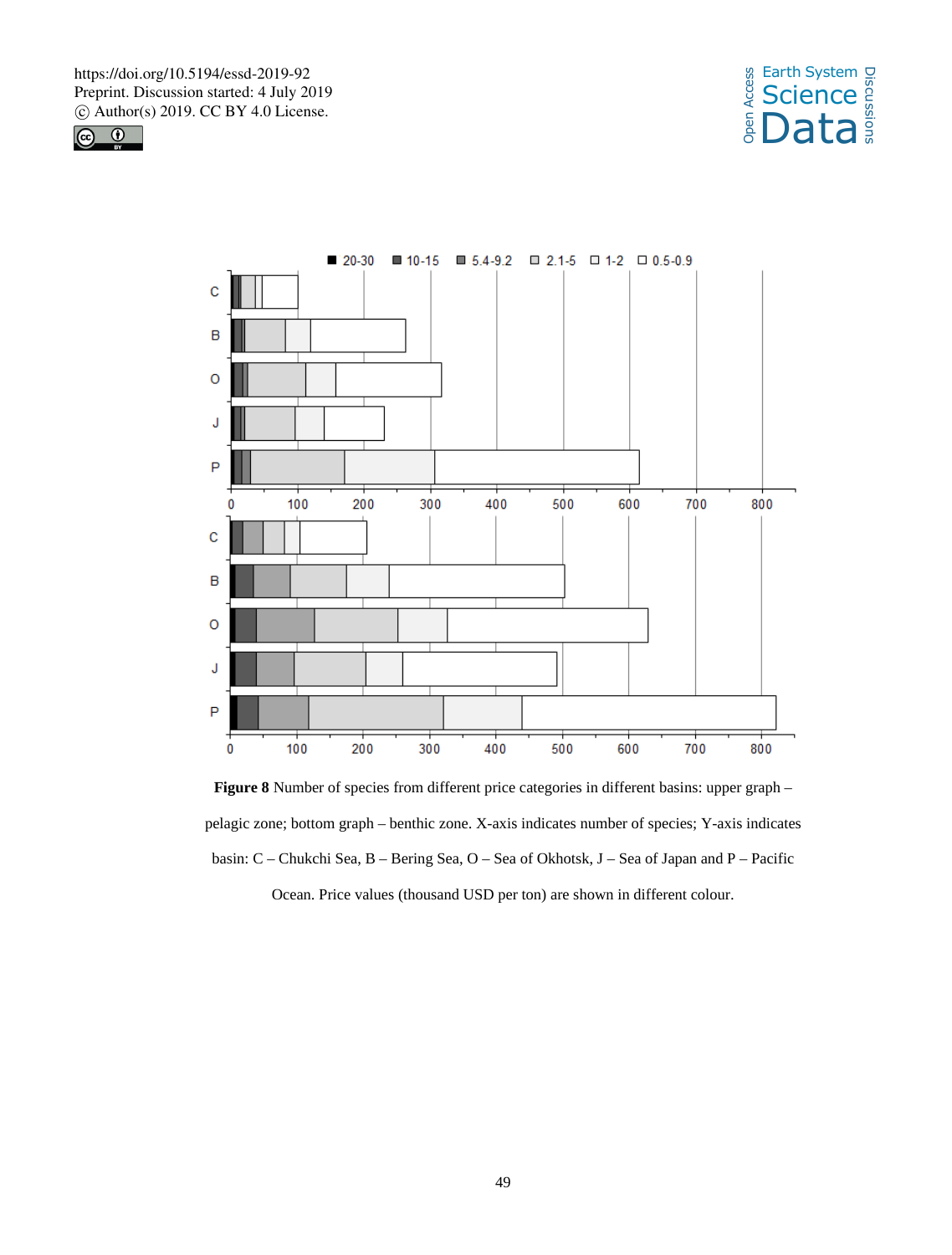**Figure 8** Number of species from different price categories in different basins: upper graph – pelagic zone; bottom graph – benthic zone. X-axis indicates number of species; Y-axis indicates basin: C – Chukchi Sea, B – Bering Sea, O – Sea of Okhotsk, J – Sea of Japan and P – Pacific Ocean. Price values (thousand USD per ton) are shown in different colour.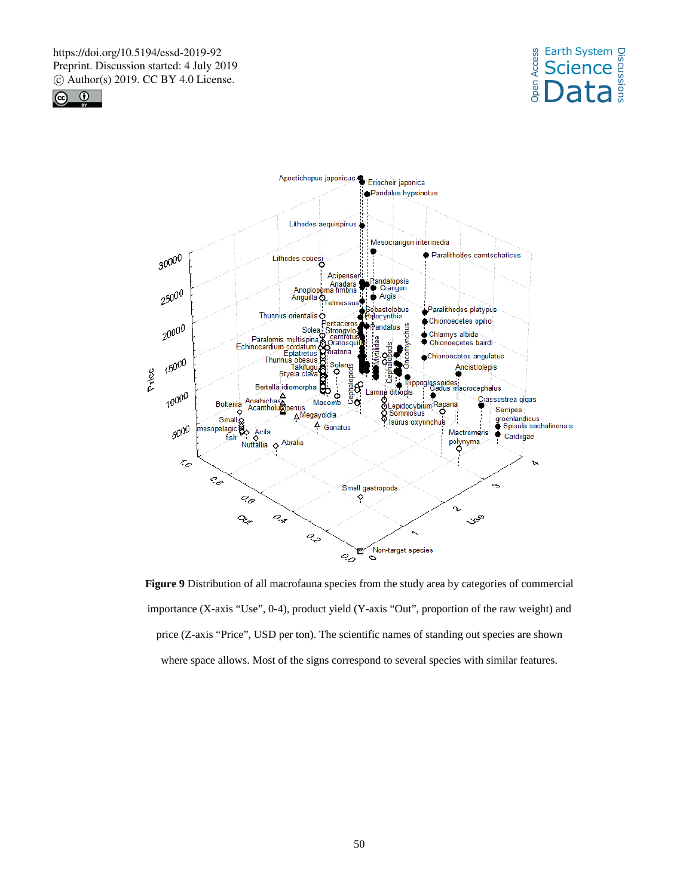Price

30000

25000

20000

15000

10000

5000

1.0

0.8

0.6

0.4

0.2

0.0

Out

0

1

2

3

4

Use

Apostichopus japonicus

Eriocheir japonica

Pandalus hypsinotus

Lithodes aequispinus

Mesocrangon intermedia

Paralithodes camtschaticus

Lithodes couesi

Acipenser

Anadara

Anoplopoma fimbria

Anguilla

Pandalopsis

Crangon

Argis

Telmessus

Sebastolobus

Halocynthia

Paralithodes platypus

Chionoecetes opilio

Thunnus orientalis

Pentaceros

Solea

Strongylocentrotus

Pandalus

Chlamys albida

Chionoecetes bairdi

Paralomis multispina

Echinocardium cordatum

Eptatretus

Oratosquilla oratoria

Thunnus obesus

Takifugu

Styela clava

Solens

Mytilidae

Cephalopods

Oncorhynchus

Chionoecetes angulatus

Ancistrolepis

Cephalopods

Bertella idiomorpha

Hippoglossoides

Gadus macrocephalus

Lamna ditropis

Crassostrea gigas

Boltenia

Anarhichas

Acantholumpenus

Macoma

Lepidocybium

Rapana

Somniosus

Isurus oxyrinchus

Serripes groenlandicus

Spisula sachalinensis

Cardiigae

Megayoldia

Gonatus

Small mesopelagic fish

Acila

Nuttallia

Abralia

Mactromeris polynyma

Small gastropods

Non-target species

**Figure 9** Distribution of all macrofauna species from the study area by categories of commercial importance (X-axis "Use", 0-4), product yield (Y-axis "Out", proportion of the raw weight) and price (Z-axis "Price", USD per ton). The scientific names of standing out species are shown where space allows. Most of the signs correspond to several species with similar features.